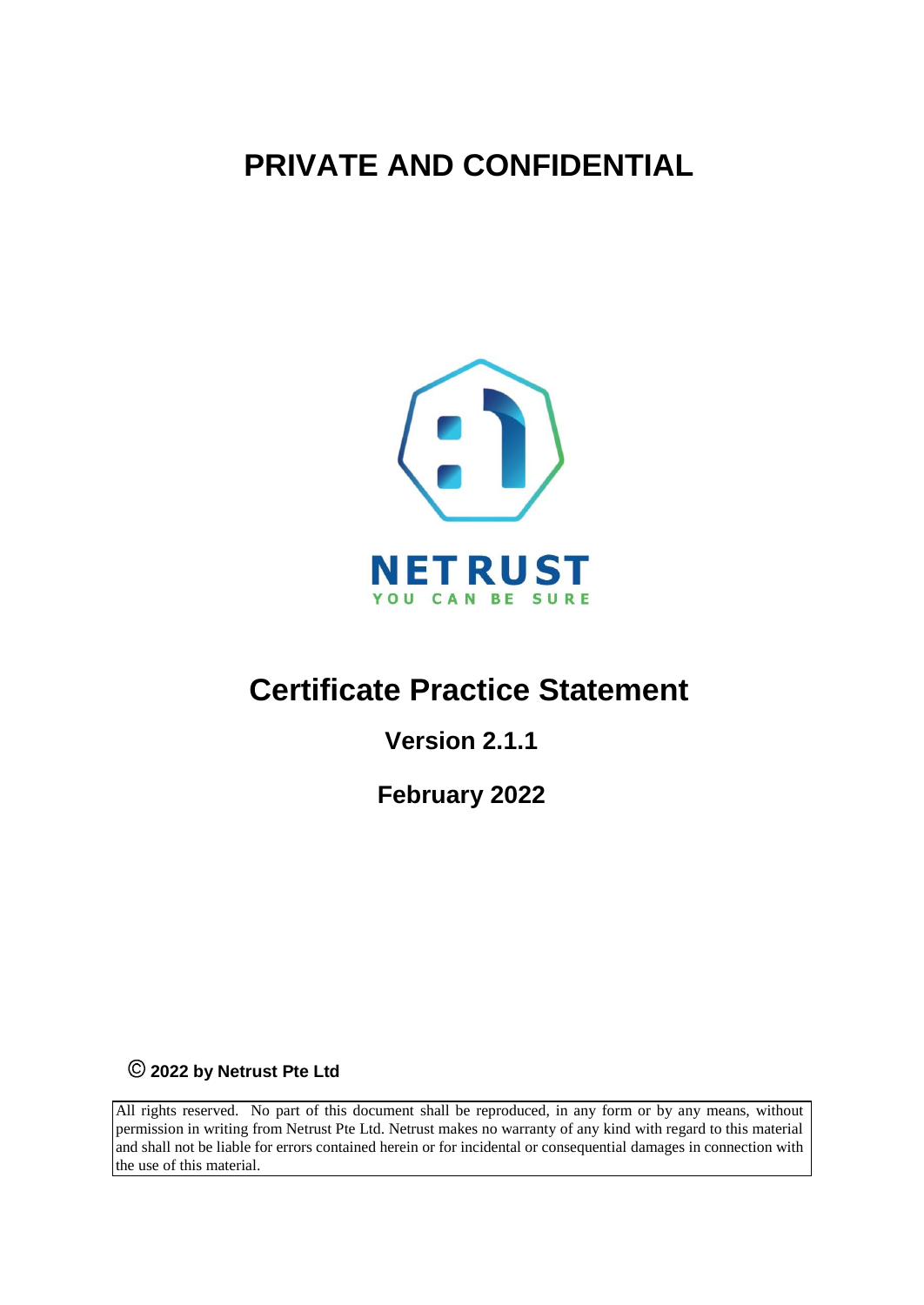# PRIVATE AND CONFIDENTIAL

NETRUST

YOU CAN BE SURE

# Certificate Practice Statement

## Version 2.1.1

## February 2022

**© 2022 by Netrust Pte Ltd**

All rights reserved. No part of this document shall be reproduced, in any form or by any means, without permission in writing from Netrust Pte Ltd. Netrust makes no warranty of any kind with regard to this material and shall not be liable for errors contained herein or for incidental or consequential damages in connection with the use of this material.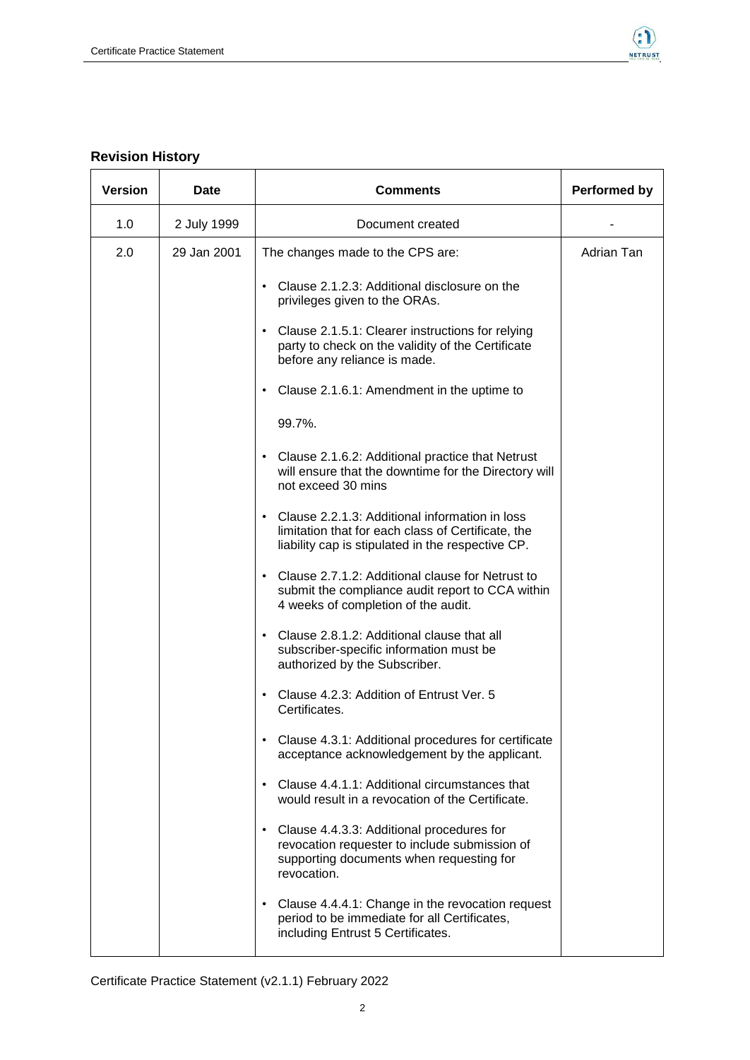## Revision History

| Version | Date | Comments | Performed by |
|---|---|---|---|
| 1.0 | 2 July 1999 | Document created | - |
| 2.0 | 29 Jan 2001 | The changes made to the CPS are:<br><br>• Clause 2.1.2.3: Additional disclosure on the privileges given to the ORAs.<br><br>• Clause 2.1.5.1: Clearer instructions for relying party to check on the validity of the Certificate before any reliance is made.<br><br>• Clause 2.1.6.1: Amendment in the uptime to 99.7%.<br><br>• Clause 2.1.6.2: Additional practice that Netrust will ensure that the downtime for the Directory will not exceed 30 mins<br><br>• Clause 2.2.1.3: Additional information in loss limitation that for each class of Certificate, the liability cap is stipulated in the respective CP.<br><br>• Clause 2.7.1.2: Additional clause for Netrust to submit the compliance audit report to CCA within 4 weeks of completion of the audit.<br><br>• Clause 2.8.1.2: Additional clause that all subscriber-specific information must be authorized by the Subscriber.<br><br>• Clause 4.2.3: Addition of Entrust Ver. 5 Certificates.<br><br>• Clause 4.3.1: Additional procedures for certificate acceptance acknowledgement by the applicant.<br><br>• Clause 4.4.1.1: Additional circumstances that would result in a revocation of the Certificate.<br><br>• Clause 4.4.3.3: Additional procedures for revocation requester to include submission of supporting documents when requesting for revocation.<br><br>• Clause 4.4.4.1: Change in the revocation request period to be immediate for all Certificates, including Entrust 5 Certificates. | Adrian Tan |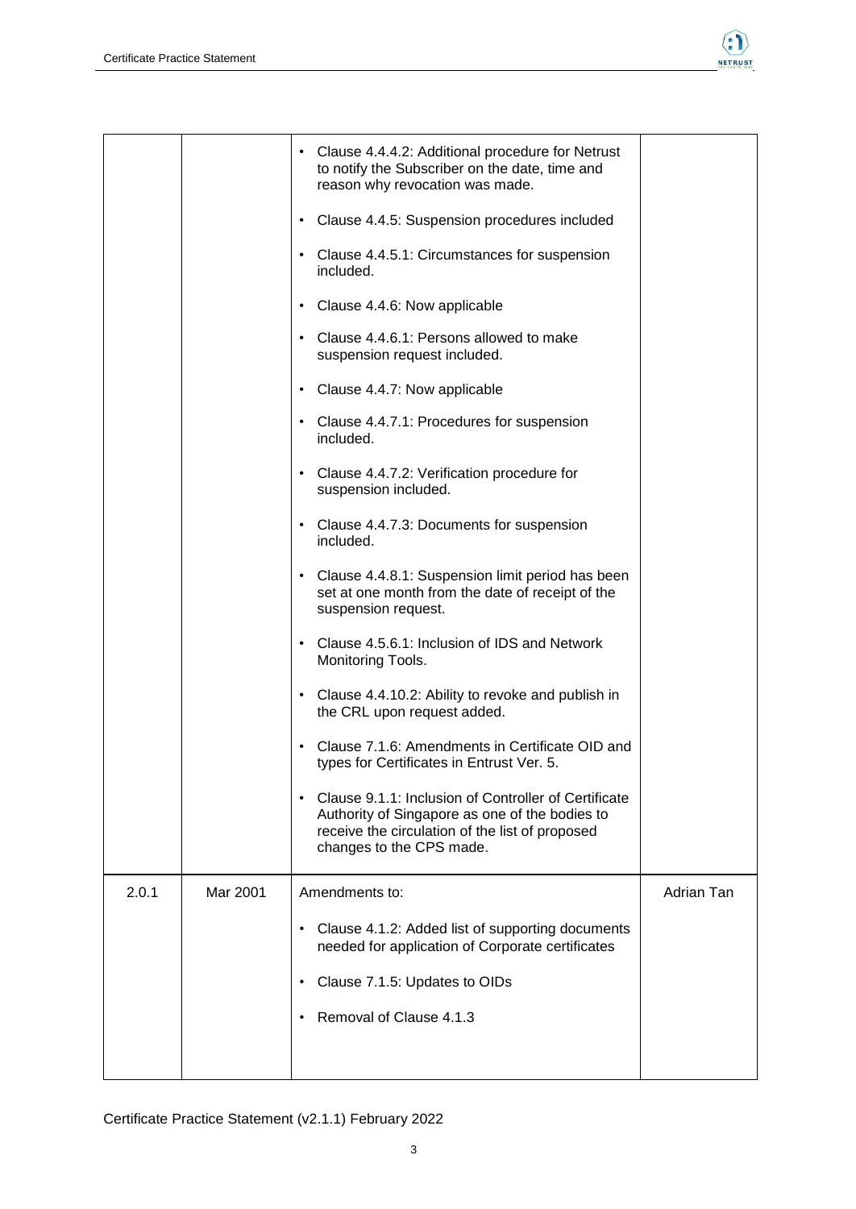| | | • Clause 4.4.4.2: Additional procedure for Netrust to notify the Subscriber on the date, time and reason why revocation was made.<br>• Clause 4.4.5: Suspension procedures included<br>• Clause 4.4.5.1: Circumstances for suspension included.<br>• Clause 4.4.6: Now applicable<br>• Clause 4.4.6.1: Persons allowed to make suspension request included.<br>• Clause 4.4.7: Now applicable<br>• Clause 4.4.7.1: Procedures for suspension included.<br>• Clause 4.4.7.2: Verification procedure for suspension included.<br>• Clause 4.4.7.3: Documents for suspension included.<br>• Clause 4.4.8.1: Suspension limit period has been set at one month from the date of receipt of the suspension request.<br>• Clause 4.5.6.1: Inclusion of IDS and Network Monitoring Tools.<br>• Clause 4.4.10.2: Ability to revoke and publish in the CRL upon request added.<br>• Clause 7.1.6: Amendments in Certificate OID and types for Certificates in Entrust Ver. 5.<br>• Clause 9.1.1: Inclusion of Controller of Certificate Authority of Singapore as one of the bodies to receive the circulation of the list of proposed changes to the CPS made. | |
|---|---|---|---|
| 2.0.1 | Mar 2001 | Amendments to:<br>• Clause 4.1.2: Added list of supporting documents needed for application of Corporate certificates<br>• Clause 7.1.5: Updates to OIDs<br>• Removal of Clause 4.1.3 | Adrian Tan |

Certificate Practice Statement (v2.1.1) February 2022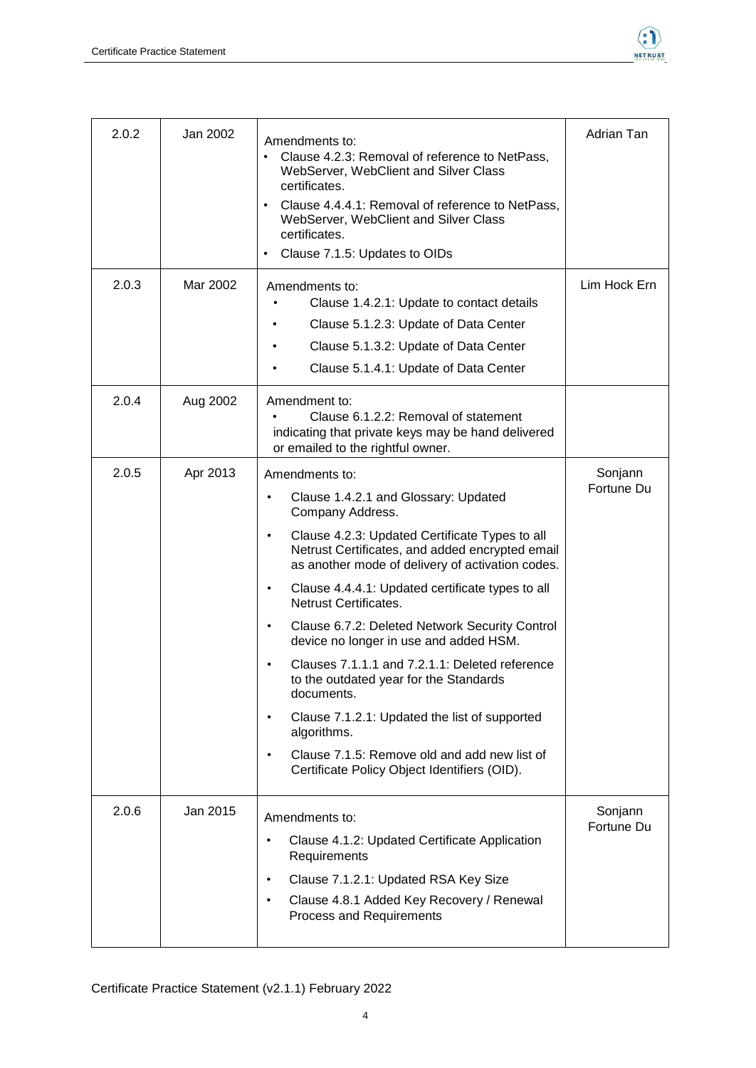| 2.0.2 | Jan 2002 | Amendments to:<br>• Clause 4.2.3: Removal of reference to NetPass, WebServer, WebClient and Silver Class certificates.<br>• Clause 4.4.4.1: Removal of reference to NetPass, WebServer, WebClient and Silver Class certificates.<br>• Clause 7.1.5: Updates to OIDs | Adrian Tan |
|---|---|---|---|
| 2.0.3 | Mar 2002 | Amendments to:<br>• Clause 1.4.2.1: Update to contact details<br>• Clause 5.1.2.3: Update of Data Center<br>• Clause 5.1.3.2: Update of Data Center<br>• Clause 5.1.4.1: Update of Data Center | Lim Hock Ern |
| 2.0.4 | Aug 2002 | Amendment to:<br>• Clause 6.1.2.2: Removal of statement indicating that private keys may be hand delivered or emailed to the rightful owner. | |
| 2.0.5 | Apr 2013 | Amendments to:<br>• Clause 1.4.2.1 and Glossary: Updated Company Address.<br>• Clause 4.2.3: Updated Certificate Types to all Netrust Certificates, and added encrypted email as another mode of delivery of activation codes.<br>• Clause 4.4.4.1: Updated certificate types to all Netrust Certificates.<br>• Clause 6.7.2: Deleted Network Security Control device no longer in use and added HSM.<br>• Clauses 7.1.1.1 and 7.2.1.1: Deleted reference to the outdated year for the Standards documents.<br>• Clause 7.1.2.1: Updated the list of supported algorithms.<br>• Clause 7.1.5: Remove old and add new list of Certificate Policy Object Identifiers (OID). | Sonjann Fortune Du |
| 2.0.6 | Jan 2015 | Amendments to:<br>• Clause 4.1.2: Updated Certificate Application Requirements<br>• Clause 7.1.2.1: Updated RSA Key Size<br>• Clause 4.8.1 Added Key Recovery / Renewal Process and Requirements | Sonjann Fortune Du |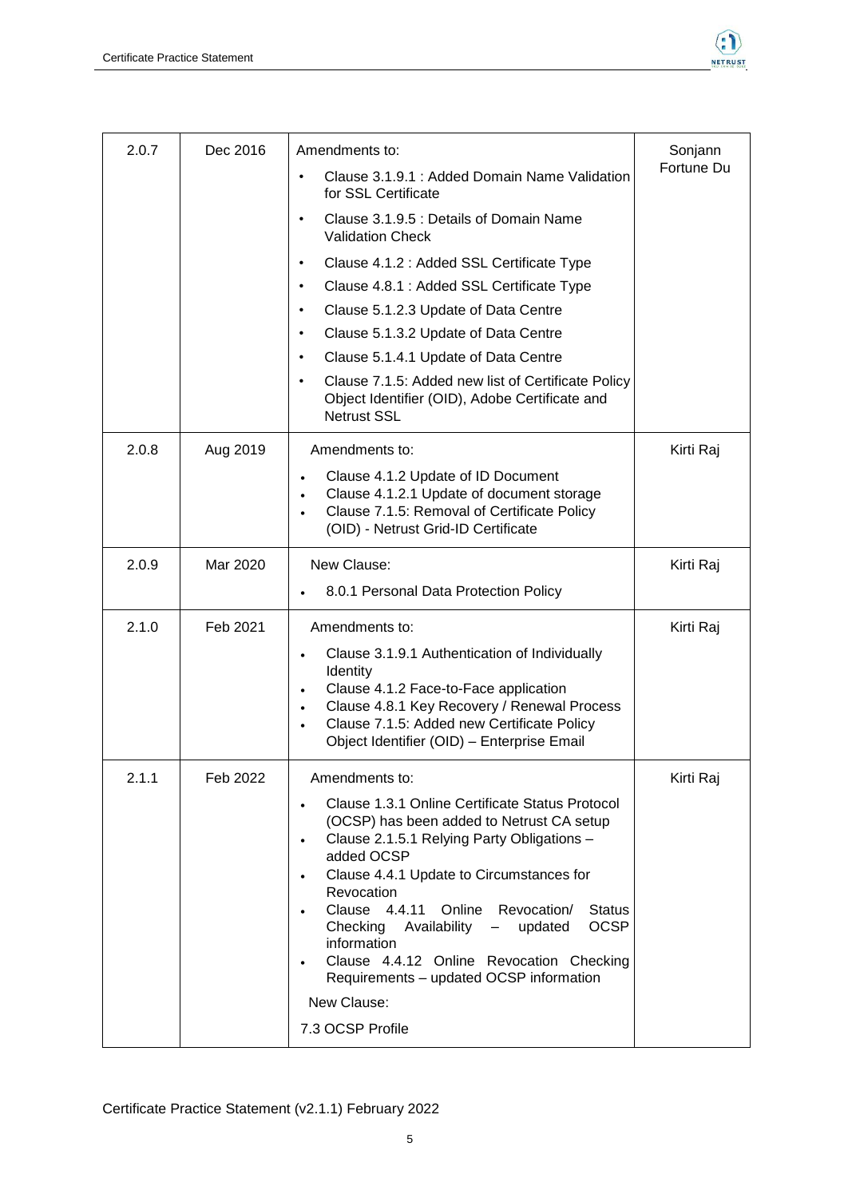| | | | |
|---|---|---|---|
| 2.0.7 | Dec 2016 | Amendments to:<br>• Clause 3.1.9.1 : Added Domain Name Validation for SSL Certificate<br>• Clause 3.1.9.5 : Details of Domain Name Validation Check<br>• Clause 4.1.2 : Added SSL Certificate Type<br>• Clause 4.8.1 : Added SSL Certificate Type<br>• Clause 5.1.2.3 Update of Data Centre<br>• Clause 5.1.3.2 Update of Data Centre<br>• Clause 5.1.4.1 Update of Data Centre<br>• Clause 7.1.5: Added new list of Certificate Policy Object Identifier (OID), Adobe Certificate and Netrust SSL | Sonjann Fortune Du |
| 2.0.8 | Aug 2019 | Amendments to:<br>• Clause 4.1.2 Update of ID Document<br>• Clause 4.1.2.1 Update of document storage<br>• Clause 7.1.5: Removal of Certificate Policy (OID) - Netrust Grid-ID Certificate | Kirti Raj |
| 2.0.9 | Mar 2020 | New Clause:<br>• 8.0.1 Personal Data Protection Policy | Kirti Raj |
| 2.1.0 | Feb 2021 | Amendments to:<br>• Clause 3.1.9.1 Authentication of Individually Identity<br>• Clause 4.1.2 Face-to-Face application<br>• Clause 4.8.1 Key Recovery / Renewal Process<br>• Clause 7.1.5: Added new Certificate Policy Object Identifier (OID) – Enterprise Email | Kirti Raj |
| 2.1.1 | Feb 2022 | Amendments to:<br>• Clause 1.3.1 Online Certificate Status Protocol (OCSP) has been added to Netrust CA setup<br>• Clause 2.1.5.1 Relying Party Obligations – added OCSP<br>• Clause 4.4.1 Update to Circumstances for Revocation<br>• Clause 4.4.11 Online Revocation/ Status Checking Availability – updated OCSP information<br>• Clause 4.4.12 Online Revocation Checking Requirements – updated OCSP information<br>New Clause:<br>7.3 OCSP Profile | Kirti Raj |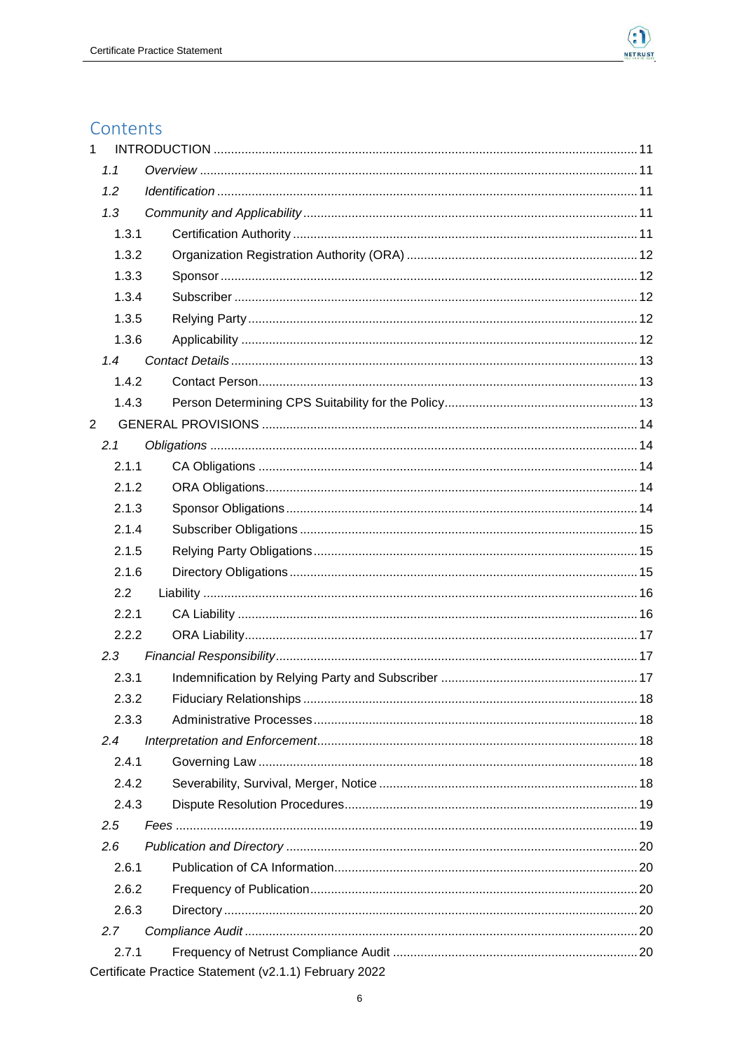# Contents

1 INTRODUCTION ........................................................................................................... 11

*1.1 Overview* .............................................................................................................. 11

*1.2 Identification* ......................................................................................................... 11

*1.3 Community and Applicability* ................................................................................. 11

1.3.1 Certification Authority ................................................................................... 11

1.3.2 Organization Registration Authority (ORA) ................................................... 12

1.3.3 Sponsor ........................................................................................................ 12

1.3.4 Subscriber .................................................................................................... 12

1.3.5 Relying Party ................................................................................................ 12

1.3.6 Applicability .................................................................................................. 12

*1.4 Contact Details* ..................................................................................................... 13

1.4.2 Contact Person ............................................................................................. 13

1.4.3 Person Determining CPS Suitability for the Policy ........................................ 13

2 GENERAL PROVISIONS ............................................................................................ 14

*2.1 Obligations* ........................................................................................................... 14

2.1.1 CA Obligations ............................................................................................. 14

2.1.2 ORA Obligations ........................................................................................... 14

2.1.3 Sponsor Obligations ..................................................................................... 14

2.1.4 Subscriber Obligations ................................................................................. 15

2.1.5 Relying Party Obligations ............................................................................. 15

2.1.6 Directory Obligations .................................................................................... 15

2.2 Liability ............................................................................................................. 16

2.2.1 CA Liability ................................................................................................... 16

2.2.2 ORA Liability ................................................................................................. 17

*2.3 Financial Responsibility* ........................................................................................ 17

2.3.1 Indemnification by Relying Party and Subscriber ......................................... 17

2.3.2 Fiduciary Relationships ................................................................................ 18

2.3.3 Administrative Processes ............................................................................. 18

*2.4 Interpretation and Enforcement* ............................................................................ 18

2.4.1 Governing Law ............................................................................................. 18

2.4.2 Severability, Survival, Merger, Notice ........................................................... 18

2.4.3 Dispute Resolution Procedures .................................................................... 19

*2.5 Fees* ..................................................................................................................... 19

*2.6 Publication and Directory* ..................................................................................... 20

2.6.1 Publication of CA Information ....................................................................... 20

2.6.2 Frequency of Publication .............................................................................. 20

2.6.3 Directory ...................................................................................................... 20

*2.7 Compliance Audit* ................................................................................................ 20

2.7.1 Frequency of Netrust Compliance Audit ...................................................... 20

Certificate Practice Statement (v2.1.1) February 2022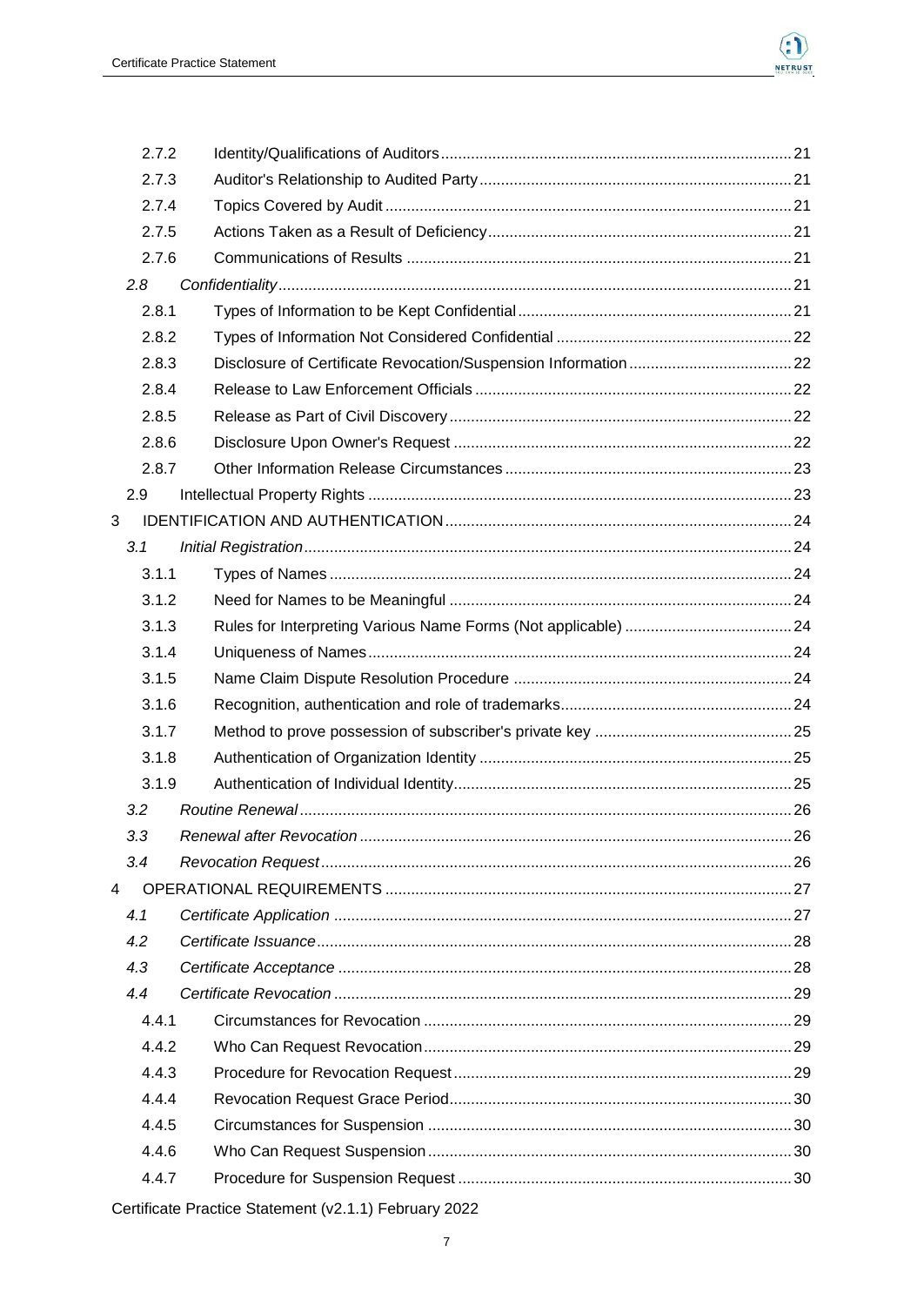| | | |
|---|---|---|
| 2.7.2 | Identity/Qualifications of Auditors | 21 |
| 2.7.3 | Auditor's Relationship to Audited Party | 21 |
| 2.7.4 | Topics Covered by Audit | 21 |
| 2.7.5 | Actions Taken as a Result of Deficiency | 21 |
| 2.7.6 | Communications of Results | 21 |
| *2.8* | *Confidentiality* | 21 |
| 2.8.1 | Types of Information to be Kept Confidential | 21 |
| 2.8.2 | Types of Information Not Considered Confidential | 22 |
| 2.8.3 | Disclosure of Certificate Revocation/Suspension Information | 22 |
| 2.8.4 | Release to Law Enforcement Officials | 22 |
| 2.8.5 | Release as Part of Civil Discovery | 22 |
| 2.8.6 | Disclosure Upon Owner's Request | 22 |
| 2.8.7 | Other Information Release Circumstances | 23 |
| 2.9 | Intellectual Property Rights | 23 |
| 3 | IDENTIFICATION AND AUTHENTICATION | 24 |
| *3.1* | *Initial Registration* | 24 |
| 3.1.1 | Types of Names | 24 |
| 3.1.2 | Need for Names to be Meaningful | 24 |
| 3.1.3 | Rules for Interpreting Various Name Forms (Not applicable) | 24 |
| 3.1.4 | Uniqueness of Names | 24 |
| 3.1.5 | Name Claim Dispute Resolution Procedure | 24 |
| 3.1.6 | Recognition, authentication and role of trademarks | 24 |
| 3.1.7 | Method to prove possession of subscriber's private key | 25 |
| 3.1.8 | Authentication of Organization Identity | 25 |
| 3.1.9 | Authentication of Individual Identity | 25 |
| *3.2* | *Routine Renewal* | 26 |
| *3.3* | *Renewal after Revocation* | 26 |
| *3.4* | *Revocation Request* | 26 |
| 4 | OPERATIONAL REQUIREMENTS | 27 |
| *4.1* | *Certificate Application* | 27 |
| *4.2* | *Certificate Issuance* | 28 |
| *4.3* | *Certificate Acceptance* | 28 |
| *4.4* | *Certificate Revocation* | 29 |
| 4.4.1 | Circumstances for Revocation | 29 |
| 4.4.2 | Who Can Request Revocation | 29 |
| 4.4.3 | Procedure for Revocation Request | 29 |
| 4.4.4 | Revocation Request Grace Period | 30 |
| 4.4.5 | Circumstances for Suspension | 30 |
| 4.4.6 | Who Can Request Suspension | 30 |
| 4.4.7 | Procedure for Suspension Request | 30 |

Certificate Practice Statement (v2.1.1) February 2022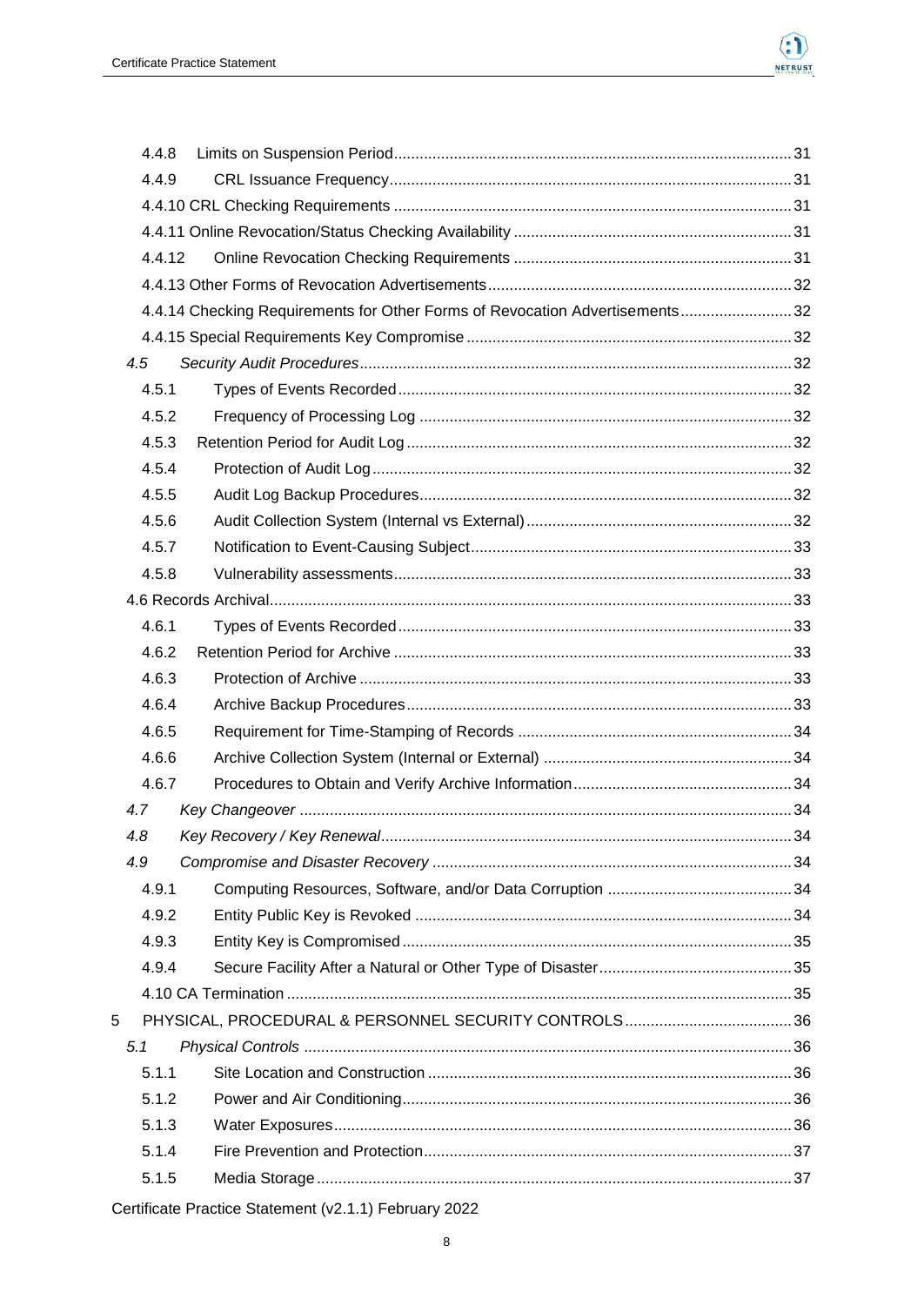4.4.8 Limits on Suspension Period ... 31
4.4.9 CRL Issuance Frequency ... 31
4.4.10 CRL Checking Requirements ... 31
4.4.11 Online Revocation/Status Checking Availability ... 31
4.4.12 Online Revocation Checking Requirements ... 31
4.4.13 Other Forms of Revocation Advertisements ... 32
4.4.14 Checking Requirements for Other Forms of Revocation Advertisements ... 32
4.4.15 Special Requirements Key Compromise ... 32

*4.5 Security Audit Procedures* ... 32

4.5.1 Types of Events Recorded ... 32
4.5.2 Frequency of Processing Log ... 32
4.5.3 Retention Period for Audit Log ... 32
4.5.4 Protection of Audit Log ... 32
4.5.5 Audit Log Backup Procedures ... 32
4.5.6 Audit Collection System (Internal vs External) ... 32
4.5.7 Notification to Event-Causing Subject ... 33
4.5.8 Vulnerability assessments ... 33

4.6 Records Archival ... 33

4.6.1 Types of Events Recorded ... 33
4.6.2 Retention Period for Archive ... 33
4.6.3 Protection of Archive ... 33
4.6.4 Archive Backup Procedures ... 33
4.6.5 Requirement for Time-Stamping of Records ... 34
4.6.6 Archive Collection System (Internal or External) ... 34
4.6.7 Procedures to Obtain and Verify Archive Information ... 34

*4.7 Key Changeover* ... 34

*4.8 Key Recovery / Key Renewal* ... 34

*4.9 Compromise and Disaster Recovery* ... 34

4.9.1 Computing Resources, Software, and/or Data Corruption ... 34
4.9.2 Entity Public Key is Revoked ... 34
4.9.3 Entity Key is Compromised ... 35
4.9.4 Secure Facility After a Natural or Other Type of Disaster ... 35

4.10 CA Termination ... 35

5 PHYSICAL, PROCEDURAL & PERSONNEL SECURITY CONTROLS ... 36

*5.1 Physical Controls* ... 36

5.1.1 Site Location and Construction ... 36
5.1.2 Power and Air Conditioning ... 36
5.1.3 Water Exposures ... 36
5.1.4 Fire Prevention and Protection ... 37
5.1.5 Media Storage ... 37

Certificate Practice Statement (v2.1.1) February 2022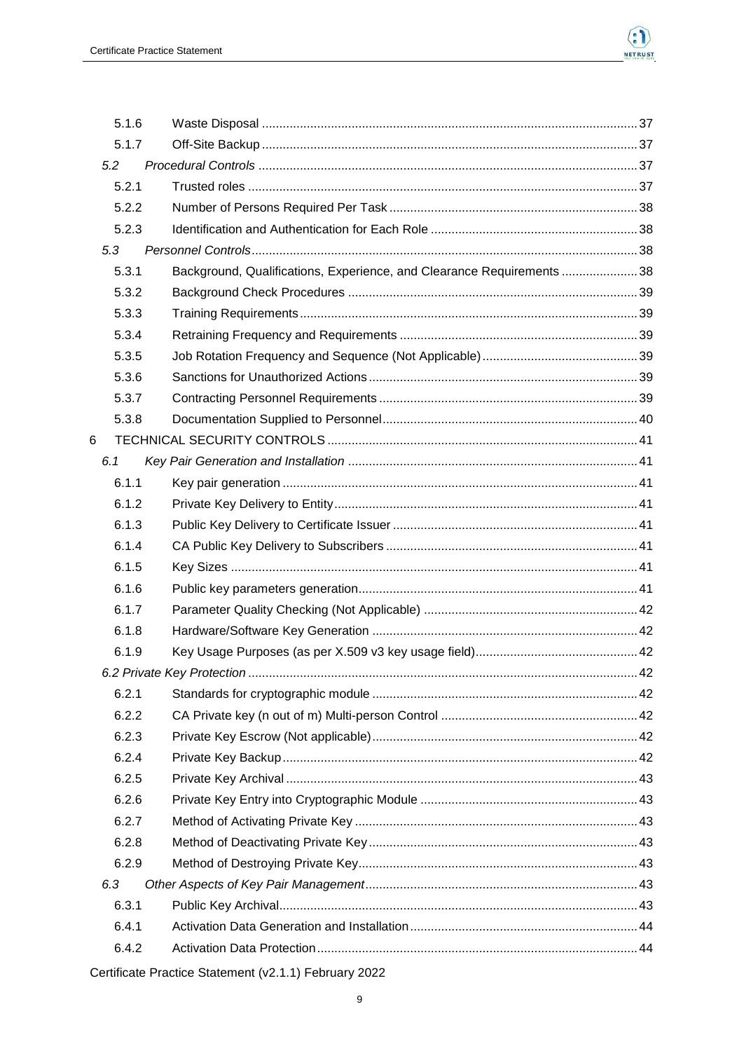| | |
|---|---|
| 5.1.6 Waste Disposal | 37 |
| 5.1.7 Off-Site Backup | 37 |
| *5.2 Procedural Controls* | 37 |
| 5.2.1 Trusted roles | 37 |
| 5.2.2 Number of Persons Required Per Task | 38 |
| 5.2.3 Identification and Authentication for Each Role | 38 |
| *5.3 Personnel Controls* | 38 |
| 5.3.1 Background, Qualifications, Experience, and Clearance Requirements | 38 |
| 5.3.2 Background Check Procedures | 39 |
| 5.3.3 Training Requirements | 39 |
| 5.3.4 Retraining Frequency and Requirements | 39 |
| 5.3.5 Job Rotation Frequency and Sequence (Not Applicable) | 39 |
| 5.3.6 Sanctions for Unauthorized Actions | 39 |
| 5.3.7 Contracting Personnel Requirements | 39 |
| 5.3.8 Documentation Supplied to Personnel | 40 |
| 6 TECHNICAL SECURITY CONTROLS | 41 |
| *6.1 Key Pair Generation and Installation* | 41 |
| 6.1.1 Key pair generation | 41 |
| 6.1.2 Private Key Delivery to Entity | 41 |
| 6.1.3 Public Key Delivery to Certificate Issuer | 41 |
| 6.1.4 CA Public Key Delivery to Subscribers | 41 |
| 6.1.5 Key Sizes | 41 |
| 6.1.6 Public key parameters generation | 41 |
| 6.1.7 Parameter Quality Checking (Not Applicable) | 42 |
| 6.1.8 Hardware/Software Key Generation | 42 |
| 6.1.9 Key Usage Purposes (as per X.509 v3 key usage field) | 42 |
| *6.2 Private Key Protection* | 42 |
| 6.2.1 Standards for cryptographic module | 42 |
| 6.2.2 CA Private key (n out of m) Multi-person Control | 42 |
| 6.2.3 Private Key Escrow (Not applicable) | 42 |
| 6.2.4 Private Key Backup | 42 |
| 6.2.5 Private Key Archival | 43 |
| 6.2.6 Private Key Entry into Cryptographic Module | 43 |
| 6.2.7 Method of Activating Private Key | 43 |
| 6.2.8 Method of Deactivating Private Key | 43 |
| 6.2.9 Method of Destroying Private Key | 43 |
| *6.3 Other Aspects of Key Pair Management* | 43 |
| 6.3.1 Public Key Archival | 43 |
| 6.4.1 Activation Data Generation and Installation | 44 |
| 6.4.2 Activation Data Protection | 44 |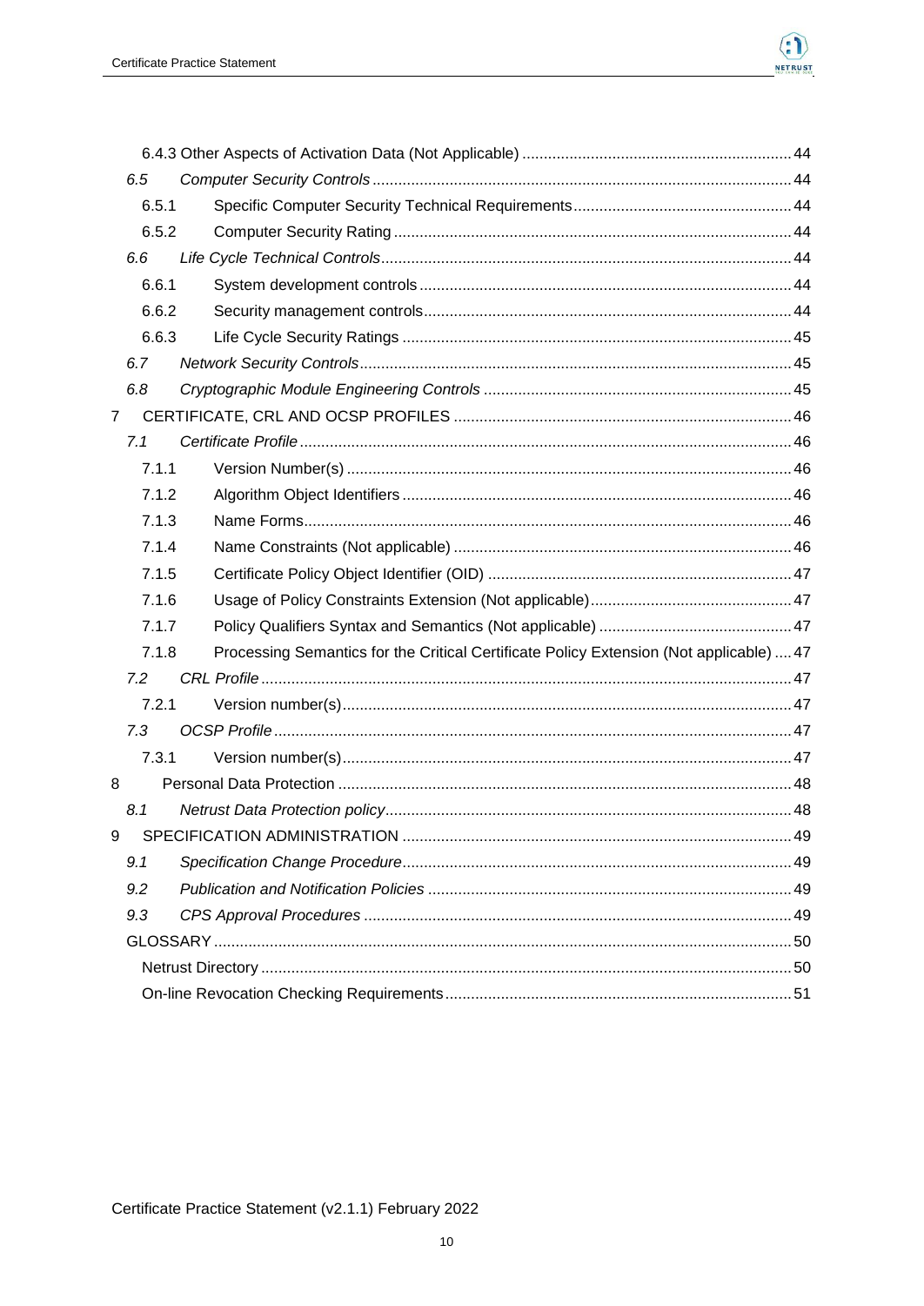6.4.3 Other Aspects of Activation Data (Not Applicable) ........ 44

*6.5 Computer Security Controls* ........ 44

6.5.1 Specific Computer Security Technical Requirements ........ 44

6.5.2 Computer Security Rating ........ 44

*6.6 Life Cycle Technical Controls* ........ 44

6.6.1 System development controls ........ 44

6.6.2 Security management controls ........ 44

6.6.3 Life Cycle Security Ratings ........ 45

*6.7 Network Security Controls* ........ 45

*6.8 Cryptographic Module Engineering Controls* ........ 45

7 CERTIFICATE, CRL AND OCSP PROFILES ........ 46

*7.1 Certificate Profile* ........ 46

7.1.1 Version Number(s) ........ 46

7.1.2 Algorithm Object Identifiers ........ 46

7.1.3 Name Forms ........ 46

7.1.4 Name Constraints (Not applicable) ........ 46

7.1.5 Certificate Policy Object Identifier (OID) ........ 47

7.1.6 Usage of Policy Constraints Extension (Not applicable) ........ 47

7.1.7 Policy Qualifiers Syntax and Semantics (Not applicable) ........ 47

7.1.8 Processing Semantics for the Critical Certificate Policy Extension (Not applicable) ........ 47

*7.2 CRL Profile* ........ 47

7.2.1 Version number(s) ........ 47

*7.3 OCSP Profile* ........ 47

7.3.1 Version number(s) ........ 47

8 Personal Data Protection ........ 48

*8.1 Netrust Data Protection policy* ........ 48

9 SPECIFICATION ADMINISTRATION ........ 49

*9.1 Specification Change Procedure* ........ 49

*9.2 Publication and Notification Policies* ........ 49

*9.3 CPS Approval Procedures* ........ 49

GLOSSARY ........ 50

Netrust Directory ........ 50

On-line Revocation Checking Requirements ........ 51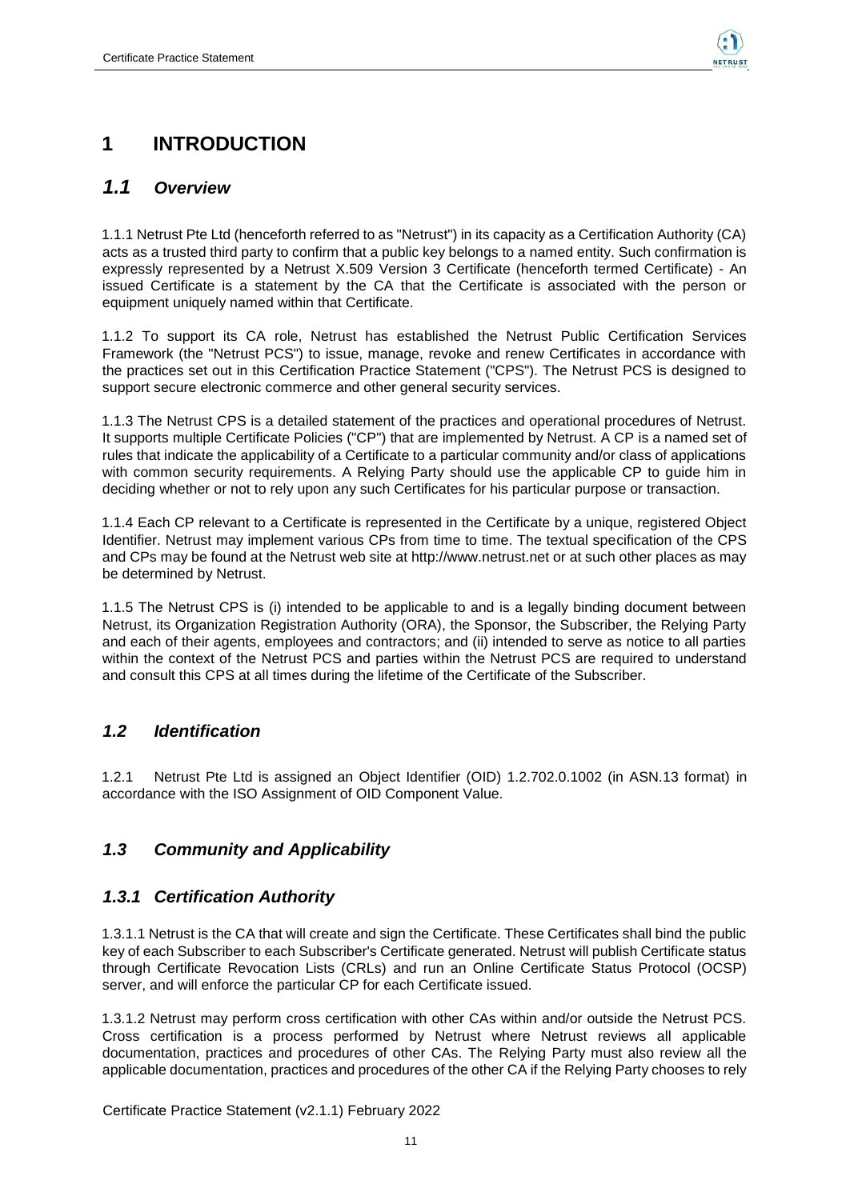# 1 INTRODUCTION

## *1.1 Overview*

1.1.1 Netrust Pte Ltd (henceforth referred to as "Netrust") in its capacity as a Certification Authority (CA) acts as a trusted third party to confirm that a public key belongs to a named entity. Such confirmation is expressly represented by a Netrust X.509 Version 3 Certificate (henceforth termed Certificate) - An issued Certificate is a statement by the CA that the Certificate is associated with the person or equipment uniquely named within that Certificate.

1.1.2 To support its CA role, Netrust has established the Netrust Public Certification Services Framework (the "Netrust PCS") to issue, manage, revoke and renew Certificates in accordance with the practices set out in this Certification Practice Statement ("CPS"). The Netrust PCS is designed to support secure electronic commerce and other general security services.

1.1.3 The Netrust CPS is a detailed statement of the practices and operational procedures of Netrust. It supports multiple Certificate Policies ("CP") that are implemented by Netrust. A CP is a named set of rules that indicate the applicability of a Certificate to a particular community and/or class of applications with common security requirements. A Relying Party should use the applicable CP to guide him in deciding whether or not to rely upon any such Certificates for his particular purpose or transaction.

1.1.4 Each CP relevant to a Certificate is represented in the Certificate by a unique, registered Object Identifier. Netrust may implement various CPs from time to time. The textual specification of the CPS and CPs may be found at the Netrust web site at http://www.netrust.net or at such other places as may be determined by Netrust.

1.1.5 The Netrust CPS is (i) intended to be applicable to and is a legally binding document between Netrust, its Organization Registration Authority (ORA), the Sponsor, the Subscriber, the Relying Party and each of their agents, employees and contractors; and (ii) intended to serve as notice to all parties within the context of the Netrust PCS and parties within the Netrust PCS are required to understand and consult this CPS at all times during the lifetime of the Certificate of the Subscriber.

## *1.2 Identification*

1.2.1 Netrust Pte Ltd is assigned an Object Identifier (OID) 1.2.702.0.1002 (in ASN.13 format) in accordance with the ISO Assignment of OID Component Value.

## *1.3 Community and Applicability*

### *1.3.1 Certification Authority*

1.3.1.1 Netrust is the CA that will create and sign the Certificate. These Certificates shall bind the public key of each Subscriber to each Subscriber's Certificate generated. Netrust will publish Certificate status through Certificate Revocation Lists (CRLs) and run an Online Certificate Status Protocol (OCSP) server, and will enforce the particular CP for each Certificate issued.

1.3.1.2 Netrust may perform cross certification with other CAs within and/or outside the Netrust PCS. Cross certification is a process performed by Netrust where Netrust reviews all applicable documentation, practices and procedures of other CAs. The Relying Party must also review all the applicable documentation, practices and procedures of the other CA if the Relying Party chooses to rely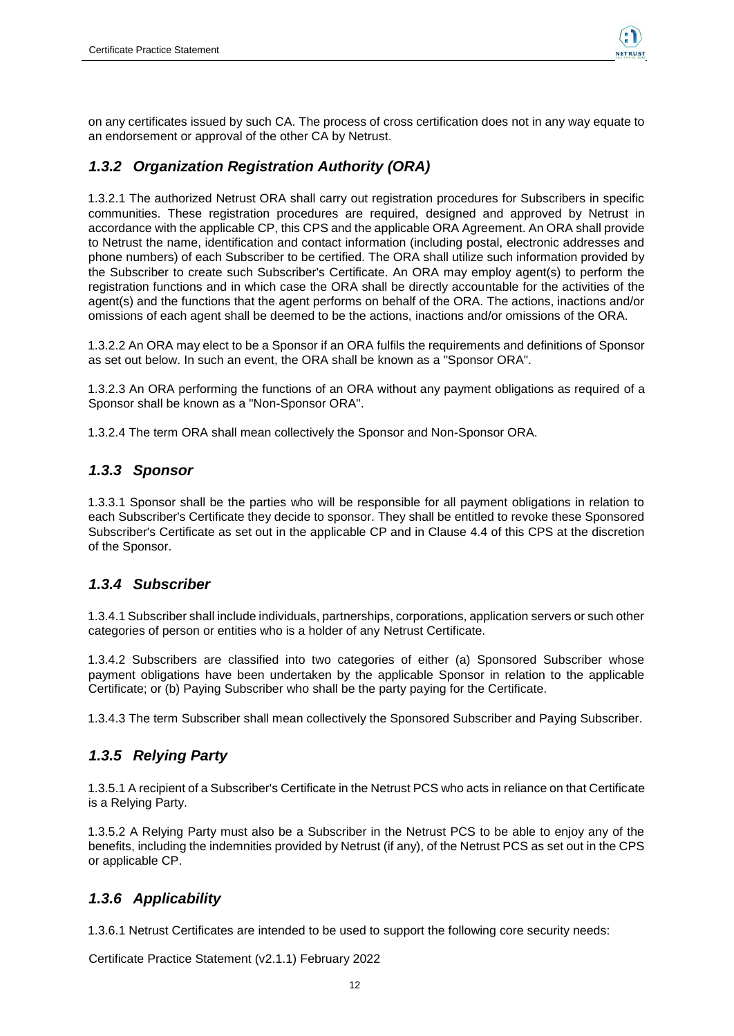on any certificates issued by such CA. The process of cross certification does not in any way equate to an endorsement or approval of the other CA by Netrust.

### *1.3.2 Organization Registration Authority (ORA)*

1.3.2.1 The authorized Netrust ORA shall carry out registration procedures for Subscribers in specific communities. These registration procedures are required, designed and approved by Netrust in accordance with the applicable CP, this CPS and the applicable ORA Agreement. An ORA shall provide to Netrust the name, identification and contact information (including postal, electronic addresses and phone numbers) of each Subscriber to be certified. The ORA shall utilize such information provided by the Subscriber to create such Subscriber's Certificate. An ORA may employ agent(s) to perform the registration functions and in which case the ORA shall be directly accountable for the activities of the agent(s) and the functions that the agent performs on behalf of the ORA. The actions, inactions and/or omissions of each agent shall be deemed to be the actions, inactions and/or omissions of the ORA.

1.3.2.2 An ORA may elect to be a Sponsor if an ORA fulfils the requirements and definitions of Sponsor as set out below. In such an event, the ORA shall be known as a "Sponsor ORA".

1.3.2.3 An ORA performing the functions of an ORA without any payment obligations as required of a Sponsor shall be known as a "Non-Sponsor ORA".

1.3.2.4 The term ORA shall mean collectively the Sponsor and Non-Sponsor ORA.

### *1.3.3 Sponsor*

1.3.3.1 Sponsor shall be the parties who will be responsible for all payment obligations in relation to each Subscriber's Certificate they decide to sponsor. They shall be entitled to revoke these Sponsored Subscriber's Certificate as set out in the applicable CP and in Clause 4.4 of this CPS at the discretion of the Sponsor.

### *1.3.4 Subscriber*

1.3.4.1 Subscriber shall include individuals, partnerships, corporations, application servers or such other categories of person or entities who is a holder of any Netrust Certificate.

1.3.4.2 Subscribers are classified into two categories of either (a) Sponsored Subscriber whose payment obligations have been undertaken by the applicable Sponsor in relation to the applicable Certificate; or (b) Paying Subscriber who shall be the party paying for the Certificate.

1.3.4.3 The term Subscriber shall mean collectively the Sponsored Subscriber and Paying Subscriber.

### *1.3.5 Relying Party*

1.3.5.1 A recipient of a Subscriber's Certificate in the Netrust PCS who acts in reliance on that Certificate is a Relying Party.

1.3.5.2 A Relying Party must also be a Subscriber in the Netrust PCS to be able to enjoy any of the benefits, including the indemnities provided by Netrust (if any), of the Netrust PCS as set out in the CPS or applicable CP.

### *1.3.6 Applicability*

1.3.6.1 Netrust Certificates are intended to be used to support the following core security needs: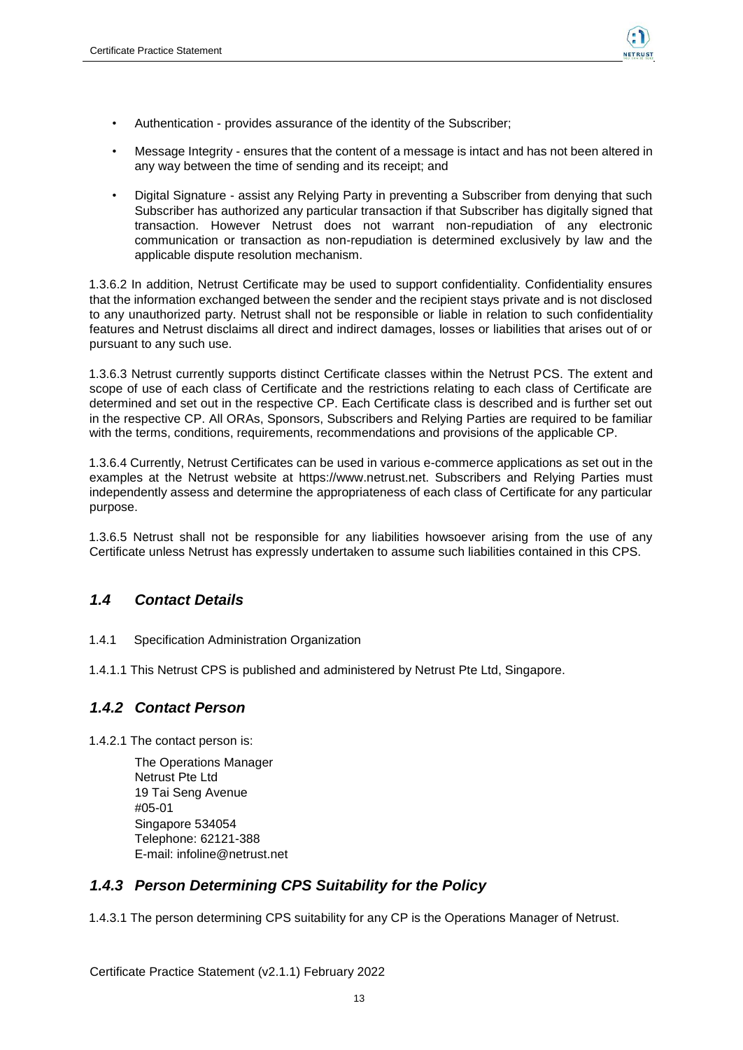- Authentication - provides assurance of the identity of the Subscriber;
- Message Integrity - ensures that the content of a message is intact and has not been altered in any way between the time of sending and its receipt; and
- Digital Signature - assist any Relying Party in preventing a Subscriber from denying that such Subscriber has authorized any particular transaction if that Subscriber has digitally signed that transaction. However Netrust does not warrant non-repudiation of any electronic communication or transaction as non-repudiation is determined exclusively by law and the applicable dispute resolution mechanism.

1.3.6.2 In addition, Netrust Certificate may be used to support confidentiality. Confidentiality ensures that the information exchanged between the sender and the recipient stays private and is not disclosed to any unauthorized party. Netrust shall not be responsible or liable in relation to such confidentiality features and Netrust disclaims all direct and indirect damages, losses or liabilities that arises out of or pursuant to any such use.

1.3.6.3 Netrust currently supports distinct Certificate classes within the Netrust PCS. The extent and scope of use of each class of Certificate and the restrictions relating to each class of Certificate are determined and set out in the respective CP. Each Certificate class is described and is further set out in the respective CP. All ORAs, Sponsors, Subscribers and Relying Parties are required to be familiar with the terms, conditions, requirements, recommendations and provisions of the applicable CP.

1.3.6.4 Currently, Netrust Certificates can be used in various e-commerce applications as set out in the examples at the Netrust website at https://www.netrust.net. Subscribers and Relying Parties must independently assess and determine the appropriateness of each class of Certificate for any particular purpose.

1.3.6.5 Netrust shall not be responsible for any liabilities howsoever arising from the use of any Certificate unless Netrust has expressly undertaken to assume such liabilities contained in this CPS.

## *1.4 Contact Details*

1.4.1 Specification Administration Organization

1.4.1.1 This Netrust CPS is published and administered by Netrust Pte Ltd, Singapore.

### *1.4.2 Contact Person*

1.4.2.1 The contact person is:

The Operations Manager
Netrust Pte Ltd
19 Tai Seng Avenue
#05-01
Singapore 534054
Telephone: 62121-388
E-mail: infoline@netrust.net

### *1.4.3 Person Determining CPS Suitability for the Policy*

1.4.3.1 The person determining CPS suitability for any CP is the Operations Manager of Netrust.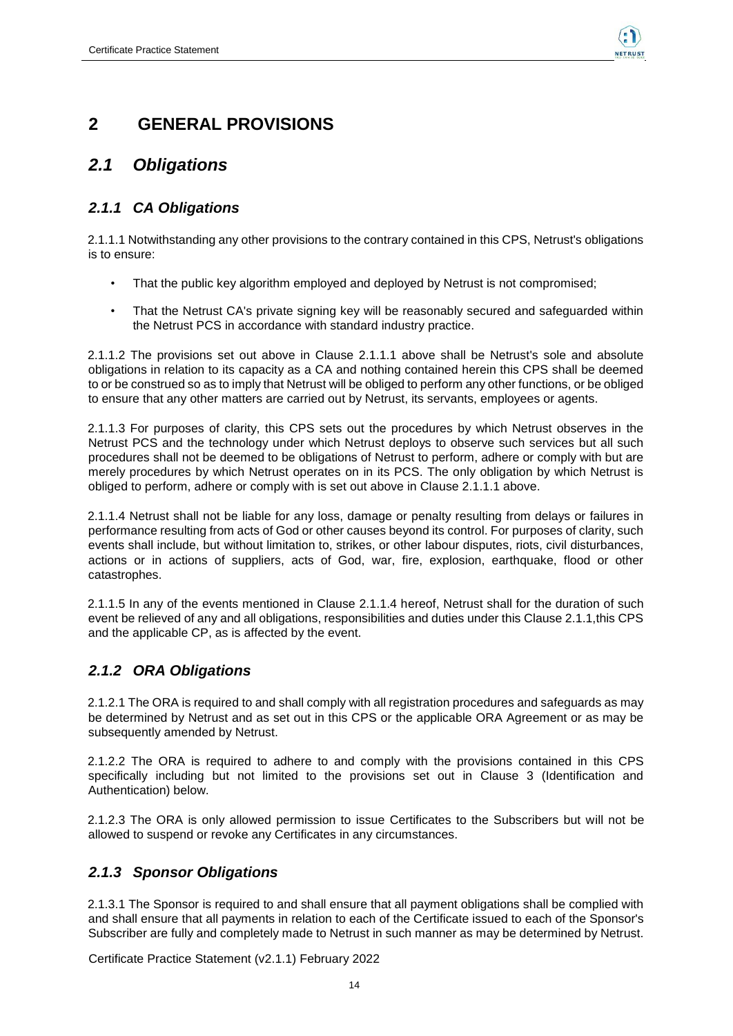# 2 GENERAL PROVISIONS

## *2.1 Obligations*

### *2.1.1 CA Obligations*

2.1.1.1 Notwithstanding any other provisions to the contrary contained in this CPS, Netrust's obligations is to ensure:

- That the public key algorithm employed and deployed by Netrust is not compromised;
- That the Netrust CA's private signing key will be reasonably secured and safeguarded within the Netrust PCS in accordance with standard industry practice.

2.1.1.2 The provisions set out above in Clause 2.1.1.1 above shall be Netrust's sole and absolute obligations in relation to its capacity as a CA and nothing contained herein this CPS shall be deemed to or be construed so as to imply that Netrust will be obliged to perform any other functions, or be obliged to ensure that any other matters are carried out by Netrust, its servants, employees or agents.

2.1.1.3 For purposes of clarity, this CPS sets out the procedures by which Netrust observes in the Netrust PCS and the technology under which Netrust deploys to observe such services but all such procedures shall not be deemed to be obligations of Netrust to perform, adhere or comply with but are merely procedures by which Netrust operates on in its PCS. The only obligation by which Netrust is obliged to perform, adhere or comply with is set out above in Clause 2.1.1.1 above.

2.1.1.4 Netrust shall not be liable for any loss, damage or penalty resulting from delays or failures in performance resulting from acts of God or other causes beyond its control. For purposes of clarity, such events shall include, but without limitation to, strikes, or other labour disputes, riots, civil disturbances, actions or in actions of suppliers, acts of God, war, fire, explosion, earthquake, flood or other catastrophes.

2.1.1.5 In any of the events mentioned in Clause 2.1.1.4 hereof, Netrust shall for the duration of such event be relieved of any and all obligations, responsibilities and duties under this Clause 2.1.1,this CPS and the applicable CP, as is affected by the event.

### *2.1.2 ORA Obligations*

2.1.2.1 The ORA is required to and shall comply with all registration procedures and safeguards as may be determined by Netrust and as set out in this CPS or the applicable ORA Agreement or as may be subsequently amended by Netrust.

2.1.2.2 The ORA is required to adhere to and comply with the provisions contained in this CPS specifically including but not limited to the provisions set out in Clause 3 (Identification and Authentication) below.

2.1.2.3 The ORA is only allowed permission to issue Certificates to the Subscribers but will not be allowed to suspend or revoke any Certificates in any circumstances.

### *2.1.3 Sponsor Obligations*

2.1.3.1 The Sponsor is required to and shall ensure that all payment obligations shall be complied with and shall ensure that all payments in relation to each of the Certificate issued to each of the Sponsor's Subscriber are fully and completely made to Netrust in such manner as may be determined by Netrust.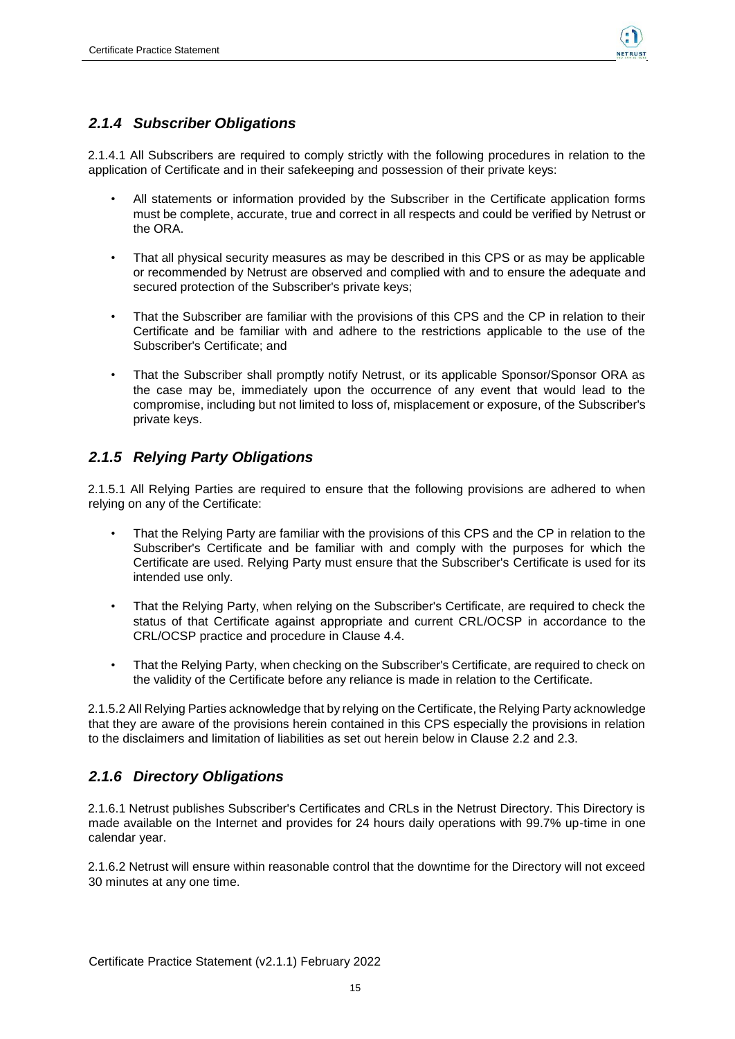### *2.1.4 Subscriber Obligations*

2.1.4.1 All Subscribers are required to comply strictly with the following procedures in relation to the application of Certificate and in their safekeeping and possession of their private keys:

- All statements or information provided by the Subscriber in the Certificate application forms must be complete, accurate, true and correct in all respects and could be verified by Netrust or the ORA.
- That all physical security measures as may be described in this CPS or as may be applicable or recommended by Netrust are observed and complied with and to ensure the adequate and secured protection of the Subscriber's private keys;
- That the Subscriber are familiar with the provisions of this CPS and the CP in relation to their Certificate and be familiar with and adhere to the restrictions applicable to the use of the Subscriber's Certificate; and
- That the Subscriber shall promptly notify Netrust, or its applicable Sponsor/Sponsor ORA as the case may be, immediately upon the occurrence of any event that would lead to the compromise, including but not limited to loss of, misplacement or exposure, of the Subscriber's private keys.

### *2.1.5 Relying Party Obligations*

2.1.5.1 All Relying Parties are required to ensure that the following provisions are adhered to when relying on any of the Certificate:

- That the Relying Party are familiar with the provisions of this CPS and the CP in relation to the Subscriber's Certificate and be familiar with and comply with the purposes for which the Certificate are used. Relying Party must ensure that the Subscriber's Certificate is used for its intended use only.
- That the Relying Party, when relying on the Subscriber's Certificate, are required to check the status of that Certificate against appropriate and current CRL/OCSP in accordance to the CRL/OCSP practice and procedure in Clause 4.4.
- That the Relying Party, when checking on the Subscriber's Certificate, are required to check on the validity of the Certificate before any reliance is made in relation to the Certificate.

2.1.5.2 All Relying Parties acknowledge that by relying on the Certificate, the Relying Party acknowledge that they are aware of the provisions herein contained in this CPS especially the provisions in relation to the disclaimers and limitation of liabilities as set out herein below in Clause 2.2 and 2.3.

### *2.1.6 Directory Obligations*

2.1.6.1 Netrust publishes Subscriber's Certificates and CRLs in the Netrust Directory. This Directory is made available on the Internet and provides for 24 hours daily operations with 99.7% up-time in one calendar year.

2.1.6.2 Netrust will ensure within reasonable control that the downtime for the Directory will not exceed 30 minutes at any one time.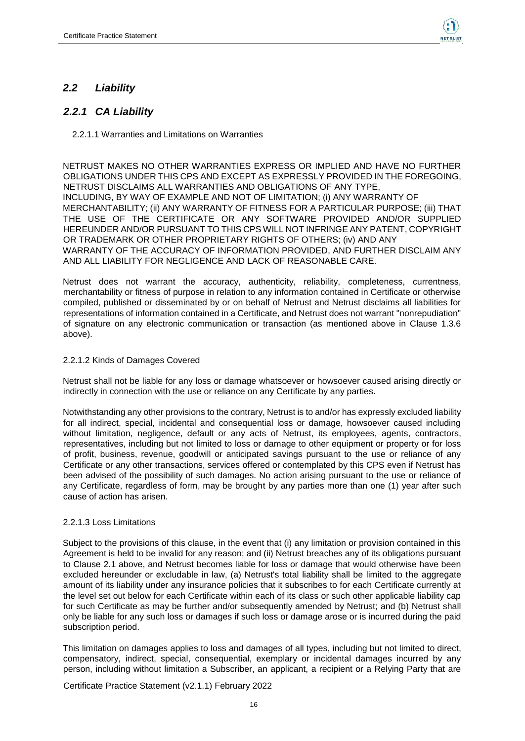## *2.2 Liability*

## *2.2.1 CA Liability*

2.2.1.1 Warranties and Limitations on Warranties

NETRUST MAKES NO OTHER WARRANTIES EXPRESS OR IMPLIED AND HAVE NO FURTHER OBLIGATIONS UNDER THIS CPS AND EXCEPT AS EXPRESSLY PROVIDED IN THE FOREGOING, NETRUST DISCLAIMS ALL WARRANTIES AND OBLIGATIONS OF ANY TYPE, INCLUDING, BY WAY OF EXAMPLE AND NOT OF LIMITATION; (i) ANY WARRANTY OF MERCHANTABILITY; (ii) ANY WARRANTY OF FITNESS FOR A PARTICULAR PURPOSE; (iii) THAT THE USE OF THE CERTIFICATE OR ANY SOFTWARE PROVIDED AND/OR SUPPLIED HEREUNDER AND/OR PURSUANT TO THIS CPS WILL NOT INFRINGE ANY PATENT, COPYRIGHT OR TRADEMARK OR OTHER PROPRIETARY RIGHTS OF OTHERS; (iv) AND ANY WARRANTY OF THE ACCURACY OF INFORMATION PROVIDED, AND FURTHER DISCLAIM ANY AND ALL LIABILITY FOR NEGLIGENCE AND LACK OF REASONABLE CARE.

Netrust does not warrant the accuracy, authenticity, reliability, completeness, currentness, merchantability or fitness of purpose in relation to any information contained in Certificate or otherwise compiled, published or disseminated by or on behalf of Netrust and Netrust disclaims all liabilities for representations of information contained in a Certificate, and Netrust does not warrant "nonrepudiation" of signature on any electronic communication or transaction (as mentioned above in Clause 1.3.6 above).

2.2.1.2 Kinds of Damages Covered

Netrust shall not be liable for any loss or damage whatsoever or howsoever caused arising directly or indirectly in connection with the use or reliance on any Certificate by any parties.

Notwithstanding any other provisions to the contrary, Netrust is to and/or has expressly excluded liability for all indirect, special, incidental and consequential loss or damage, howsoever caused including without limitation, negligence, default or any acts of Netrust, its employees, agents, contractors, representatives, including but not limited to loss or damage to other equipment or property or for loss of profit, business, revenue, goodwill or anticipated savings pursuant to the use or reliance of any Certificate or any other transactions, services offered or contemplated by this CPS even if Netrust has been advised of the possibility of such damages. No action arising pursuant to the use or reliance of any Certificate, regardless of form, may be brought by any parties more than one (1) year after such cause of action has arisen.

2.2.1.3 Loss Limitations

Subject to the provisions of this clause, in the event that (i) any limitation or provision contained in this Agreement is held to be invalid for any reason; and (ii) Netrust breaches any of its obligations pursuant to Clause 2.1 above, and Netrust becomes liable for loss or damage that would otherwise have been excluded hereunder or excludable in law, (a) Netrust's total liability shall be limited to the aggregate amount of its liability under any insurance policies that it subscribes to for each Certificate currently at the level set out below for each Certificate within each of its class or such other applicable liability cap for such Certificate as may be further and/or subsequently amended by Netrust; and (b) Netrust shall only be liable for any such loss or damages if such loss or damage arose or is incurred during the paid subscription period.

This limitation on damages applies to loss and damages of all types, including but not limited to direct, compensatory, indirect, special, consequential, exemplary or incidental damages incurred by any person, including without limitation a Subscriber, an applicant, a recipient or a Relying Party that are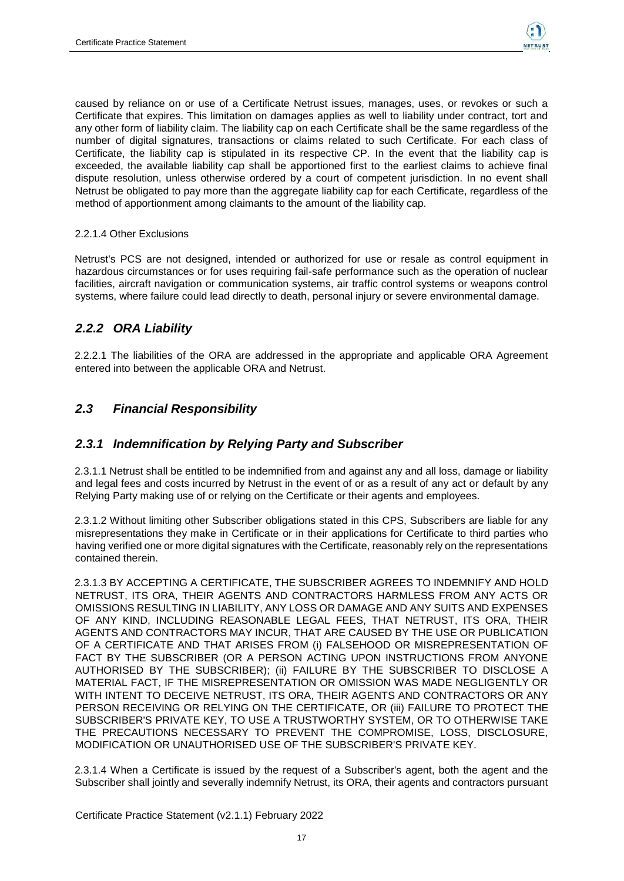caused by reliance on or use of a Certificate Netrust issues, manages, uses, or revokes or such a Certificate that expires. This limitation on damages applies as well to liability under contract, tort and any other form of liability claim. The liability cap on each Certificate shall be the same regardless of the number of digital signatures, transactions or claims related to such Certificate. For each class of Certificate, the liability cap is stipulated in its respective CP. In the event that the liability cap is exceeded, the available liability cap shall be apportioned first to the earliest claims to achieve final dispute resolution, unless otherwise ordered by a court of competent jurisdiction. In no event shall Netrust be obligated to pay more than the aggregate liability cap for each Certificate, regardless of the method of apportionment among claimants to the amount of the liability cap.

2.2.1.4 Other Exclusions

Netrust's PCS are not designed, intended or authorized for use or resale as control equipment in hazardous circumstances or for uses requiring fail-safe performance such as the operation of nuclear facilities, aircraft navigation or communication systems, air traffic control systems or weapons control systems, where failure could lead directly to death, personal injury or severe environmental damage.

## *2.2.2 ORA Liability*

2.2.2.1 The liabilities of the ORA are addressed in the appropriate and applicable ORA Agreement entered into between the applicable ORA and Netrust.

## *2.3 Financial Responsibility*

## *2.3.1 Indemnification by Relying Party and Subscriber*

2.3.1.1 Netrust shall be entitled to be indemnified from and against any and all loss, damage or liability and legal fees and costs incurred by Netrust in the event of or as a result of any act or default by any Relying Party making use of or relying on the Certificate or their agents and employees.

2.3.1.2 Without limiting other Subscriber obligations stated in this CPS, Subscribers are liable for any misrepresentations they make in Certificate or in their applications for Certificate to third parties who having verified one or more digital signatures with the Certificate, reasonably rely on the representations contained therein.

2.3.1.3 BY ACCEPTING A CERTIFICATE, THE SUBSCRIBER AGREES TO INDEMNIFY AND HOLD NETRUST, ITS ORA, THEIR AGENTS AND CONTRACTORS HARMLESS FROM ANY ACTS OR OMISSIONS RESULTING IN LIABILITY, ANY LOSS OR DAMAGE AND ANY SUITS AND EXPENSES OF ANY KIND, INCLUDING REASONABLE LEGAL FEES, THAT NETRUST, ITS ORA, THEIR AGENTS AND CONTRACTORS MAY INCUR, THAT ARE CAUSED BY THE USE OR PUBLICATION OF A CERTIFICATE AND THAT ARISES FROM (i) FALSEHOOD OR MISREPRESENTATION OF FACT BY THE SUBSCRIBER (OR A PERSON ACTING UPON INSTRUCTIONS FROM ANYONE AUTHORISED BY THE SUBSCRIBER); (ii) FAILURE BY THE SUBSCRIBER TO DISCLOSE A MATERIAL FACT, IF THE MISREPRESENTATION OR OMISSION WAS MADE NEGLIGENTLY OR WITH INTENT TO DECEIVE NETRUST, ITS ORA, THEIR AGENTS AND CONTRACTORS OR ANY PERSON RECEIVING OR RELYING ON THE CERTIFICATE, OR (iii) FAILURE TO PROTECT THE SUBSCRIBER'S PRIVATE KEY, TO USE A TRUSTWORTHY SYSTEM, OR TO OTHERWISE TAKE THE PRECAUTIONS NECESSARY TO PREVENT THE COMPROMISE, LOSS, DISCLOSURE, MODIFICATION OR UNAUTHORISED USE OF THE SUBSCRIBER'S PRIVATE KEY.

2.3.1.4 When a Certificate is issued by the request of a Subscriber's agent, both the agent and the Subscriber shall jointly and severally indemnify Netrust, its ORA, their agents and contractors pursuant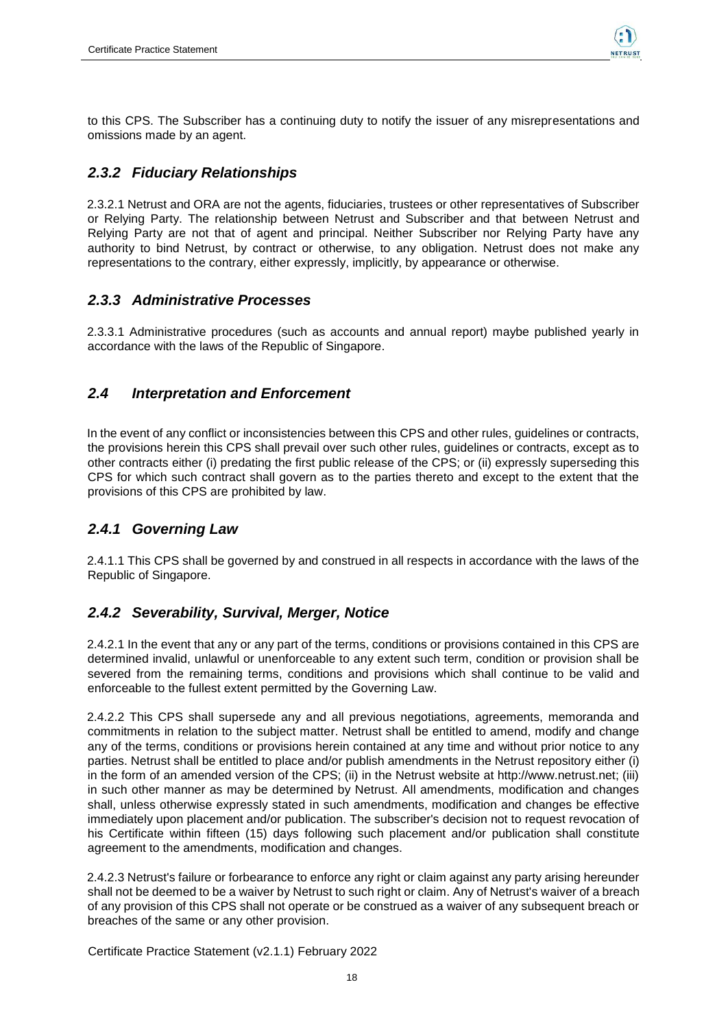to this CPS. The Subscriber has a continuing duty to notify the issuer of any misrepresentations and omissions made by an agent.

### *2.3.2 Fiduciary Relationships*

2.3.2.1 Netrust and ORA are not the agents, fiduciaries, trustees or other representatives of Subscriber or Relying Party. The relationship between Netrust and Subscriber and that between Netrust and Relying Party are not that of agent and principal. Neither Subscriber nor Relying Party have any authority to bind Netrust, by contract or otherwise, to any obligation. Netrust does not make any representations to the contrary, either expressly, implicitly, by appearance or otherwise.

### *2.3.3 Administrative Processes*

2.3.3.1 Administrative procedures (such as accounts and annual report) maybe published yearly in accordance with the laws of the Republic of Singapore.

## *2.4 Interpretation and Enforcement*

In the event of any conflict or inconsistencies between this CPS and other rules, guidelines or contracts, the provisions herein this CPS shall prevail over such other rules, guidelines or contracts, except as to other contracts either (i) predating the first public release of the CPS; or (ii) expressly superseding this CPS for which such contract shall govern as to the parties thereto and except to the extent that the provisions of this CPS are prohibited by law.

### *2.4.1 Governing Law*

2.4.1.1 This CPS shall be governed by and construed in all respects in accordance with the laws of the Republic of Singapore.

### *2.4.2 Severability, Survival, Merger, Notice*

2.4.2.1 In the event that any or any part of the terms, conditions or provisions contained in this CPS are determined invalid, unlawful or unenforceable to any extent such term, condition or provision shall be severed from the remaining terms, conditions and provisions which shall continue to be valid and enforceable to the fullest extent permitted by the Governing Law.

2.4.2.2 This CPS shall supersede any and all previous negotiations, agreements, memoranda and commitments in relation to the subject matter. Netrust shall be entitled to amend, modify and change any of the terms, conditions or provisions herein contained at any time and without prior notice to any parties. Netrust shall be entitled to place and/or publish amendments in the Netrust repository either (i) in the form of an amended version of the CPS; (ii) in the Netrust website at http://www.netrust.net; (iii) in such other manner as may be determined by Netrust. All amendments, modification and changes shall, unless otherwise expressly stated in such amendments, modification and changes be effective immediately upon placement and/or publication. The subscriber's decision not to request revocation of his Certificate within fifteen (15) days following such placement and/or publication shall constitute agreement to the amendments, modification and changes.

2.4.2.3 Netrust's failure or forbearance to enforce any right or claim against any party arising hereunder shall not be deemed to be a waiver by Netrust to such right or claim. Any of Netrust's waiver of a breach of any provision of this CPS shall not operate or be construed as a waiver of any subsequent breach or breaches of the same or any other provision.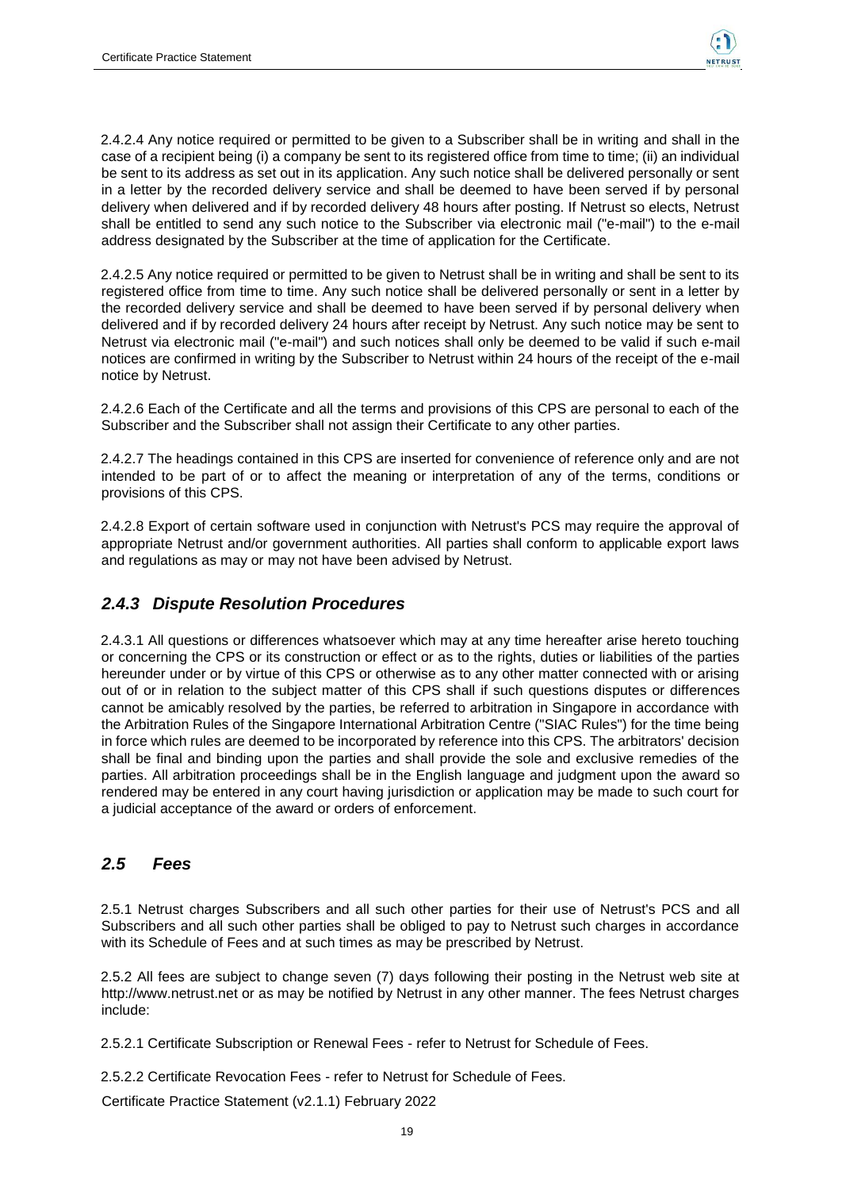2.4.2.4 Any notice required or permitted to be given to a Subscriber shall be in writing and shall in the case of a recipient being (i) a company be sent to its registered office from time to time; (ii) an individual be sent to its address as set out in its application. Any such notice shall be delivered personally or sent in a letter by the recorded delivery service and shall be deemed to have been served if by personal delivery when delivered and if by recorded delivery 48 hours after posting. If Netrust so elects, Netrust shall be entitled to send any such notice to the Subscriber via electronic mail ("e-mail") to the e-mail address designated by the Subscriber at the time of application for the Certificate.

2.4.2.5 Any notice required or permitted to be given to Netrust shall be in writing and shall be sent to its registered office from time to time. Any such notice shall be delivered personally or sent in a letter by the recorded delivery service and shall be deemed to have been served if by personal delivery when delivered and if by recorded delivery 24 hours after receipt by Netrust. Any such notice may be sent to Netrust via electronic mail ("e-mail") and such notices shall only be deemed to be valid if such e-mail notices are confirmed in writing by the Subscriber to Netrust within 24 hours of the receipt of the e-mail notice by Netrust.

2.4.2.6 Each of the Certificate and all the terms and provisions of this CPS are personal to each of the Subscriber and the Subscriber shall not assign their Certificate to any other parties.

2.4.2.7 The headings contained in this CPS are inserted for convenience of reference only and are not intended to be part of or to affect the meaning or interpretation of any of the terms, conditions or provisions of this CPS.

2.4.2.8 Export of certain software used in conjunction with Netrust's PCS may require the approval of appropriate Netrust and/or government authorities. All parties shall conform to applicable export laws and regulations as may or may not have been advised by Netrust.

### *2.4.3 Dispute Resolution Procedures*

2.4.3.1 All questions or differences whatsoever which may at any time hereafter arise hereto touching or concerning the CPS or its construction or effect or as to the rights, duties or liabilities of the parties hereunder under or by virtue of this CPS or otherwise as to any other matter connected with or arising out of or in relation to the subject matter of this CPS shall if such questions disputes or differences cannot be amicably resolved by the parties, be referred to arbitration in Singapore in accordance with the Arbitration Rules of the Singapore International Arbitration Centre ("SIAC Rules") for the time being in force which rules are deemed to be incorporated by reference into this CPS. The arbitrators' decision shall be final and binding upon the parties and shall provide the sole and exclusive remedies of the parties. All arbitration proceedings shall be in the English language and judgment upon the award so rendered may be entered in any court having jurisdiction or application may be made to such court for a judicial acceptance of the award or orders of enforcement.

## *2.5 Fees*

2.5.1 Netrust charges Subscribers and all such other parties for their use of Netrust's PCS and all Subscribers and all such other parties shall be obliged to pay to Netrust such charges in accordance with its Schedule of Fees and at such times as may be prescribed by Netrust.

2.5.2 All fees are subject to change seven (7) days following their posting in the Netrust web site at http://www.netrust.net or as may be notified by Netrust in any other manner. The fees Netrust charges include:

2.5.2.1 Certificate Subscription or Renewal Fees - refer to Netrust for Schedule of Fees.

2.5.2.2 Certificate Revocation Fees - refer to Netrust for Schedule of Fees.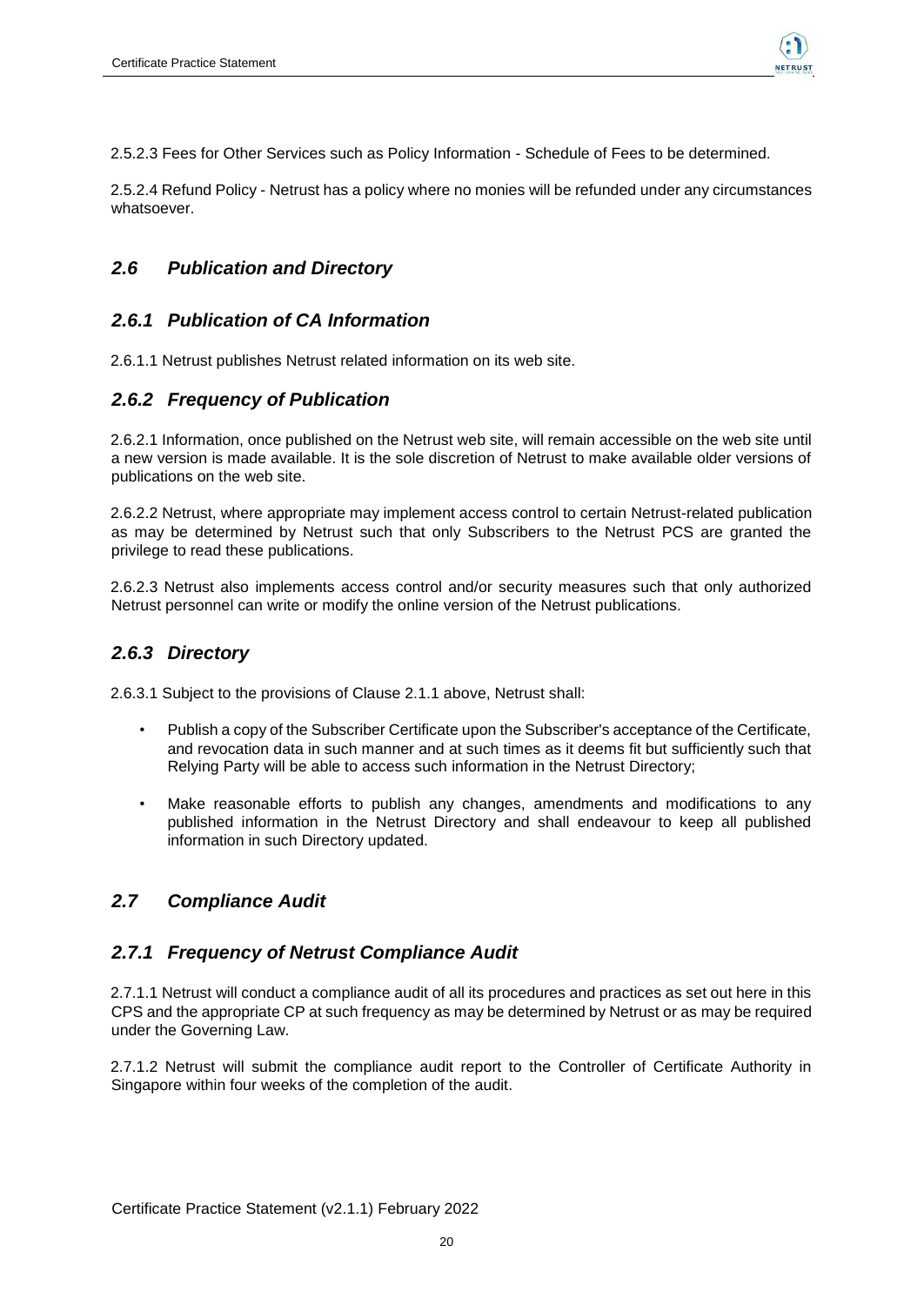2.5.2.3 Fees for Other Services such as Policy Information - Schedule of Fees to be determined.

2.5.2.4 Refund Policy - Netrust has a policy where no monies will be refunded under any circumstances whatsoever.

## *2.6 Publication and Directory*

### *2.6.1 Publication of CA Information*

2.6.1.1 Netrust publishes Netrust related information on its web site.

### *2.6.2 Frequency of Publication*

2.6.2.1 Information, once published on the Netrust web site, will remain accessible on the web site until a new version is made available. It is the sole discretion of Netrust to make available older versions of publications on the web site.

2.6.2.2 Netrust, where appropriate may implement access control to certain Netrust-related publication as may be determined by Netrust such that only Subscribers to the Netrust PCS are granted the privilege to read these publications.

2.6.2.3 Netrust also implements access control and/or security measures such that only authorized Netrust personnel can write or modify the online version of the Netrust publications.

### *2.6.3 Directory*

2.6.3.1 Subject to the provisions of Clause 2.1.1 above, Netrust shall:

- Publish a copy of the Subscriber Certificate upon the Subscriber's acceptance of the Certificate, and revocation data in such manner and at such times as it deems fit but sufficiently such that Relying Party will be able to access such information in the Netrust Directory;
- Make reasonable efforts to publish any changes, amendments and modifications to any published information in the Netrust Directory and shall endeavour to keep all published information in such Directory updated.

## *2.7 Compliance Audit*

### *2.7.1 Frequency of Netrust Compliance Audit*

2.7.1.1 Netrust will conduct a compliance audit of all its procedures and practices as set out here in this CPS and the appropriate CP at such frequency as may be determined by Netrust or as may be required under the Governing Law.

2.7.1.2 Netrust will submit the compliance audit report to the Controller of Certificate Authority in Singapore within four weeks of the completion of the audit.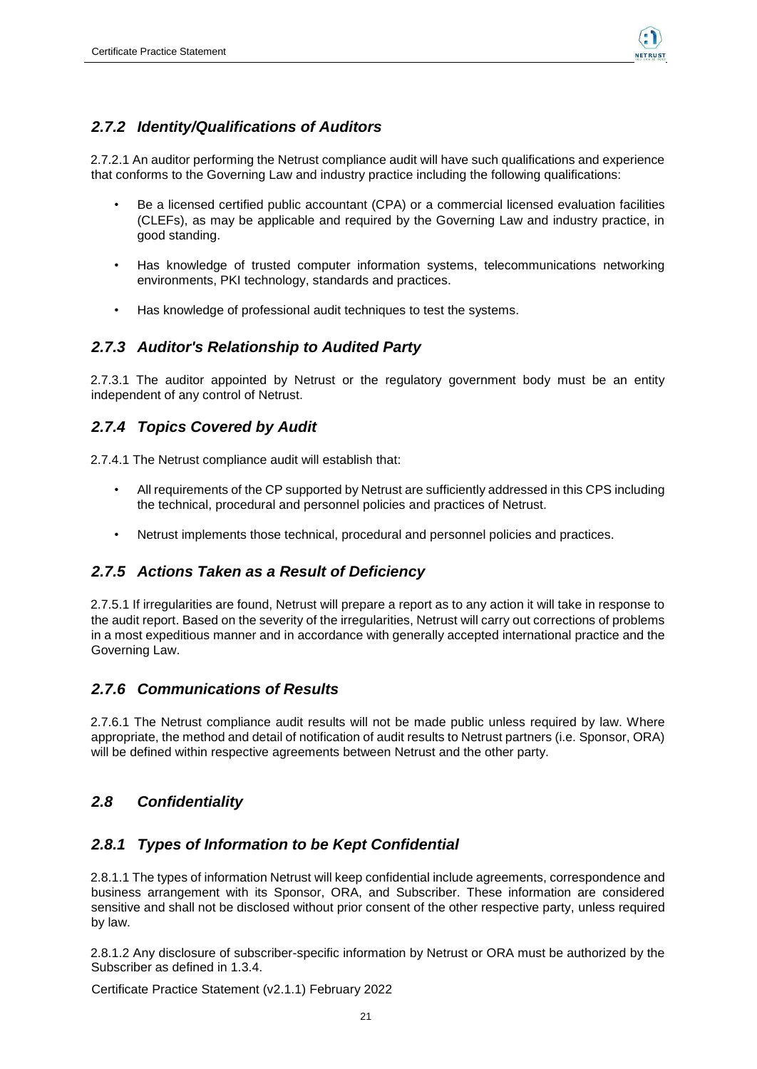### *2.7.2 Identity/Qualifications of Auditors*

2.7.2.1 An auditor performing the Netrust compliance audit will have such qualifications and experience that conforms to the Governing Law and industry practice including the following qualifications:

- Be a licensed certified public accountant (CPA) or a commercial licensed evaluation facilities (CLEFs), as may be applicable and required by the Governing Law and industry practice, in good standing.
- Has knowledge of trusted computer information systems, telecommunications networking environments, PKI technology, standards and practices.
- Has knowledge of professional audit techniques to test the systems.

### *2.7.3 Auditor's Relationship to Audited Party*

2.7.3.1 The auditor appointed by Netrust or the regulatory government body must be an entity independent of any control of Netrust.

### *2.7.4 Topics Covered by Audit*

2.7.4.1 The Netrust compliance audit will establish that:

- All requirements of the CP supported by Netrust are sufficiently addressed in this CPS including the technical, procedural and personnel policies and practices of Netrust.
- Netrust implements those technical, procedural and personnel policies and practices.

### *2.7.5 Actions Taken as a Result of Deficiency*

2.7.5.1 If irregularities are found, Netrust will prepare a report as to any action it will take in response to the audit report. Based on the severity of the irregularities, Netrust will carry out corrections of problems in a most expeditious manner and in accordance with generally accepted international practice and the Governing Law.

### *2.7.6 Communications of Results*

2.7.6.1 The Netrust compliance audit results will not be made public unless required by law. Where appropriate, the method and detail of notification of audit results to Netrust partners (i.e. Sponsor, ORA) will be defined within respective agreements between Netrust and the other party.

## *2.8 Confidentiality*

### *2.8.1 Types of Information to be Kept Confidential*

2.8.1.1 The types of information Netrust will keep confidential include agreements, correspondence and business arrangement with its Sponsor, ORA, and Subscriber. These information are considered sensitive and shall not be disclosed without prior consent of the other respective party, unless required by law.

2.8.1.2 Any disclosure of subscriber-specific information by Netrust or ORA must be authorized by the Subscriber as defined in 1.3.4.

Certificate Practice Statement (v2.1.1) February 2022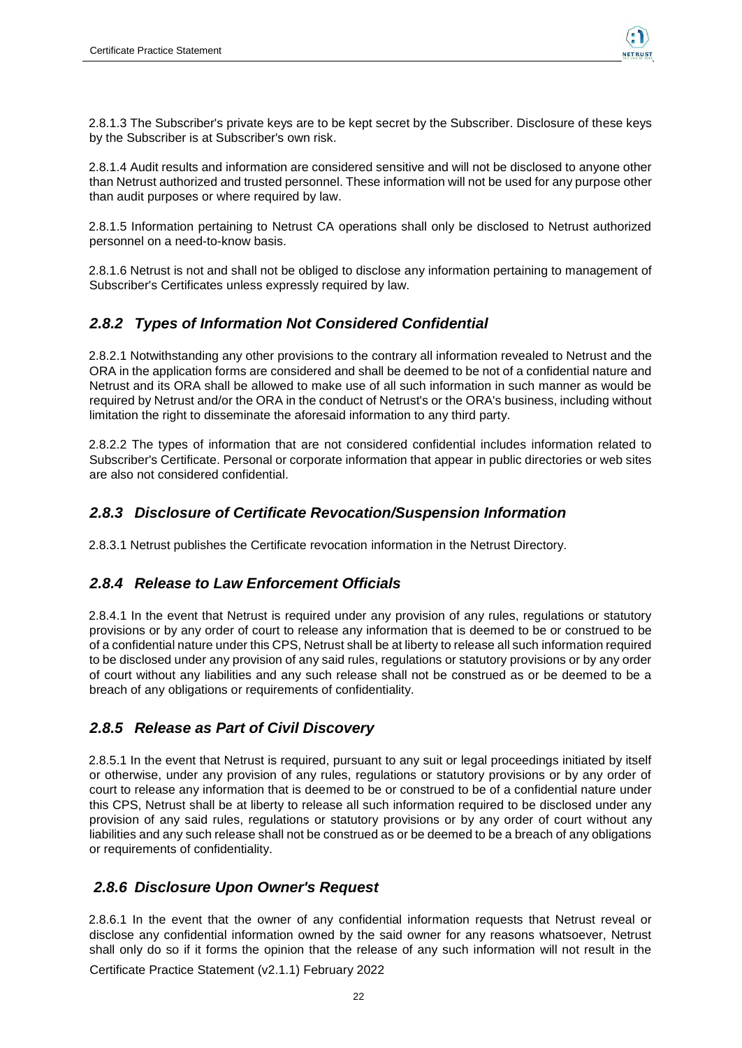2.8.1.3 The Subscriber's private keys are to be kept secret by the Subscriber. Disclosure of these keys by the Subscriber is at Subscriber's own risk.

2.8.1.4 Audit results and information are considered sensitive and will not be disclosed to anyone other than Netrust authorized and trusted personnel. These information will not be used for any purpose other than audit purposes or where required by law.

2.8.1.5 Information pertaining to Netrust CA operations shall only be disclosed to Netrust authorized personnel on a need-to-know basis.

2.8.1.6 Netrust is not and shall not be obliged to disclose any information pertaining to management of Subscriber's Certificates unless expressly required by law.

### *2.8.2 Types of Information Not Considered Confidential*

2.8.2.1 Notwithstanding any other provisions to the contrary all information revealed to Netrust and the ORA in the application forms are considered and shall be deemed to be not of a confidential nature and Netrust and its ORA shall be allowed to make use of all such information in such manner as would be required by Netrust and/or the ORA in the conduct of Netrust's or the ORA's business, including without limitation the right to disseminate the aforesaid information to any third party.

2.8.2.2 The types of information that are not considered confidential includes information related to Subscriber's Certificate. Personal or corporate information that appear in public directories or web sites are also not considered confidential.

### *2.8.3 Disclosure of Certificate Revocation/Suspension Information*

2.8.3.1 Netrust publishes the Certificate revocation information in the Netrust Directory.

### *2.8.4 Release to Law Enforcement Officials*

2.8.4.1 In the event that Netrust is required under any provision of any rules, regulations or statutory provisions or by any order of court to release any information that is deemed to be or construed to be of a confidential nature under this CPS, Netrust shall be at liberty to release all such information required to be disclosed under any provision of any said rules, regulations or statutory provisions or by any order of court without any liabilities and any such release shall not be construed as or be deemed to be a breach of any obligations or requirements of confidentiality.

### *2.8.5 Release as Part of Civil Discovery*

2.8.5.1 In the event that Netrust is required, pursuant to any suit or legal proceedings initiated by itself or otherwise, under any provision of any rules, regulations or statutory provisions or by any order of court to release any information that is deemed to be or construed to be of a confidential nature under this CPS, Netrust shall be at liberty to release all such information required to be disclosed under any provision of any said rules, regulations or statutory provisions or by any order of court without any liabilities and any such release shall not be construed as or be deemed to be a breach of any obligations or requirements of confidentiality.

### *2.8.6 Disclosure Upon Owner's Request*

2.8.6.1 In the event that the owner of any confidential information requests that Netrust reveal or disclose any confidential information owned by the said owner for any reasons whatsoever, Netrust shall only do so if it forms the opinion that the release of any such information will not result in the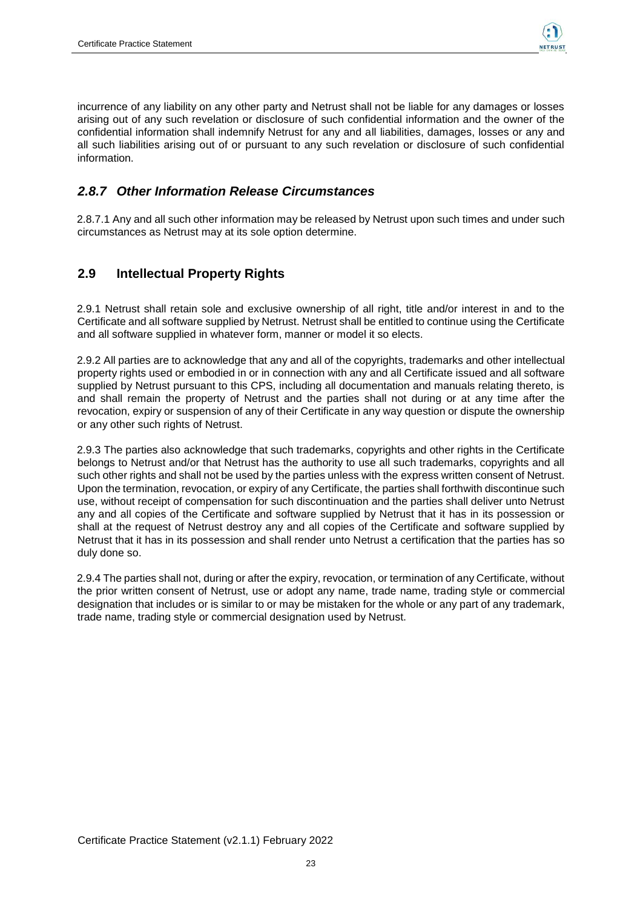incurrence of any liability on any other party and Netrust shall not be liable for any damages or losses arising out of any such revelation or disclosure of such confidential information and the owner of the confidential information shall indemnify Netrust for any and all liabilities, damages, losses or any and all such liabilities arising out of or pursuant to any such revelation or disclosure of such confidential information.

### *2.8.7 Other Information Release Circumstances*

2.8.7.1 Any and all such other information may be released by Netrust upon such times and under such circumstances as Netrust may at its sole option determine.

## 2.9 Intellectual Property Rights

2.9.1 Netrust shall retain sole and exclusive ownership of all right, title and/or interest in and to the Certificate and all software supplied by Netrust. Netrust shall be entitled to continue using the Certificate and all software supplied in whatever form, manner or model it so elects.

2.9.2 All parties are to acknowledge that any and all of the copyrights, trademarks and other intellectual property rights used or embodied in or in connection with any and all Certificate issued and all software supplied by Netrust pursuant to this CPS, including all documentation and manuals relating thereto, is and shall remain the property of Netrust and the parties shall not during or at any time after the revocation, expiry or suspension of any of their Certificate in any way question or dispute the ownership or any other such rights of Netrust.

2.9.3 The parties also acknowledge that such trademarks, copyrights and other rights in the Certificate belongs to Netrust and/or that Netrust has the authority to use all such trademarks, copyrights and all such other rights and shall not be used by the parties unless with the express written consent of Netrust. Upon the termination, revocation, or expiry of any Certificate, the parties shall forthwith discontinue such use, without receipt of compensation for such discontinuation and the parties shall deliver unto Netrust any and all copies of the Certificate and software supplied by Netrust that it has in its possession or shall at the request of Netrust destroy any and all copies of the Certificate and software supplied by Netrust that it has in its possession and shall render unto Netrust a certification that the parties has so duly done so.

2.9.4 The parties shall not, during or after the expiry, revocation, or termination of any Certificate, without the prior written consent of Netrust, use or adopt any name, trade name, trading style or commercial designation that includes or is similar to or may be mistaken for the whole or any part of any trademark, trade name, trading style or commercial designation used by Netrust.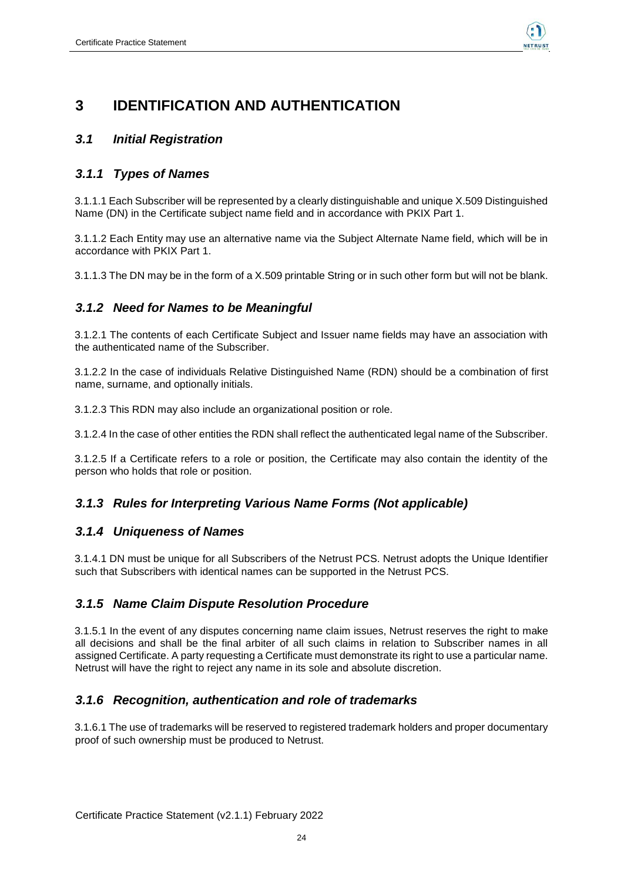# 3 IDENTIFICATION AND AUTHENTICATION

## *3.1 Initial Registration*

### *3.1.1 Types of Names*

3.1.1.1 Each Subscriber will be represented by a clearly distinguishable and unique X.509 Distinguished Name (DN) in the Certificate subject name field and in accordance with PKIX Part 1.

3.1.1.2 Each Entity may use an alternative name via the Subject Alternate Name field, which will be in accordance with PKIX Part 1.

3.1.1.3 The DN may be in the form of a X.509 printable String or in such other form but will not be blank.

### *3.1.2 Need for Names to be Meaningful*

3.1.2.1 The contents of each Certificate Subject and Issuer name fields may have an association with the authenticated name of the Subscriber.

3.1.2.2 In the case of individuals Relative Distinguished Name (RDN) should be a combination of first name, surname, and optionally initials.

3.1.2.3 This RDN may also include an organizational position or role.

3.1.2.4 In the case of other entities the RDN shall reflect the authenticated legal name of the Subscriber.

3.1.2.5 If a Certificate refers to a role or position, the Certificate may also contain the identity of the person who holds that role or position.

### *3.1.3 Rules for Interpreting Various Name Forms (Not applicable)*

### *3.1.4 Uniqueness of Names*

3.1.4.1 DN must be unique for all Subscribers of the Netrust PCS. Netrust adopts the Unique Identifier such that Subscribers with identical names can be supported in the Netrust PCS.

### *3.1.5 Name Claim Dispute Resolution Procedure*

3.1.5.1 In the event of any disputes concerning name claim issues, Netrust reserves the right to make all decisions and shall be the final arbiter of all such claims in relation to Subscriber names in all assigned Certificate. A party requesting a Certificate must demonstrate its right to use a particular name. Netrust will have the right to reject any name in its sole and absolute discretion.

### *3.1.6 Recognition, authentication and role of trademarks*

3.1.6.1 The use of trademarks will be reserved to registered trademark holders and proper documentary proof of such ownership must be produced to Netrust.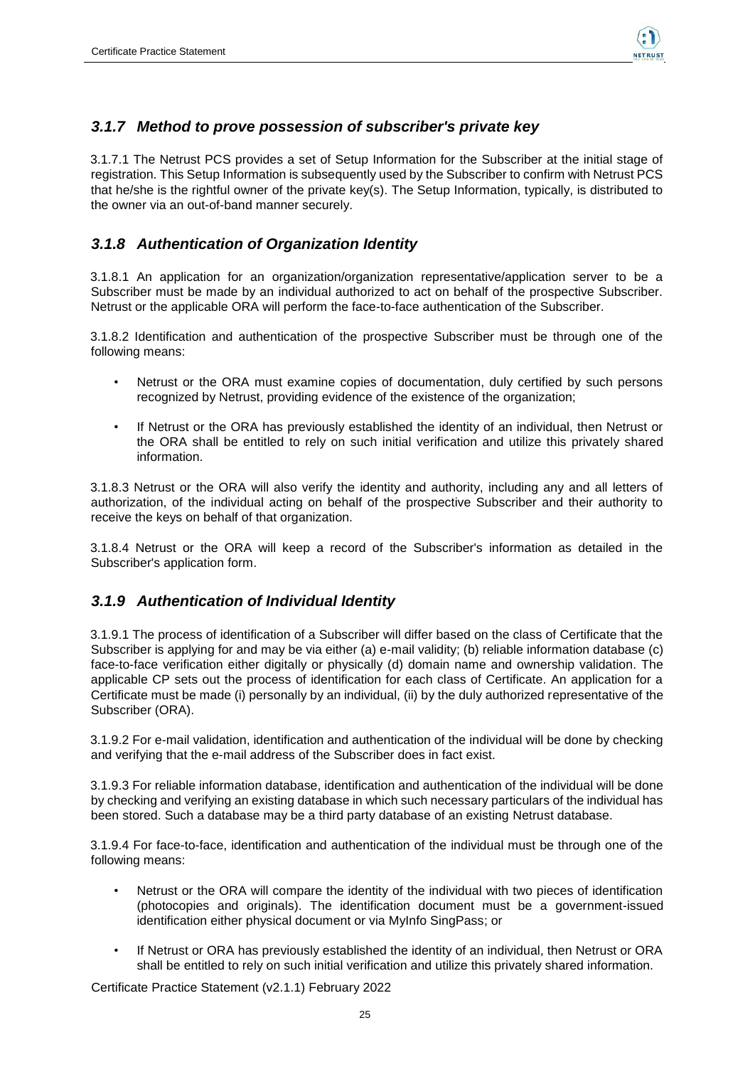### *3.1.7 Method to prove possession of subscriber's private key*

3.1.7.1 The Netrust PCS provides a set of Setup Information for the Subscriber at the initial stage of registration. This Setup Information is subsequently used by the Subscriber to confirm with Netrust PCS that he/she is the rightful owner of the private key(s). The Setup Information, typically, is distributed to the owner via an out-of-band manner securely.

### *3.1.8 Authentication of Organization Identity*

3.1.8.1 An application for an organization/organization representative/application server to be a Subscriber must be made by an individual authorized to act on behalf of the prospective Subscriber. Netrust or the applicable ORA will perform the face-to-face authentication of the Subscriber.

3.1.8.2 Identification and authentication of the prospective Subscriber must be through one of the following means:

- Netrust or the ORA must examine copies of documentation, duly certified by such persons recognized by Netrust, providing evidence of the existence of the organization;
- If Netrust or the ORA has previously established the identity of an individual, then Netrust or the ORA shall be entitled to rely on such initial verification and utilize this privately shared information.

3.1.8.3 Netrust or the ORA will also verify the identity and authority, including any and all letters of authorization, of the individual acting on behalf of the prospective Subscriber and their authority to receive the keys on behalf of that organization.

3.1.8.4 Netrust or the ORA will keep a record of the Subscriber's information as detailed in the Subscriber's application form.

### *3.1.9 Authentication of Individual Identity*

3.1.9.1 The process of identification of a Subscriber will differ based on the class of Certificate that the Subscriber is applying for and may be via either (a) e-mail validity; (b) reliable information database (c) face-to-face verification either digitally or physically (d) domain name and ownership validation. The applicable CP sets out the process of identification for each class of Certificate. An application for a Certificate must be made (i) personally by an individual, (ii) by the duly authorized representative of the Subscriber (ORA).

3.1.9.2 For e-mail validation, identification and authentication of the individual will be done by checking and verifying that the e-mail address of the Subscriber does in fact exist.

3.1.9.3 For reliable information database, identification and authentication of the individual will be done by checking and verifying an existing database in which such necessary particulars of the individual has been stored. Such a database may be a third party database of an existing Netrust database.

3.1.9.4 For face-to-face, identification and authentication of the individual must be through one of the following means:

- Netrust or the ORA will compare the identity of the individual with two pieces of identification (photocopies and originals). The identification document must be a government-issued identification either physical document or via MyInfo SingPass; or
- If Netrust or ORA has previously established the identity of an individual, then Netrust or ORA shall be entitled to rely on such initial verification and utilize this privately shared information.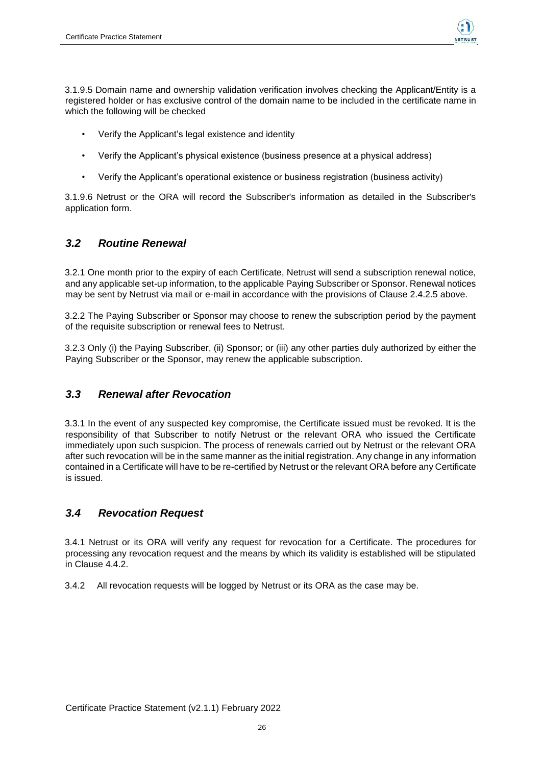3.1.9.5 Domain name and ownership validation verification involves checking the Applicant/Entity is a registered holder or has exclusive control of the domain name to be included in the certificate name in which the following will be checked

- Verify the Applicant's legal existence and identity
- Verify the Applicant's physical existence (business presence at a physical address)
- Verify the Applicant's operational existence or business registration (business activity)

3.1.9.6 Netrust or the ORA will record the Subscriber's information as detailed in the Subscriber's application form.

## *3.2 Routine Renewal*

3.2.1 One month prior to the expiry of each Certificate, Netrust will send a subscription renewal notice, and any applicable set-up information, to the applicable Paying Subscriber or Sponsor. Renewal notices may be sent by Netrust via mail or e-mail in accordance with the provisions of Clause 2.4.2.5 above.

3.2.2 The Paying Subscriber or Sponsor may choose to renew the subscription period by the payment of the requisite subscription or renewal fees to Netrust.

3.2.3 Only (i) the Paying Subscriber, (ii) Sponsor; or (iii) any other parties duly authorized by either the Paying Subscriber or the Sponsor, may renew the applicable subscription.

## *3.3 Renewal after Revocation*

3.3.1 In the event of any suspected key compromise, the Certificate issued must be revoked. It is the responsibility of that Subscriber to notify Netrust or the relevant ORA who issued the Certificate immediately upon such suspicion. The process of renewals carried out by Netrust or the relevant ORA after such revocation will be in the same manner as the initial registration. Any change in any information contained in a Certificate will have to be re-certified by Netrust or the relevant ORA before any Certificate is issued.

## *3.4 Revocation Request*

3.4.1 Netrust or its ORA will verify any request for revocation for a Certificate. The procedures for processing any revocation request and the means by which its validity is established will be stipulated in Clause 4.4.2.

3.4.2 All revocation requests will be logged by Netrust or its ORA as the case may be.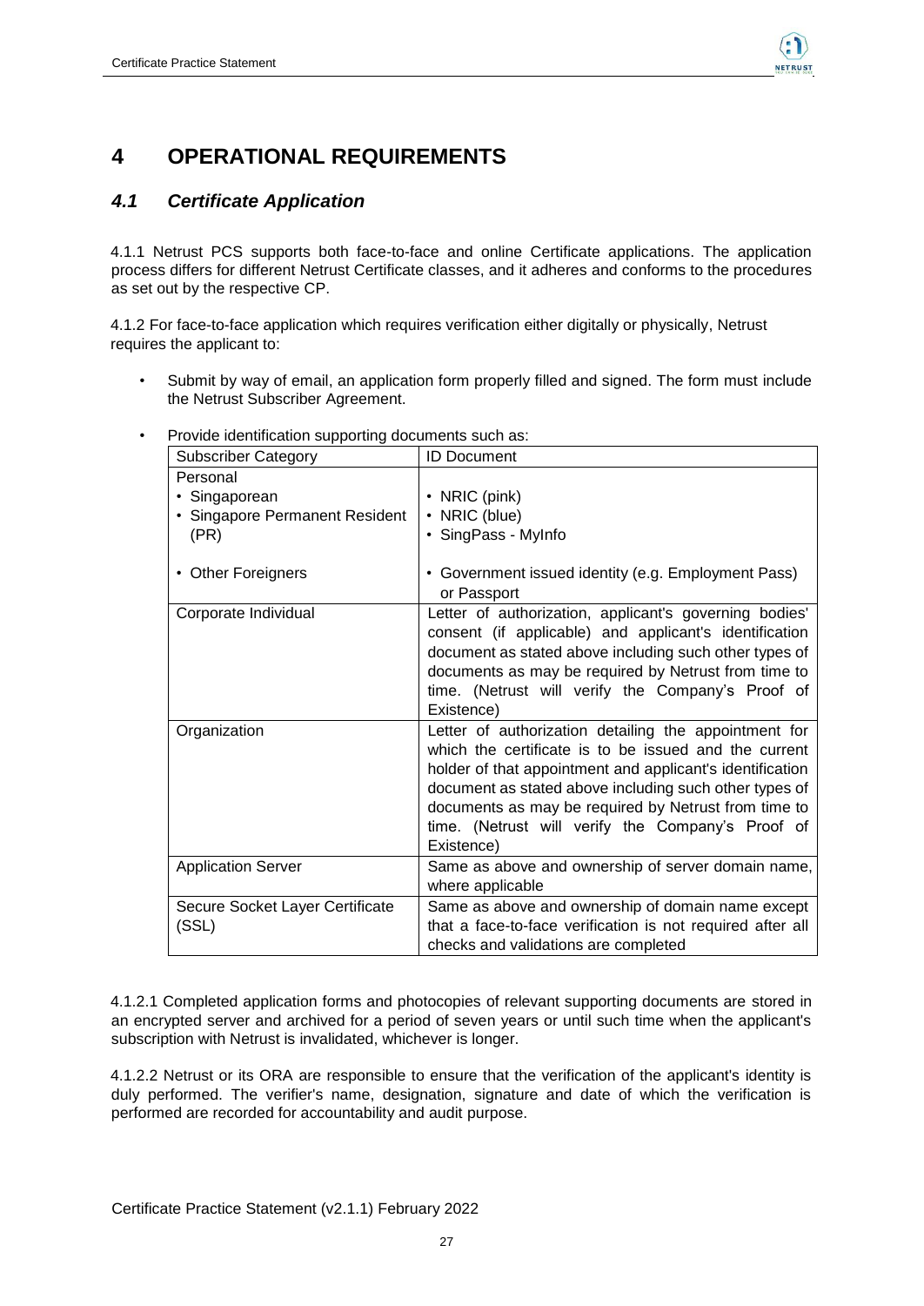# 4 OPERATIONAL REQUIREMENTS

## *4.1 Certificate Application*

4.1.1 Netrust PCS supports both face-to-face and online Certificate applications. The application process differs for different Netrust Certificate classes, and it adheres and conforms to the procedures as set out by the respective CP.

4.1.2 For face-to-face application which requires verification either digitally or physically, Netrust requires the applicant to:

- Submit by way of email, an application form properly filled and signed. The form must include the Netrust Subscriber Agreement.
- Provide identification supporting documents such as:

| Subscriber Category | ID Document |
| --- | --- |
| Personal<br>• Singaporean<br>• Singapore Permanent Resident (PR)<br><br>• Other Foreigners | <br>• NRIC (pink)<br>• NRIC (blue)<br>• SingPass - MyInfo<br><br>• Government issued identity (e.g. Employment Pass) or Passport |
| Corporate Individual | Letter of authorization, applicant's governing bodies' consent (if applicable) and applicant's identification document as stated above including such other types of documents as may be required by Netrust from time to time. (Netrust will verify the Company's Proof of Existence) |
| Organization | Letter of authorization detailing the appointment for which the certificate is to be issued and the current holder of that appointment and applicant's identification document as stated above including such other types of documents as may be required by Netrust from time to time. (Netrust will verify the Company's Proof of Existence) |
| Application Server | Same as above and ownership of server domain name, where applicable |
| Secure Socket Layer Certificate (SSL) | Same as above and ownership of domain name except that a face-to-face verification is not required after all checks and validations are completed |

4.1.2.1 Completed application forms and photocopies of relevant supporting documents are stored in an encrypted server and archived for a period of seven years or until such time when the applicant's subscription with Netrust is invalidated, whichever is longer.

4.1.2.2 Netrust or its ORA are responsible to ensure that the verification of the applicant's identity is duly performed. The verifier's name, designation, signature and date of which the verification is performed are recorded for accountability and audit purpose.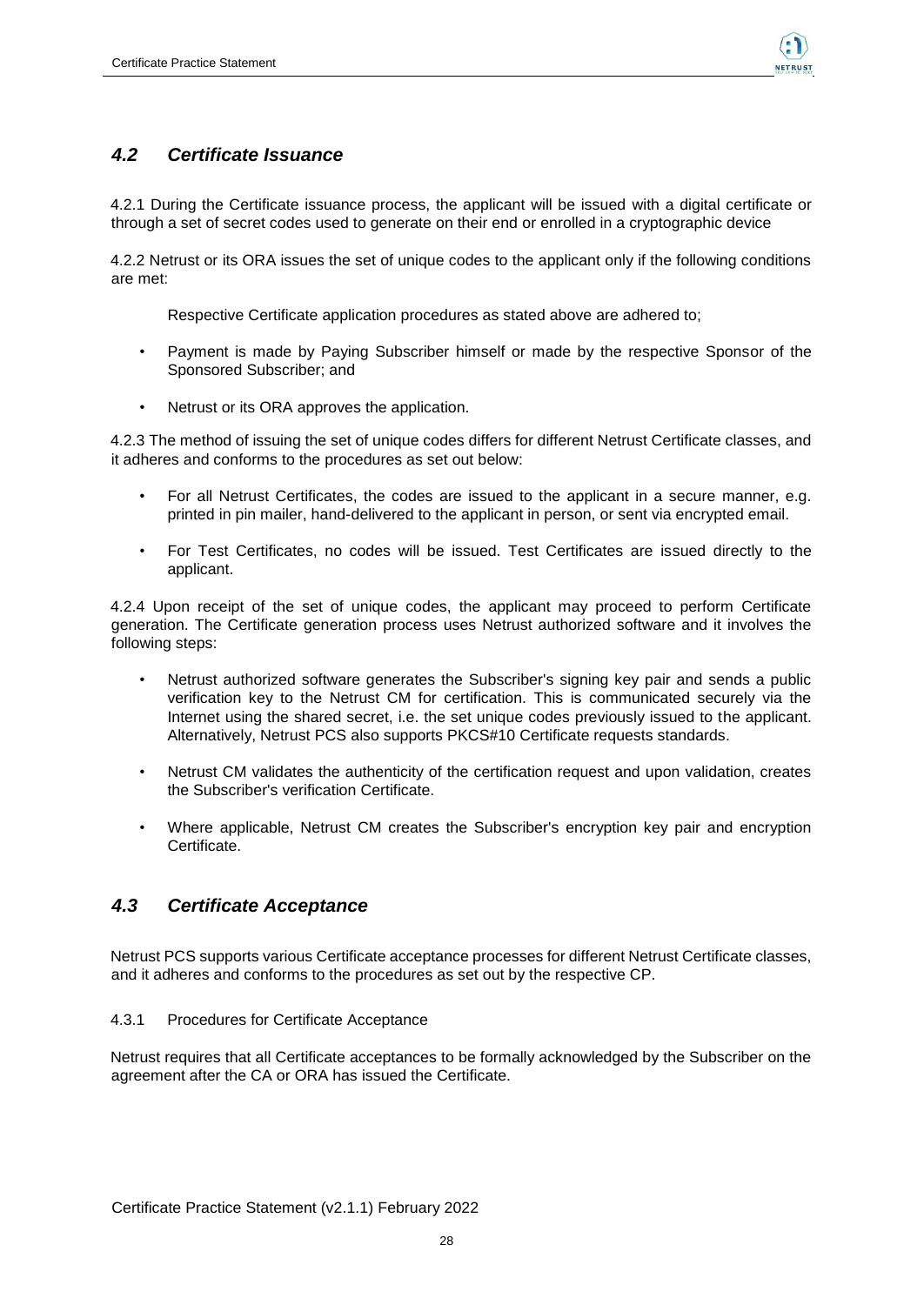## *4.2 Certificate Issuance*

4.2.1 During the Certificate issuance process, the applicant will be issued with a digital certificate or through a set of secret codes used to generate on their end or enrolled in a cryptographic device

4.2.2 Netrust or its ORA issues the set of unique codes to the applicant only if the following conditions are met:

Respective Certificate application procedures as stated above are adhered to;

- Payment is made by Paying Subscriber himself or made by the respective Sponsor of the Sponsored Subscriber; and
- Netrust or its ORA approves the application.

4.2.3 The method of issuing the set of unique codes differs for different Netrust Certificate classes, and it adheres and conforms to the procedures as set out below:

- For all Netrust Certificates, the codes are issued to the applicant in a secure manner, e.g. printed in pin mailer, hand-delivered to the applicant in person, or sent via encrypted email.
- For Test Certificates, no codes will be issued. Test Certificates are issued directly to the applicant.

4.2.4 Upon receipt of the set of unique codes, the applicant may proceed to perform Certificate generation. The Certificate generation process uses Netrust authorized software and it involves the following steps:

- Netrust authorized software generates the Subscriber's signing key pair and sends a public verification key to the Netrust CM for certification. This is communicated securely via the Internet using the shared secret, i.e. the set unique codes previously issued to the applicant. Alternatively, Netrust PCS also supports PKCS#10 Certificate requests standards.
- Netrust CM validates the authenticity of the certification request and upon validation, creates the Subscriber's verification Certificate.
- Where applicable, Netrust CM creates the Subscriber's encryption key pair and encryption Certificate.

## *4.3 Certificate Acceptance*

Netrust PCS supports various Certificate acceptance processes for different Netrust Certificate classes, and it adheres and conforms to the procedures as set out by the respective CP.

4.3.1 Procedures for Certificate Acceptance

Netrust requires that all Certificate acceptances to be formally acknowledged by the Subscriber on the agreement after the CA or ORA has issued the Certificate.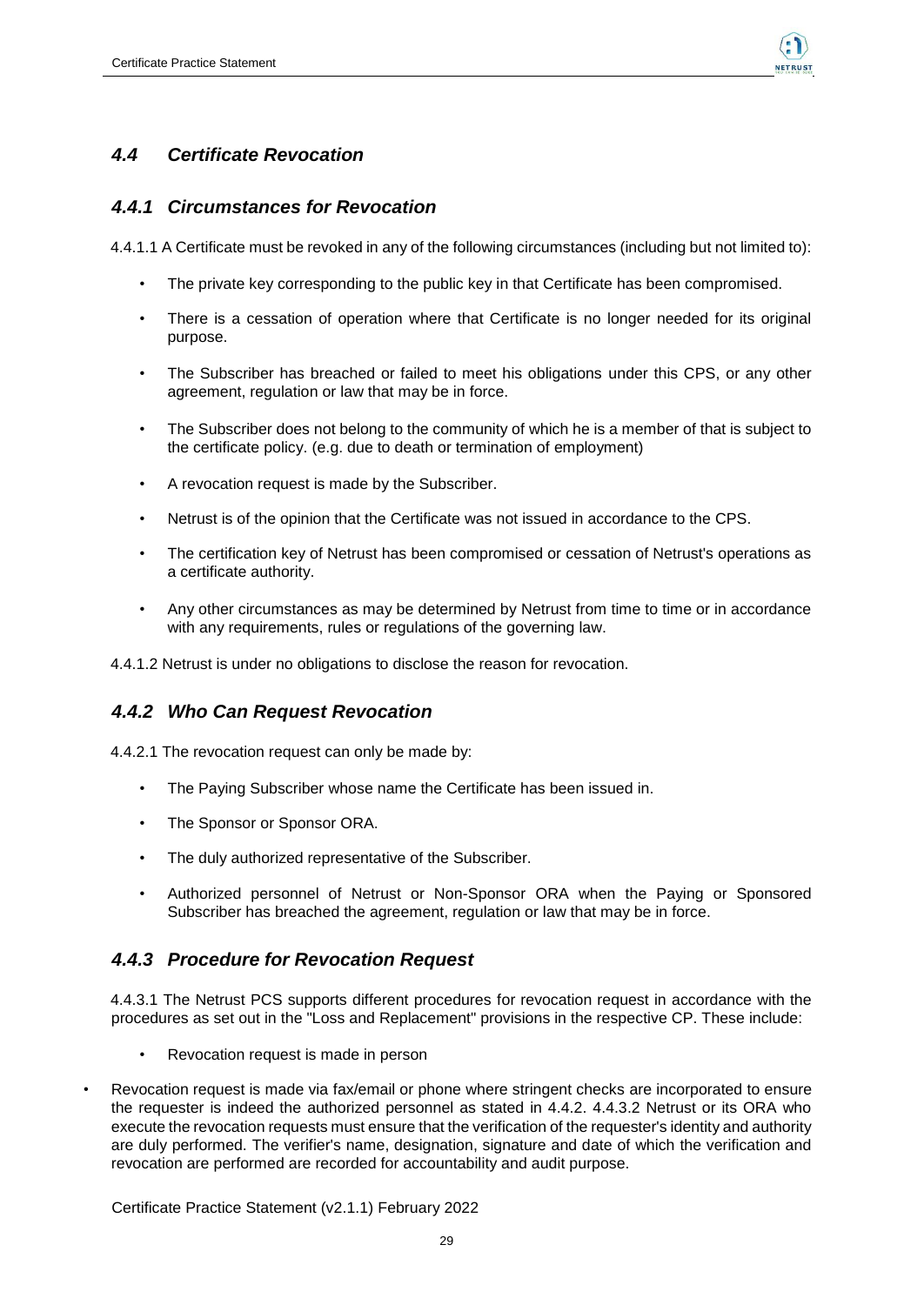## *4.4 Certificate Revocation*

### *4.4.1 Circumstances for Revocation*

4.4.1.1 A Certificate must be revoked in any of the following circumstances (including but not limited to):

- The private key corresponding to the public key in that Certificate has been compromised.
- There is a cessation of operation where that Certificate is no longer needed for its original purpose.
- The Subscriber has breached or failed to meet his obligations under this CPS, or any other agreement, regulation or law that may be in force.
- The Subscriber does not belong to the community of which he is a member of that is subject to the certificate policy. (e.g. due to death or termination of employment)
- A revocation request is made by the Subscriber.
- Netrust is of the opinion that the Certificate was not issued in accordance to the CPS.
- The certification key of Netrust has been compromised or cessation of Netrust's operations as a certificate authority.
- Any other circumstances as may be determined by Netrust from time to time or in accordance with any requirements, rules or regulations of the governing law.

4.4.1.2 Netrust is under no obligations to disclose the reason for revocation.

### *4.4.2 Who Can Request Revocation*

4.4.2.1 The revocation request can only be made by:

- The Paying Subscriber whose name the Certificate has been issued in.
- The Sponsor or Sponsor ORA.
- The duly authorized representative of the Subscriber.
- Authorized personnel of Netrust or Non-Sponsor ORA when the Paying or Sponsored Subscriber has breached the agreement, regulation or law that may be in force.

### *4.4.3 Procedure for Revocation Request*

4.4.3.1 The Netrust PCS supports different procedures for revocation request in accordance with the procedures as set out in the "Loss and Replacement" provisions in the respective CP. These include:

- Revocation request is made in person
- Revocation request is made via fax/email or phone where stringent checks are incorporated to ensure the requester is indeed the authorized personnel as stated in 4.4.2. 4.4.3.2 Netrust or its ORA who execute the revocation requests must ensure that the verification of the requester's identity and authority are duly performed. The verifier's name, designation, signature and date of which the verification and revocation are performed are recorded for accountability and audit purpose.

Certificate Practice Statement (v2.1.1) February 2022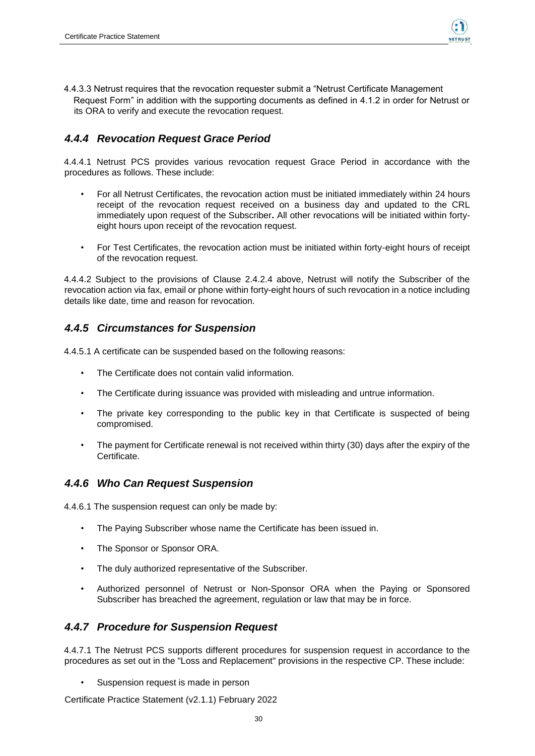4.4.3.3 Netrust requires that the revocation requester submit a "Netrust Certificate Management Request Form" in addition with the supporting documents as defined in 4.1.2 in order for Netrust or its ORA to verify and execute the revocation request.

### *4.4.4 Revocation Request Grace Period*

4.4.4.1 Netrust PCS provides various revocation request Grace Period in accordance with the procedures as follows. These include:

- For all Netrust Certificates, the revocation action must be initiated immediately within 24 hours receipt of the revocation request received on a business day and updated to the CRL immediately upon request of the Subscriber**.** All other revocations will be initiated within forty-eight hours upon receipt of the revocation request.
- For Test Certificates, the revocation action must be initiated within forty-eight hours of receipt of the revocation request.

4.4.4.2 Subject to the provisions of Clause 2.4.2.4 above, Netrust will notify the Subscriber of the revocation action via fax, email or phone within forty-eight hours of such revocation in a notice including details like date, time and reason for revocation.

### *4.4.5 Circumstances for Suspension*

4.4.5.1 A certificate can be suspended based on the following reasons:

- The Certificate does not contain valid information.
- The Certificate during issuance was provided with misleading and untrue information.
- The private key corresponding to the public key in that Certificate is suspected of being compromised.
- The payment for Certificate renewal is not received within thirty (30) days after the expiry of the Certificate.

### *4.4.6 Who Can Request Suspension*

4.4.6.1 The suspension request can only be made by:

- The Paying Subscriber whose name the Certificate has been issued in.
- The Sponsor or Sponsor ORA.
- The duly authorized representative of the Subscriber.
- Authorized personnel of Netrust or Non-Sponsor ORA when the Paying or Sponsored Subscriber has breached the agreement, regulation or law that may be in force.

### *4.4.7 Procedure for Suspension Request*

4.4.7.1 The Netrust PCS supports different procedures for suspension request in accordance to the procedures as set out in the "Loss and Replacement" provisions in the respective CP. These include:

- Suspension request is made in person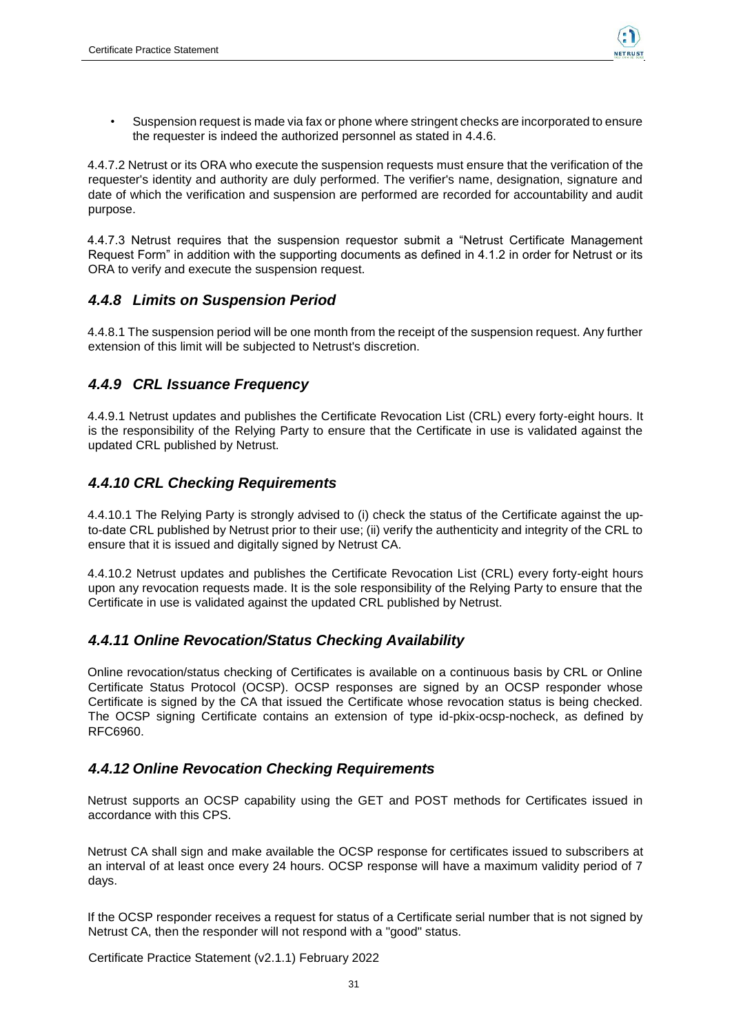- Suspension request is made via fax or phone where stringent checks are incorporated to ensure the requester is indeed the authorized personnel as stated in 4.4.6.

4.4.7.2 Netrust or its ORA who execute the suspension requests must ensure that the verification of the requester's identity and authority are duly performed. The verifier's name, designation, signature and date of which the verification and suspension are performed are recorded for accountability and audit purpose.

4.4.7.3 Netrust requires that the suspension requestor submit a "Netrust Certificate Management Request Form" in addition with the supporting documents as defined in 4.1.2 in order for Netrust or its ORA to verify and execute the suspension request.

### *4.4.8 Limits on Suspension Period*

4.4.8.1 The suspension period will be one month from the receipt of the suspension request. Any further extension of this limit will be subjected to Netrust's discretion.

### *4.4.9 CRL Issuance Frequency*

4.4.9.1 Netrust updates and publishes the Certificate Revocation List (CRL) every forty-eight hours. It is the responsibility of the Relying Party to ensure that the Certificate in use is validated against the updated CRL published by Netrust.

### *4.4.10 CRL Checking Requirements*

4.4.10.1 The Relying Party is strongly advised to (i) check the status of the Certificate against the up-to-date CRL published by Netrust prior to their use; (ii) verify the authenticity and integrity of the CRL to ensure that it is issued and digitally signed by Netrust CA.

4.4.10.2 Netrust updates and publishes the Certificate Revocation List (CRL) every forty-eight hours upon any revocation requests made. It is the sole responsibility of the Relying Party to ensure that the Certificate in use is validated against the updated CRL published by Netrust.

### *4.4.11 Online Revocation/Status Checking Availability*

Online revocation/status checking of Certificates is available on a continuous basis by CRL or Online Certificate Status Protocol (OCSP). OCSP responses are signed by an OCSP responder whose Certificate is signed by the CA that issued the Certificate whose revocation status is being checked. The OCSP signing Certificate contains an extension of type id-pkix-ocsp-nocheck, as defined by RFC6960.

### *4.4.12 Online Revocation Checking Requirements*

Netrust supports an OCSP capability using the GET and POST methods for Certificates issued in accordance with this CPS.

Netrust CA shall sign and make available the OCSP response for certificates issued to subscribers at an interval of at least once every 24 hours. OCSP response will have a maximum validity period of 7 days.

If the OCSP responder receives a request for status of a Certificate serial number that is not signed by Netrust CA, then the responder will not respond with a "good" status.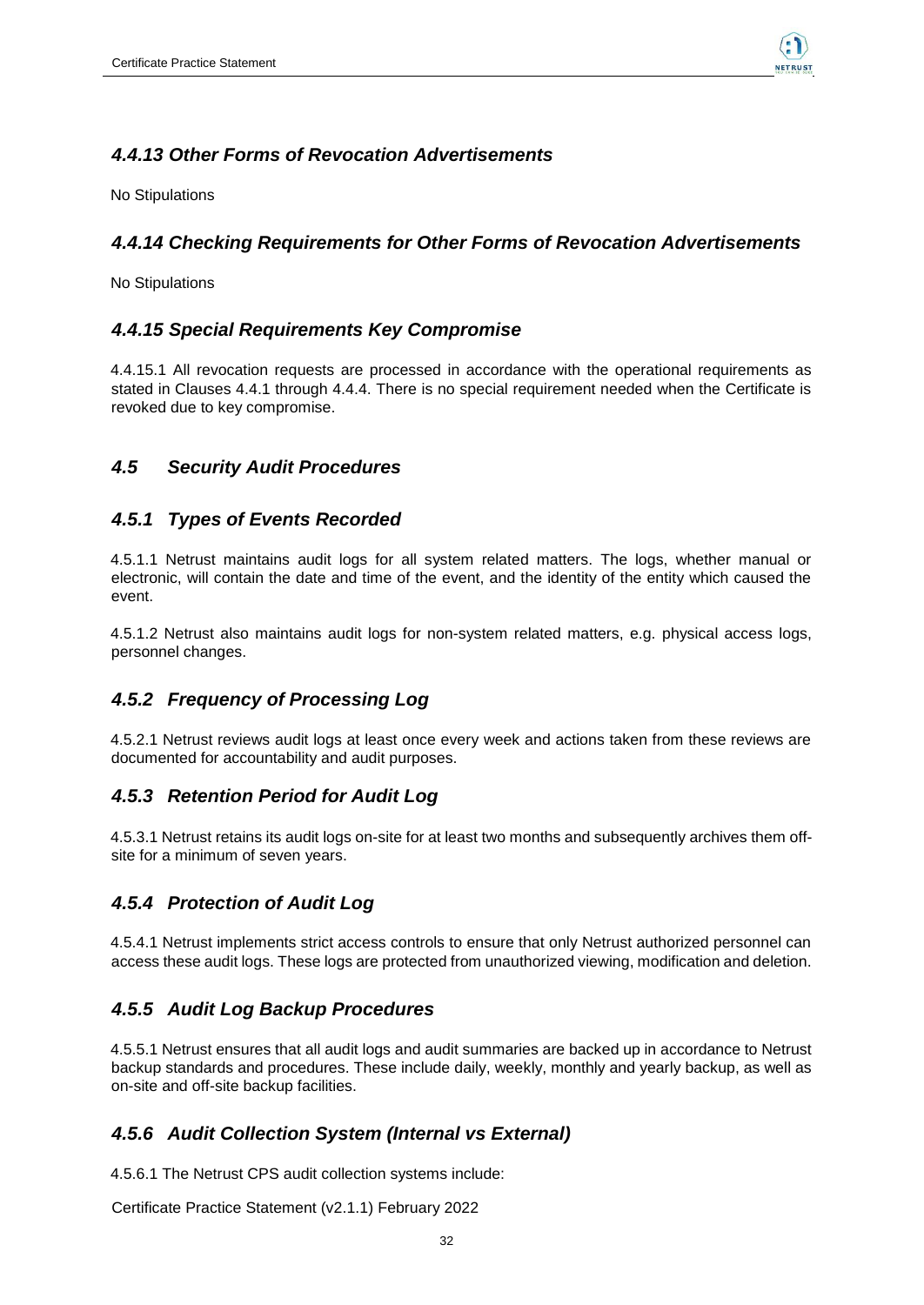### *4.4.13 Other Forms of Revocation Advertisements*

No Stipulations

### *4.4.14 Checking Requirements for Other Forms of Revocation Advertisements*

No Stipulations

### *4.4.15 Special Requirements Key Compromise*

4.4.15.1 All revocation requests are processed in accordance with the operational requirements as stated in Clauses 4.4.1 through 4.4.4. There is no special requirement needed when the Certificate is revoked due to key compromise.

## *4.5 Security Audit Procedures*

### *4.5.1 Types of Events Recorded*

4.5.1.1 Netrust maintains audit logs for all system related matters. The logs, whether manual or electronic, will contain the date and time of the event, and the identity of the entity which caused the event.

4.5.1.2 Netrust also maintains audit logs for non-system related matters, e.g. physical access logs, personnel changes.

### *4.5.2 Frequency of Processing Log*

4.5.2.1 Netrust reviews audit logs at least once every week and actions taken from these reviews are documented for accountability and audit purposes.

### *4.5.3 Retention Period for Audit Log*

4.5.3.1 Netrust retains its audit logs on-site for at least two months and subsequently archives them off-site for a minimum of seven years.

### *4.5.4 Protection of Audit Log*

4.5.4.1 Netrust implements strict access controls to ensure that only Netrust authorized personnel can access these audit logs. These logs are protected from unauthorized viewing, modification and deletion.

### *4.5.5 Audit Log Backup Procedures*

4.5.5.1 Netrust ensures that all audit logs and audit summaries are backed up in accordance to Netrust backup standards and procedures. These include daily, weekly, monthly and yearly backup, as well as on-site and off-site backup facilities.

### *4.5.6 Audit Collection System (Internal vs External)*

4.5.6.1 The Netrust CPS audit collection systems include:

Certificate Practice Statement (v2.1.1) February 2022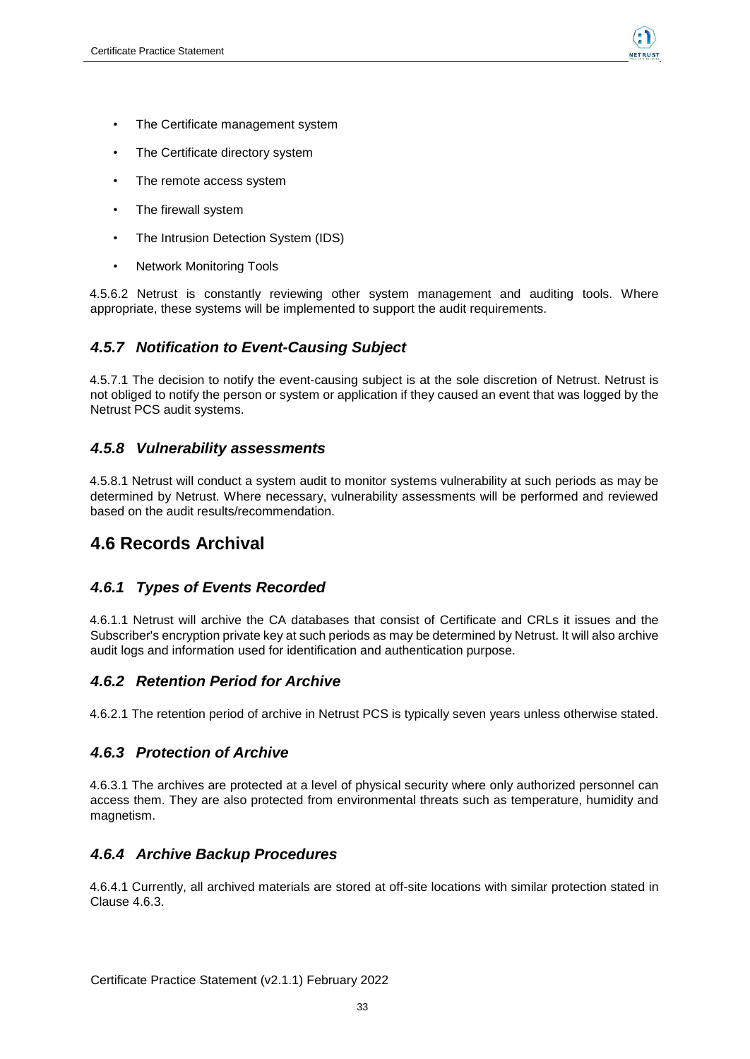- The Certificate management system
- The Certificate directory system
- The remote access system
- The firewall system
- The Intrusion Detection System (IDS)
- Network Monitoring Tools

4.5.6.2 Netrust is constantly reviewing other system management and auditing tools. Where appropriate, these systems will be implemented to support the audit requirements.

### *4.5.7 Notification to Event-Causing Subject*

4.5.7.1 The decision to notify the event-causing subject is at the sole discretion of Netrust. Netrust is not obliged to notify the person or system or application if they caused an event that was logged by the Netrust PCS audit systems.

### *4.5.8 Vulnerability assessments*

4.5.8.1 Netrust will conduct a system audit to monitor systems vulnerability at such periods as may be determined by Netrust. Where necessary, vulnerability assessments will be performed and reviewed based on the audit results/recommendation.

## 4.6 Records Archival

### *4.6.1 Types of Events Recorded*

4.6.1.1 Netrust will archive the CA databases that consist of Certificate and CRLs it issues and the Subscriber's encryption private key at such periods as may be determined by Netrust. It will also archive audit logs and information used for identification and authentication purpose.

### *4.6.2 Retention Period for Archive*

4.6.2.1 The retention period of archive in Netrust PCS is typically seven years unless otherwise stated.

### *4.6.3 Protection of Archive*

4.6.3.1 The archives are protected at a level of physical security where only authorized personnel can access them. They are also protected from environmental threats such as temperature, humidity and magnetism.

### *4.6.4 Archive Backup Procedures*

4.6.4.1 Currently, all archived materials are stored at off-site locations with similar protection stated in Clause 4.6.3.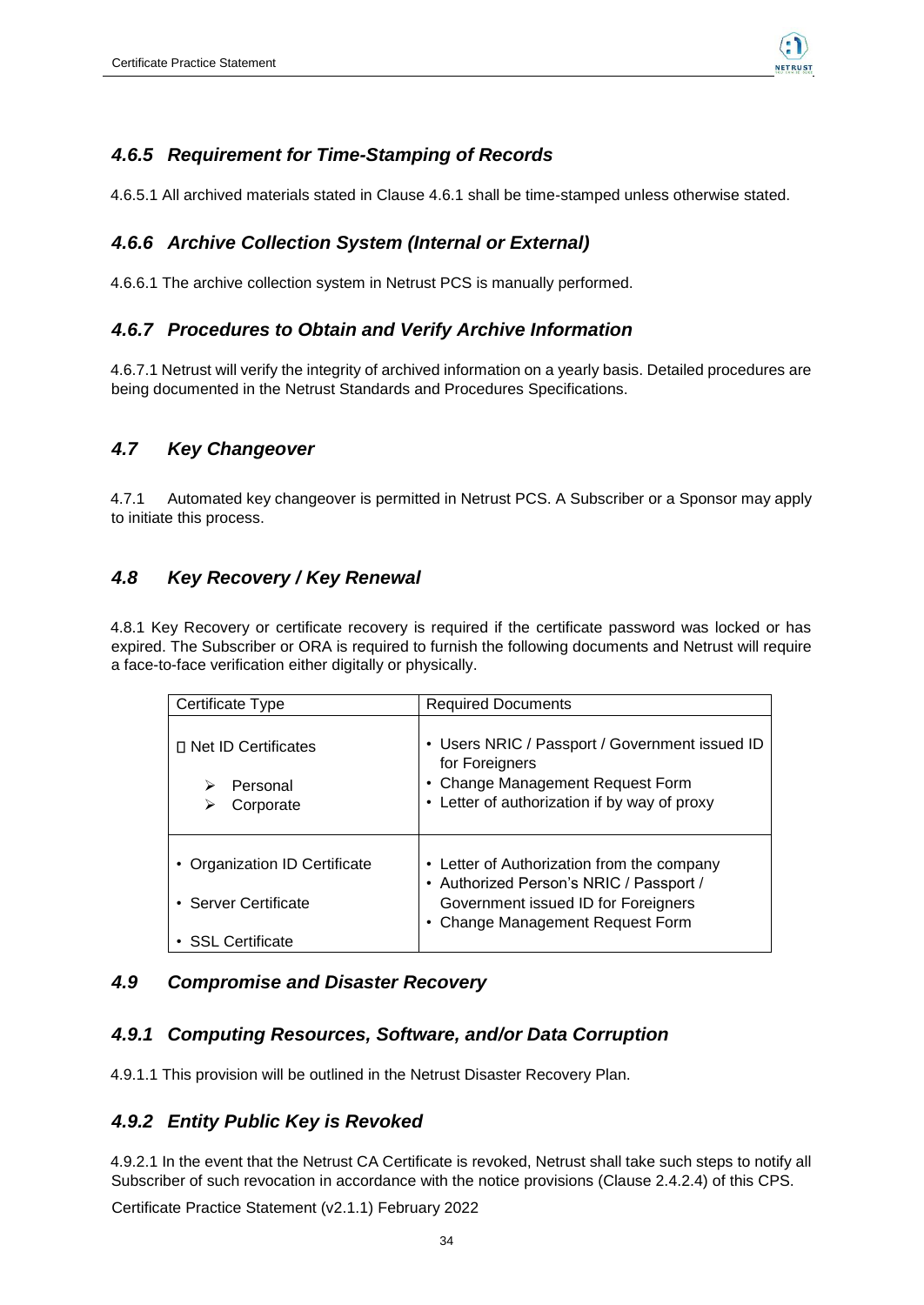### *4.6.5 Requirement for Time-Stamping of Records*

4.6.5.1 All archived materials stated in Clause 4.6.1 shall be time-stamped unless otherwise stated.

### *4.6.6 Archive Collection System (Internal or External)*

4.6.6.1 The archive collection system in Netrust PCS is manually performed.

### *4.6.7 Procedures to Obtain and Verify Archive Information*

4.6.7.1 Netrust will verify the integrity of archived information on a yearly basis. Detailed procedures are being documented in the Netrust Standards and Procedures Specifications.

## *4.7 Key Changeover*

4.7.1 Automated key changeover is permitted in Netrust PCS. A Subscriber or a Sponsor may apply to initiate this process.

## *4.8 Key Recovery / Key Renewal*

4.8.1 Key Recovery or certificate recovery is required if the certificate password was locked or has expired. The Subscriber or ORA is required to furnish the following documents and Netrust will require a face-to-face verification either digitally or physically.

| Certificate Type | Required Documents |
| --- | --- |
| Net ID Certificates<br>➢ Personal<br>➢ Corporate | • Users NRIC / Passport / Government issued ID for Foreigners<br>• Change Management Request Form<br>• Letter of authorization if by way of proxy |
| • Organization ID Certificate<br>• Server Certificate<br>• SSL Certificate | • Letter of Authorization from the company<br>• Authorized Person's NRIC / Passport / Government issued ID for Foreigners<br>• Change Management Request Form |

## *4.9 Compromise and Disaster Recovery*

### *4.9.1 Computing Resources, Software, and/or Data Corruption*

4.9.1.1 This provision will be outlined in the Netrust Disaster Recovery Plan.

### *4.9.2 Entity Public Key is Revoked*

4.9.2.1 In the event that the Netrust CA Certificate is revoked, Netrust shall take such steps to notify all Subscriber of such revocation in accordance with the notice provisions (Clause 2.4.2.4) of this CPS.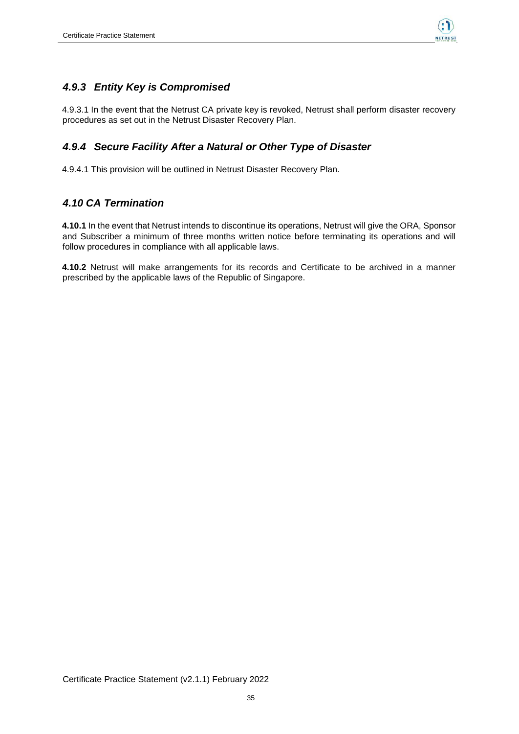### *4.9.3 Entity Key is Compromised*

4.9.3.1 In the event that the Netrust CA private key is revoked, Netrust shall perform disaster recovery procedures as set out in the Netrust Disaster Recovery Plan.

### *4.9.4 Secure Facility After a Natural or Other Type of Disaster*

4.9.4.1 This provision will be outlined in Netrust Disaster Recovery Plan.

## *4.10 CA Termination*

**4.10.1** In the event that Netrust intends to discontinue its operations, Netrust will give the ORA, Sponsor and Subscriber a minimum of three months written notice before terminating its operations and will follow procedures in compliance with all applicable laws.

**4.10.2** Netrust will make arrangements for its records and Certificate to be archived in a manner prescribed by the applicable laws of the Republic of Singapore.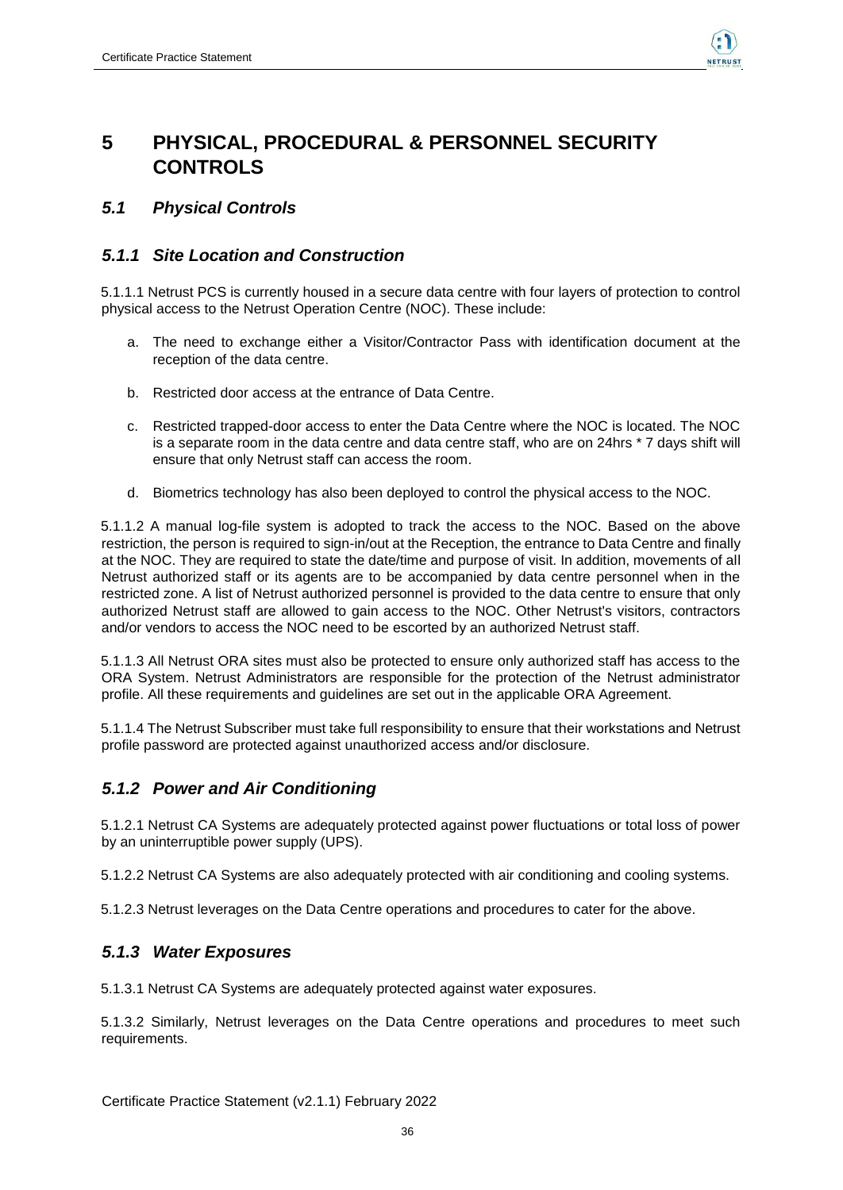# 5 PHYSICAL, PROCEDURAL & PERSONNEL SECURITY CONTROLS

## 5.1 Physical Controls

### 5.1.1 Site Location and Construction

5.1.1.1 Netrust PCS is currently housed in a secure data centre with four layers of protection to control physical access to the Netrust Operation Centre (NOC). These include:

a. The need to exchange either a Visitor/Contractor Pass with identification document at the reception of the data centre.

b. Restricted door access at the entrance of Data Centre.

c. Restricted trapped-door access to enter the Data Centre where the NOC is located. The NOC is a separate room in the data centre and data centre staff, who are on 24hrs * 7 days shift will ensure that only Netrust staff can access the room.

d. Biometrics technology has also been deployed to control the physical access to the NOC.

5.1.1.2 A manual log-file system is adopted to track the access to the NOC. Based on the above restriction, the person is required to sign-in/out at the Reception, the entrance to Data Centre and finally at the NOC. They are required to state the date/time and purpose of visit. In addition, movements of all Netrust authorized staff or its agents are to be accompanied by data centre personnel when in the restricted zone. A list of Netrust authorized personnel is provided to the data centre to ensure that only authorized Netrust staff are allowed to gain access to the NOC. Other Netrust's visitors, contractors and/or vendors to access the NOC need to be escorted by an authorized Netrust staff.

5.1.1.3 All Netrust ORA sites must also be protected to ensure only authorized staff has access to the ORA System. Netrust Administrators are responsible for the protection of the Netrust administrator profile. All these requirements and guidelines are set out in the applicable ORA Agreement.

5.1.1.4 The Netrust Subscriber must take full responsibility to ensure that their workstations and Netrust profile password are protected against unauthorized access and/or disclosure.

### 5.1.2 Power and Air Conditioning

5.1.2.1 Netrust CA Systems are adequately protected against power fluctuations or total loss of power by an uninterruptible power supply (UPS).

5.1.2.2 Netrust CA Systems are also adequately protected with air conditioning and cooling systems.

5.1.2.3 Netrust leverages on the Data Centre operations and procedures to cater for the above.

### 5.1.3 Water Exposures

5.1.3.1 Netrust CA Systems are adequately protected against water exposures.

5.1.3.2 Similarly, Netrust leverages on the Data Centre operations and procedures to meet such requirements.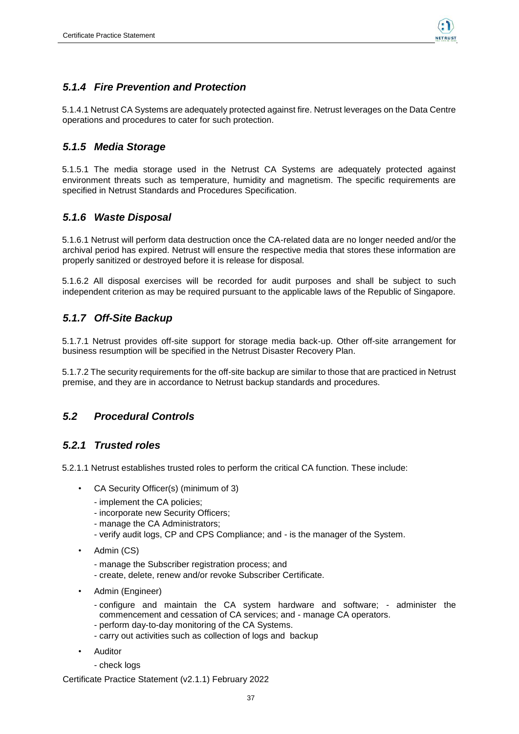### *5.1.4 Fire Prevention and Protection*

5.1.4.1 Netrust CA Systems are adequately protected against fire. Netrust leverages on the Data Centre operations and procedures to cater for such protection.

### *5.1.5 Media Storage*

5.1.5.1 The media storage used in the Netrust CA Systems are adequately protected against environment threats such as temperature, humidity and magnetism. The specific requirements are specified in Netrust Standards and Procedures Specification.

### *5.1.6 Waste Disposal*

5.1.6.1 Netrust will perform data destruction once the CA-related data are no longer needed and/or the archival period has expired. Netrust will ensure the respective media that stores these information are properly sanitized or destroyed before it is release for disposal.

5.1.6.2 All disposal exercises will be recorded for audit purposes and shall be subject to such independent criterion as may be required pursuant to the applicable laws of the Republic of Singapore.

### *5.1.7 Off-Site Backup*

5.1.7.1 Netrust provides off-site support for storage media back-up. Other off-site arrangement for business resumption will be specified in the Netrust Disaster Recovery Plan.

5.1.7.2 The security requirements for the off-site backup are similar to those that are practiced in Netrust premise, and they are in accordance to Netrust backup standards and procedures.

## *5.2 Procedural Controls*

### *5.2.1 Trusted roles*

5.2.1.1 Netrust establishes trusted roles to perform the critical CA function. These include:

- CA Security Officer(s) (minimum of 3)
  - implement the CA policies;
  - incorporate new Security Officers;
  - manage the CA Administrators;
  - verify audit logs, CP and CPS Compliance; and - is the manager of the System.
- Admin (CS)
  - manage the Subscriber registration process; and
  - create, delete, renew and/or revoke Subscriber Certificate.
- Admin (Engineer)
  - configure and maintain the CA system hardware and software; - administer the commencement and cessation of CA services; and - manage CA operators.
  - perform day-to-day monitoring of the CA Systems.
  - carry out activities such as collection of logs and backup
- Auditor
  - check logs

Certificate Practice Statement (v2.1.1) February 2022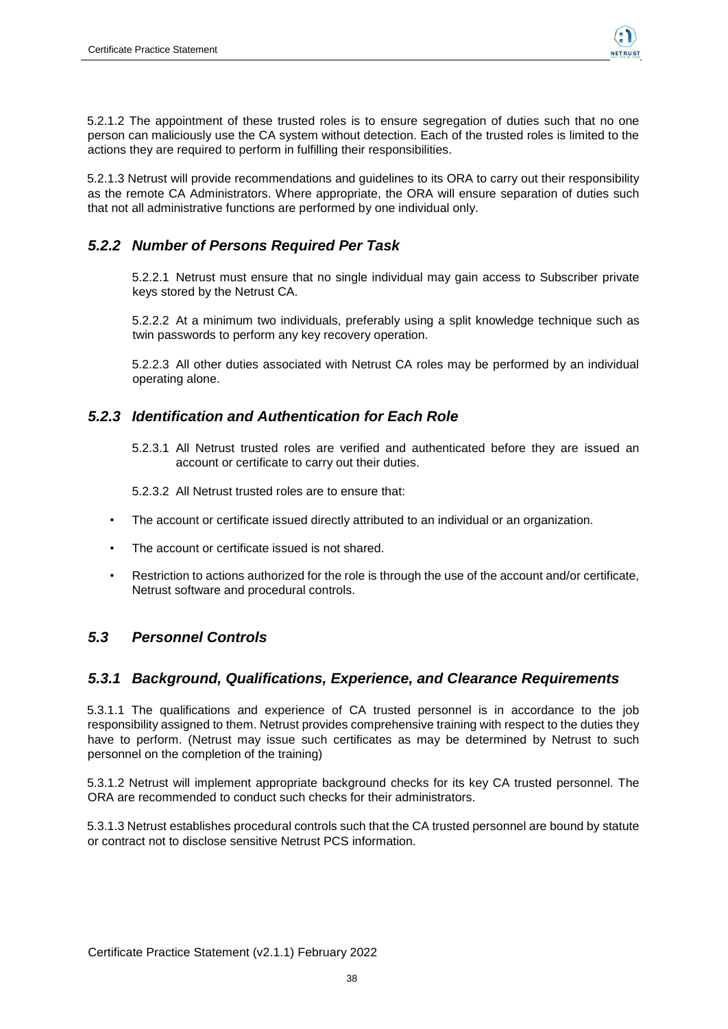5.2.1.2 The appointment of these trusted roles is to ensure segregation of duties such that no one person can maliciously use the CA system without detection. Each of the trusted roles is limited to the actions they are required to perform in fulfilling their responsibilities.

5.2.1.3 Netrust will provide recommendations and guidelines to its ORA to carry out their responsibility as the remote CA Administrators. Where appropriate, the ORA will ensure separation of duties such that not all administrative functions are performed by one individual only.

### *5.2.2 Number of Persons Required Per Task*

5.2.2.1 Netrust must ensure that no single individual may gain access to Subscriber private keys stored by the Netrust CA.

5.2.2.2 At a minimum two individuals, preferably using a split knowledge technique such as twin passwords to perform any key recovery operation.

5.2.2.3 All other duties associated with Netrust CA roles may be performed by an individual operating alone.

### *5.2.3 Identification and Authentication for Each Role*

5.2.3.1 All Netrust trusted roles are verified and authenticated before they are issued an account or certificate to carry out their duties.

5.2.3.2 All Netrust trusted roles are to ensure that:

- The account or certificate issued directly attributed to an individual or an organization.
- The account or certificate issued is not shared.
- Restriction to actions authorized for the role is through the use of the account and/or certificate, Netrust software and procedural controls.

## *5.3 Personnel Controls*

### *5.3.1 Background, Qualifications, Experience, and Clearance Requirements*

5.3.1.1 The qualifications and experience of CA trusted personnel is in accordance to the job responsibility assigned to them. Netrust provides comprehensive training with respect to the duties they have to perform. (Netrust may issue such certificates as may be determined by Netrust to such personnel on the completion of the training)

5.3.1.2 Netrust will implement appropriate background checks for its key CA trusted personnel. The ORA are recommended to conduct such checks for their administrators.

5.3.1.3 Netrust establishes procedural controls such that the CA trusted personnel are bound by statute or contract not to disclose sensitive Netrust PCS information.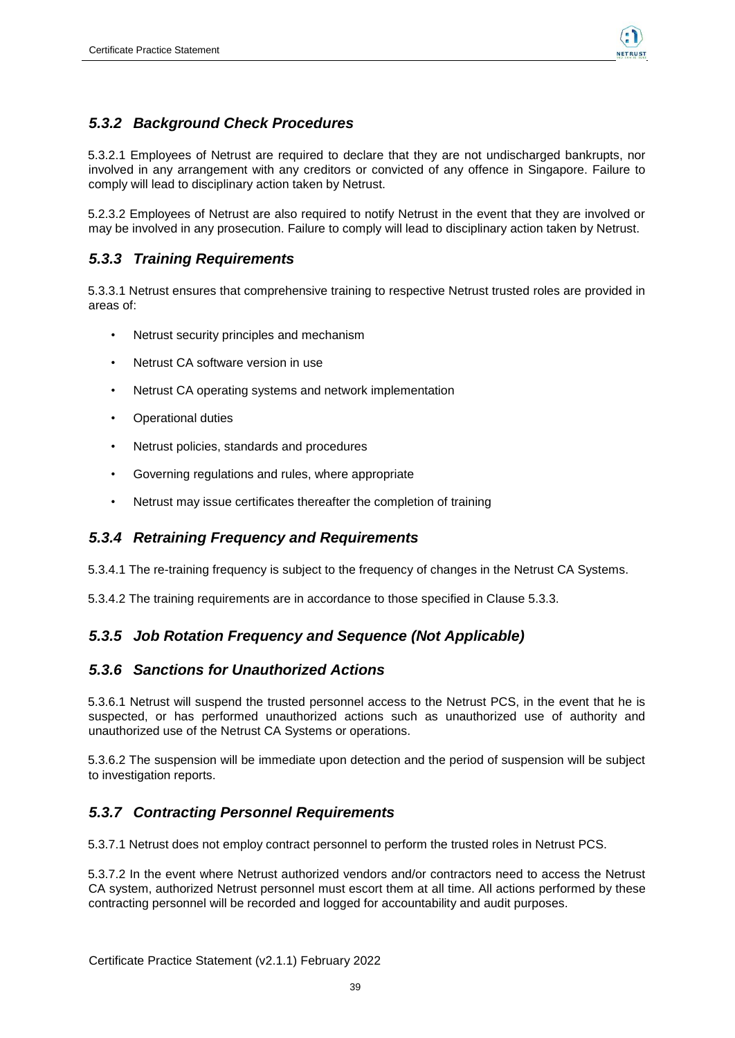### *5.3.2 Background Check Procedures*

5.3.2.1 Employees of Netrust are required to declare that they are not undischarged bankrupts, nor involved in any arrangement with any creditors or convicted of any offence in Singapore. Failure to comply will lead to disciplinary action taken by Netrust.

5.2.3.2 Employees of Netrust are also required to notify Netrust in the event that they are involved or may be involved in any prosecution. Failure to comply will lead to disciplinary action taken by Netrust.

### *5.3.3 Training Requirements*

5.3.3.1 Netrust ensures that comprehensive training to respective Netrust trusted roles are provided in areas of:

- Netrust security principles and mechanism
- Netrust CA software version in use
- Netrust CA operating systems and network implementation
- Operational duties
- Netrust policies, standards and procedures
- Governing regulations and rules, where appropriate
- Netrust may issue certificates thereafter the completion of training

### *5.3.4 Retraining Frequency and Requirements*

5.3.4.1 The re-training frequency is subject to the frequency of changes in the Netrust CA Systems.

5.3.4.2 The training requirements are in accordance to those specified in Clause 5.3.3.

### *5.3.5 Job Rotation Frequency and Sequence (Not Applicable)*

### *5.3.6 Sanctions for Unauthorized Actions*

5.3.6.1 Netrust will suspend the trusted personnel access to the Netrust PCS, in the event that he is suspected, or has performed unauthorized actions such as unauthorized use of authority and unauthorized use of the Netrust CA Systems or operations.

5.3.6.2 The suspension will be immediate upon detection and the period of suspension will be subject to investigation reports.

### *5.3.7 Contracting Personnel Requirements*

5.3.7.1 Netrust does not employ contract personnel to perform the trusted roles in Netrust PCS.

5.3.7.2 In the event where Netrust authorized vendors and/or contractors need to access the Netrust CA system, authorized Netrust personnel must escort them at all time. All actions performed by these contracting personnel will be recorded and logged for accountability and audit purposes.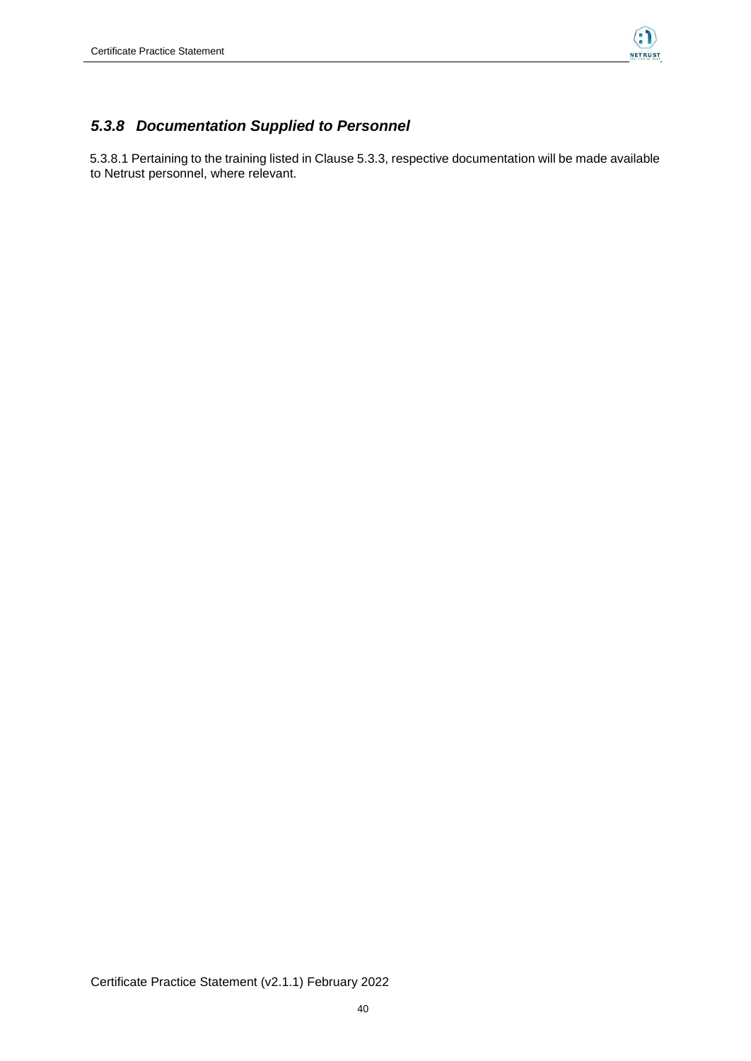### *5.3.8 Documentation Supplied to Personnel*

5.3.8.1 Pertaining to the training listed in Clause 5.3.3, respective documentation will be made available to Netrust personnel, where relevant.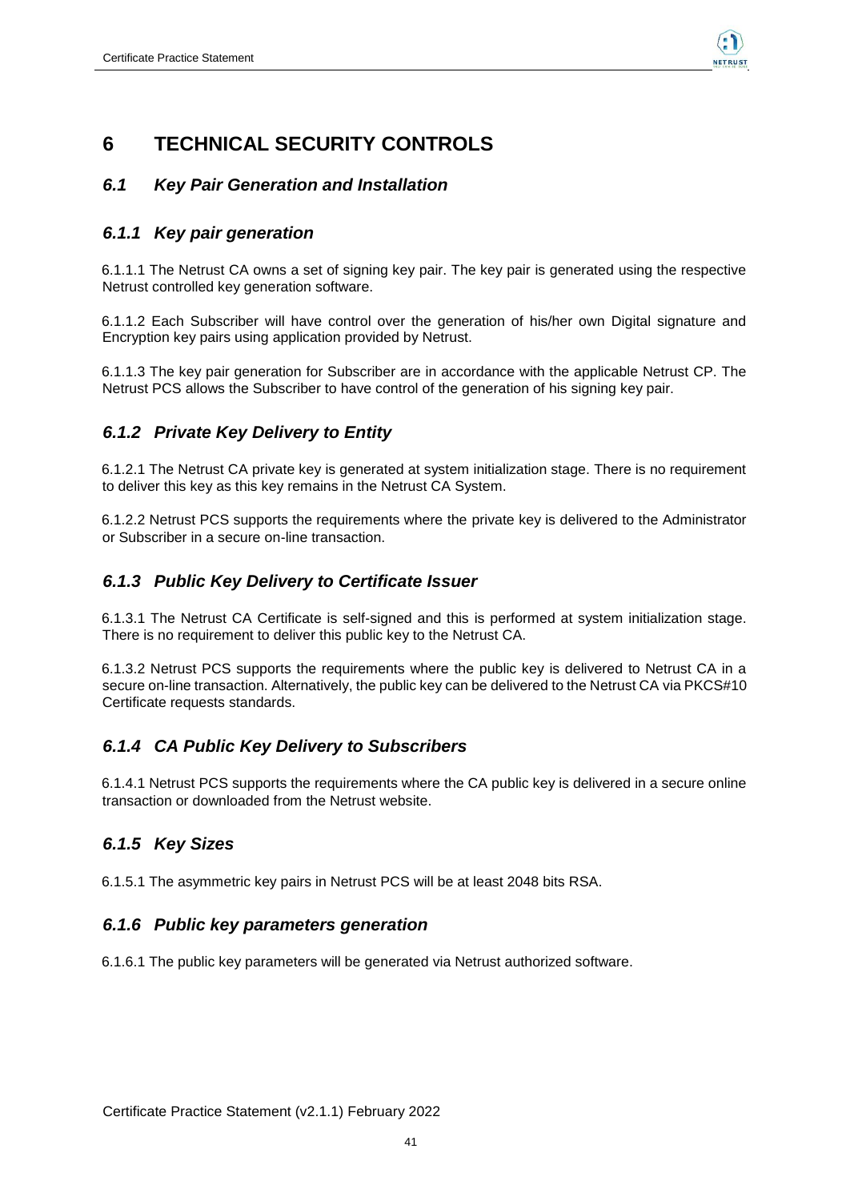# 6 TECHNICAL SECURITY CONTROLS

## *6.1 Key Pair Generation and Installation*

### *6.1.1 Key pair generation*

6.1.1.1 The Netrust CA owns a set of signing key pair. The key pair is generated using the respective Netrust controlled key generation software.

6.1.1.2 Each Subscriber will have control over the generation of his/her own Digital signature and Encryption key pairs using application provided by Netrust.

6.1.1.3 The key pair generation for Subscriber are in accordance with the applicable Netrust CP. The Netrust PCS allows the Subscriber to have control of the generation of his signing key pair.

### *6.1.2 Private Key Delivery to Entity*

6.1.2.1 The Netrust CA private key is generated at system initialization stage. There is no requirement to deliver this key as this key remains in the Netrust CA System.

6.1.2.2 Netrust PCS supports the requirements where the private key is delivered to the Administrator or Subscriber in a secure on-line transaction.

### *6.1.3 Public Key Delivery to Certificate Issuer*

6.1.3.1 The Netrust CA Certificate is self-signed and this is performed at system initialization stage. There is no requirement to deliver this public key to the Netrust CA.

6.1.3.2 Netrust PCS supports the requirements where the public key is delivered to Netrust CA in a secure on-line transaction. Alternatively, the public key can be delivered to the Netrust CA via PKCS#10 Certificate requests standards.

### *6.1.4 CA Public Key Delivery to Subscribers*

6.1.4.1 Netrust PCS supports the requirements where the CA public key is delivered in a secure online transaction or downloaded from the Netrust website.

### *6.1.5 Key Sizes*

6.1.5.1 The asymmetric key pairs in Netrust PCS will be at least 2048 bits RSA.

### *6.1.6 Public key parameters generation*

6.1.6.1 The public key parameters will be generated via Netrust authorized software.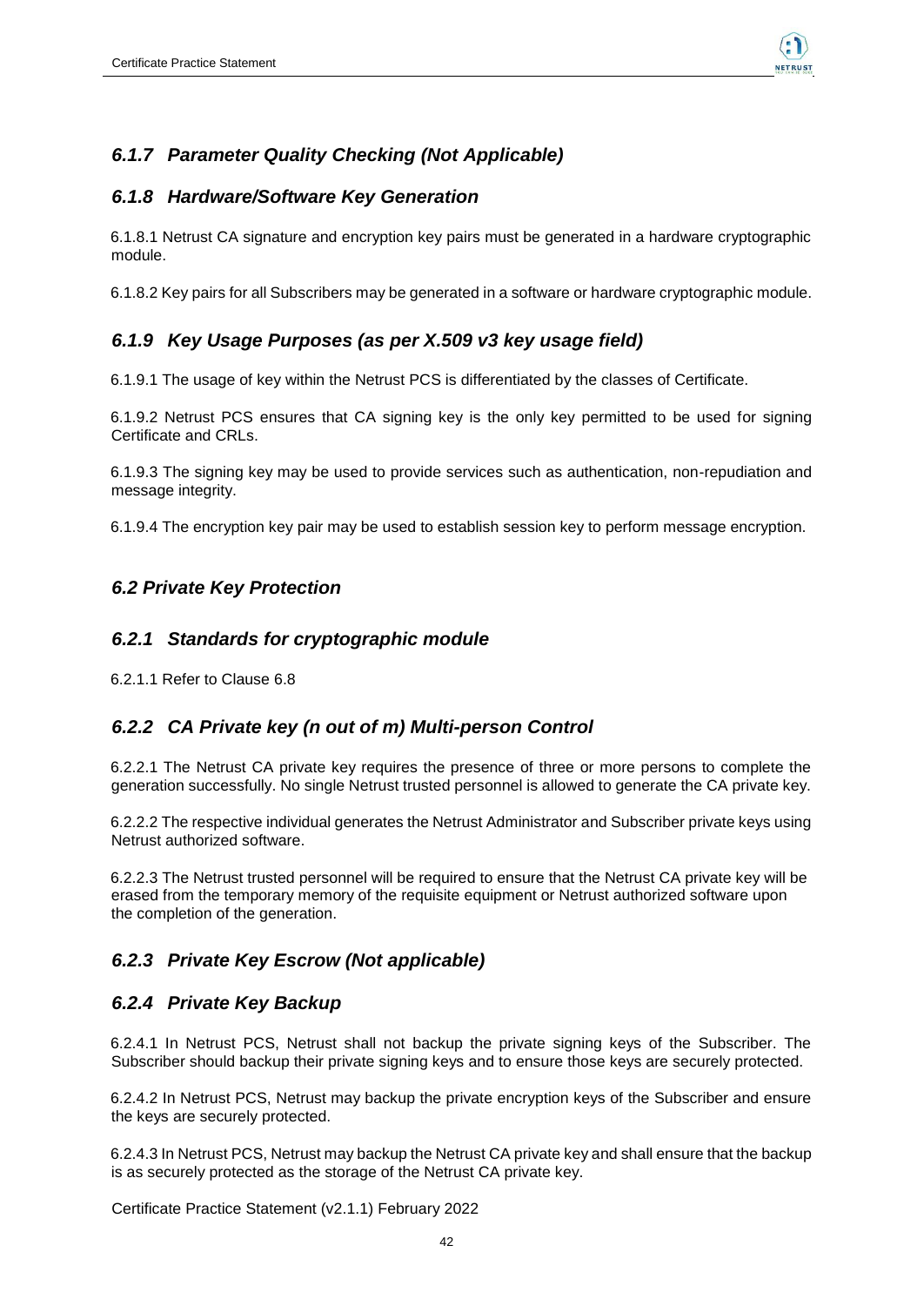### *6.1.7 Parameter Quality Checking (Not Applicable)*

### *6.1.8 Hardware/Software Key Generation*

6.1.8.1 Netrust CA signature and encryption key pairs must be generated in a hardware cryptographic module.

6.1.8.2 Key pairs for all Subscribers may be generated in a software or hardware cryptographic module.

### *6.1.9 Key Usage Purposes (as per X.509 v3 key usage field)*

6.1.9.1 The usage of key within the Netrust PCS is differentiated by the classes of Certificate.

6.1.9.2 Netrust PCS ensures that CA signing key is the only key permitted to be used for signing Certificate and CRLs.

6.1.9.3 The signing key may be used to provide services such as authentication, non-repudiation and message integrity.

6.1.9.4 The encryption key pair may be used to establish session key to perform message encryption.

## *6.2 Private Key Protection*

### *6.2.1 Standards for cryptographic module*

6.2.1.1 Refer to Clause 6.8

### *6.2.2 CA Private key (n out of m) Multi-person Control*

6.2.2.1 The Netrust CA private key requires the presence of three or more persons to complete the generation successfully. No single Netrust trusted personnel is allowed to generate the CA private key.

6.2.2.2 The respective individual generates the Netrust Administrator and Subscriber private keys using Netrust authorized software.

6.2.2.3 The Netrust trusted personnel will be required to ensure that the Netrust CA private key will be erased from the temporary memory of the requisite equipment or Netrust authorized software upon the completion of the generation.

### *6.2.3 Private Key Escrow (Not applicable)*

### *6.2.4 Private Key Backup*

6.2.4.1 In Netrust PCS, Netrust shall not backup the private signing keys of the Subscriber. The Subscriber should backup their private signing keys and to ensure those keys are securely protected.

6.2.4.2 In Netrust PCS, Netrust may backup the private encryption keys of the Subscriber and ensure the keys are securely protected.

6.2.4.3 In Netrust PCS, Netrust may backup the Netrust CA private key and shall ensure that the backup is as securely protected as the storage of the Netrust CA private key.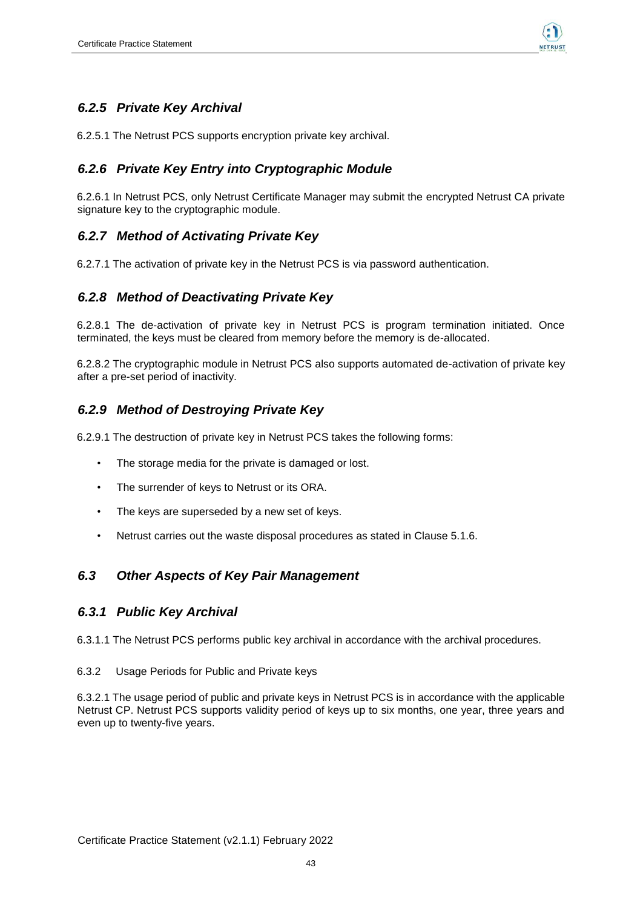### *6.2.5 Private Key Archival*

6.2.5.1 The Netrust PCS supports encryption private key archival.

### *6.2.6 Private Key Entry into Cryptographic Module*

6.2.6.1 In Netrust PCS, only Netrust Certificate Manager may submit the encrypted Netrust CA private signature key to the cryptographic module.

### *6.2.7 Method of Activating Private Key*

6.2.7.1 The activation of private key in the Netrust PCS is via password authentication.

### *6.2.8 Method of Deactivating Private Key*

6.2.8.1 The de-activation of private key in Netrust PCS is program termination initiated. Once terminated, the keys must be cleared from memory before the memory is de-allocated.

6.2.8.2 The cryptographic module in Netrust PCS also supports automated de-activation of private key after a pre-set period of inactivity.

### *6.2.9 Method of Destroying Private Key*

6.2.9.1 The destruction of private key in Netrust PCS takes the following forms:

- The storage media for the private is damaged or lost.
- The surrender of keys to Netrust or its ORA.
- The keys are superseded by a new set of keys.
- Netrust carries out the waste disposal procedures as stated in Clause 5.1.6.

## *6.3 Other Aspects of Key Pair Management*

### *6.3.1 Public Key Archival*

6.3.1.1 The Netrust PCS performs public key archival in accordance with the archival procedures.

6.3.2 Usage Periods for Public and Private keys

6.3.2.1 The usage period of public and private keys in Netrust PCS is in accordance with the applicable Netrust CP. Netrust PCS supports validity period of keys up to six months, one year, three years and even up to twenty-five years.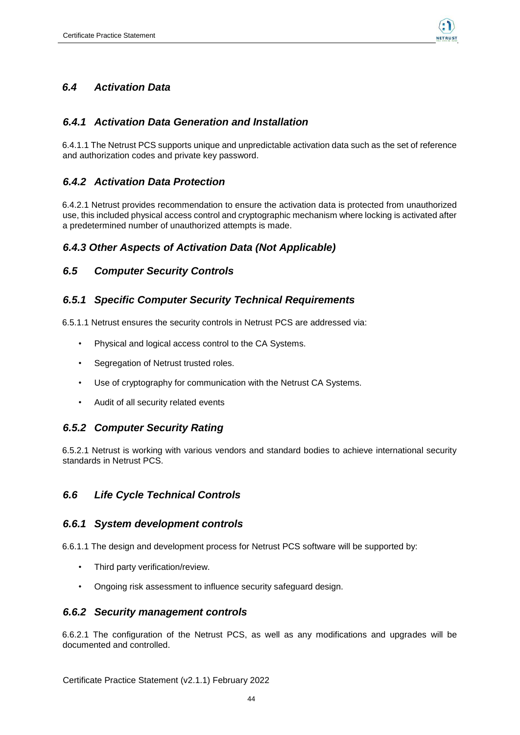## *6.4 Activation Data*

### *6.4.1 Activation Data Generation and Installation*

6.4.1.1 The Netrust PCS supports unique and unpredictable activation data such as the set of reference and authorization codes and private key password.

### *6.4.2 Activation Data Protection*

6.4.2.1 Netrust provides recommendation to ensure the activation data is protected from unauthorized use, this included physical access control and cryptographic mechanism where locking is activated after a predetermined number of unauthorized attempts is made.

### *6.4.3 Other Aspects of Activation Data (Not Applicable)*

## *6.5 Computer Security Controls*

### *6.5.1 Specific Computer Security Technical Requirements*

6.5.1.1 Netrust ensures the security controls in Netrust PCS are addressed via:

- Physical and logical access control to the CA Systems.
- Segregation of Netrust trusted roles.
- Use of cryptography for communication with the Netrust CA Systems.
- Audit of all security related events

### *6.5.2 Computer Security Rating*

6.5.2.1 Netrust is working with various vendors and standard bodies to achieve international security standards in Netrust PCS.

## *6.6 Life Cycle Technical Controls*

### *6.6.1 System development controls*

6.6.1.1 The design and development process for Netrust PCS software will be supported by:

- Third party verification/review.
- Ongoing risk assessment to influence security safeguard design.

### *6.6.2 Security management controls*

6.6.2.1 The configuration of the Netrust PCS, as well as any modifications and upgrades will be documented and controlled.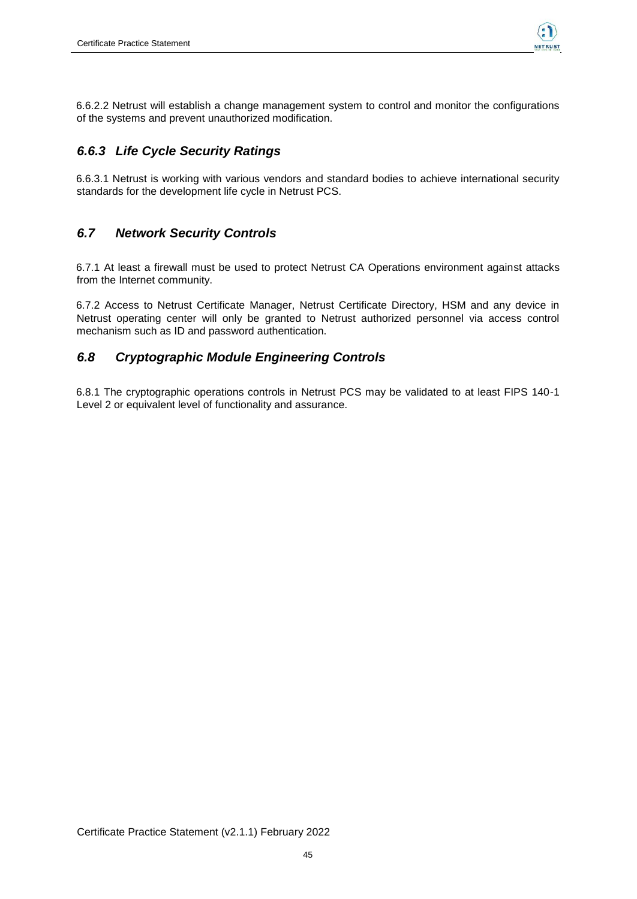6.6.2.2 Netrust will establish a change management system to control and monitor the configurations of the systems and prevent unauthorized modification.

### *6.6.3 Life Cycle Security Ratings*

6.6.3.1 Netrust is working with various vendors and standard bodies to achieve international security standards for the development life cycle in Netrust PCS.

## *6.7 Network Security Controls*

6.7.1 At least a firewall must be used to protect Netrust CA Operations environment against attacks from the Internet community.

6.7.2 Access to Netrust Certificate Manager, Netrust Certificate Directory, HSM and any device in Netrust operating center will only be granted to Netrust authorized personnel via access control mechanism such as ID and password authentication.

## *6.8 Cryptographic Module Engineering Controls*

6.8.1 The cryptographic operations controls in Netrust PCS may be validated to at least FIPS 140-1 Level 2 or equivalent level of functionality and assurance.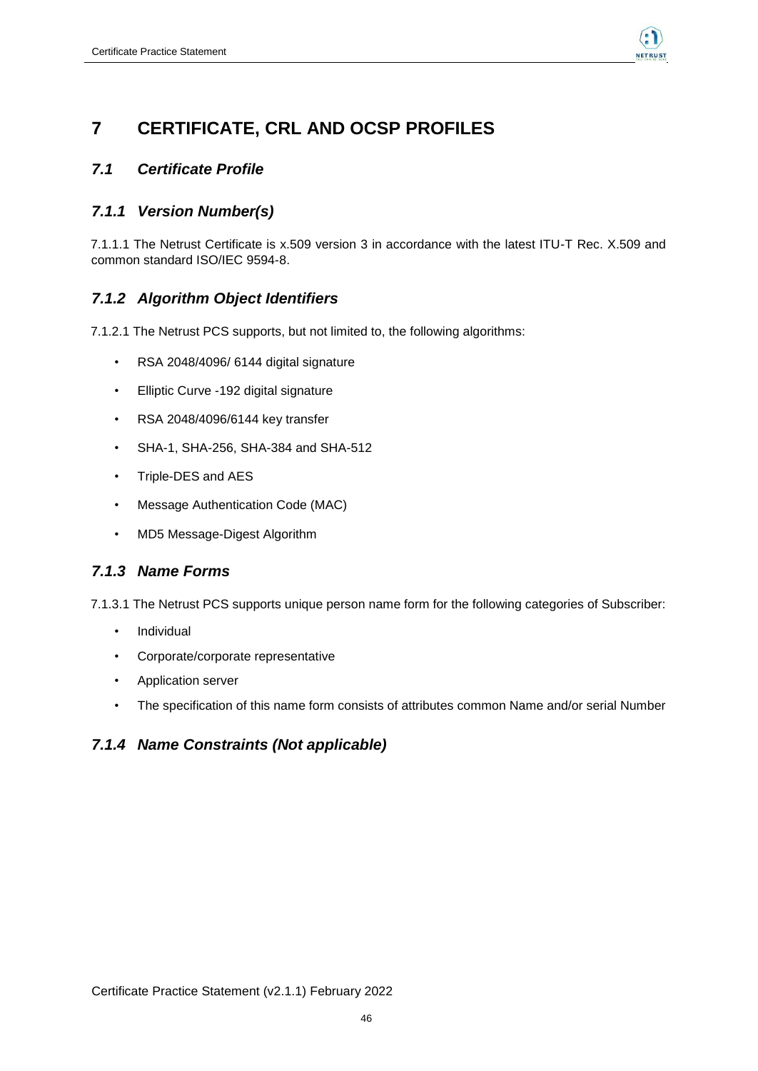# 7 CERTIFICATE, CRL AND OCSP PROFILES

## *7.1 Certificate Profile*

### *7.1.1 Version Number(s)*

7.1.1.1 The Netrust Certificate is x.509 version 3 in accordance with the latest ITU-T Rec. X.509 and common standard ISO/IEC 9594-8.

### *7.1.2 Algorithm Object Identifiers*

7.1.2.1 The Netrust PCS supports, but not limited to, the following algorithms:

- RSA 2048/4096/ 6144 digital signature
- Elliptic Curve -192 digital signature
- RSA 2048/4096/6144 key transfer
- SHA-1, SHA-256, SHA-384 and SHA-512
- Triple-DES and AES
- Message Authentication Code (MAC)
- MD5 Message-Digest Algorithm

### *7.1.3 Name Forms*

7.1.3.1 The Netrust PCS supports unique person name form for the following categories of Subscriber:

- Individual
- Corporate/corporate representative
- Application server
- The specification of this name form consists of attributes common Name and/or serial Number

### *7.1.4 Name Constraints (Not applicable)*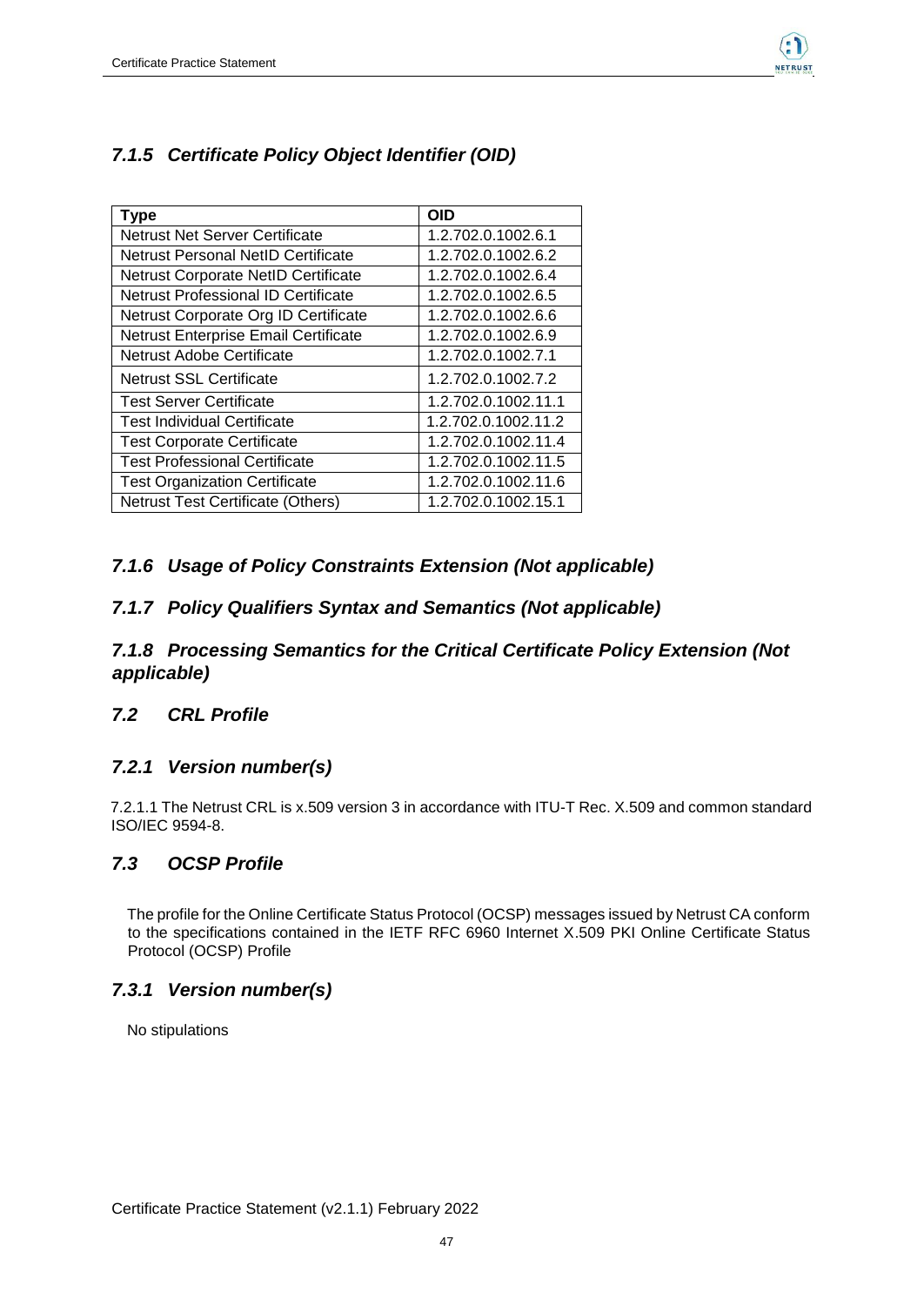### *7.1.5 Certificate Policy Object Identifier (OID)*

| Type | OID |
| --- | --- |
| Netrust Net Server Certificate | 1.2.702.0.1002.6.1 |
| Netrust Personal NetID Certificate | 1.2.702.0.1002.6.2 |
| Netrust Corporate NetID Certificate | 1.2.702.0.1002.6.4 |
| Netrust Professional ID Certificate | 1.2.702.0.1002.6.5 |
| Netrust Corporate Org ID Certificate | 1.2.702.0.1002.6.6 |
| Netrust Enterprise Email Certificate | 1.2.702.0.1002.6.9 |
| Netrust Adobe Certificate | 1.2.702.0.1002.7.1 |
| Netrust SSL Certificate | 1.2.702.0.1002.7.2 |
| Test Server Certificate | 1.2.702.0.1002.11.1 |
| Test Individual Certificate | 1.2.702.0.1002.11.2 |
| Test Corporate Certificate | 1.2.702.0.1002.11.4 |
| Test Professional Certificate | 1.2.702.0.1002.11.5 |
| Test Organization Certificate | 1.2.702.0.1002.11.6 |
| Netrust Test Certificate (Others) | 1.2.702.0.1002.15.1 |

### *7.1.6 Usage of Policy Constraints Extension (Not applicable)*

### *7.1.7 Policy Qualifiers Syntax and Semantics (Not applicable)*

### *7.1.8 Processing Semantics for the Critical Certificate Policy Extension (Not applicable)*

## *7.2 CRL Profile*

### *7.2.1 Version number(s)*

7.2.1.1 The Netrust CRL is x.509 version 3 in accordance with ITU-T Rec. X.509 and common standard ISO/IEC 9594-8.

## *7.3 OCSP Profile*

The profile for the Online Certificate Status Protocol (OCSP) messages issued by Netrust CA conform to the specifications contained in the IETF RFC 6960 Internet X.509 PKI Online Certificate Status Protocol (OCSP) Profile

### *7.3.1 Version number(s)*

No stipulations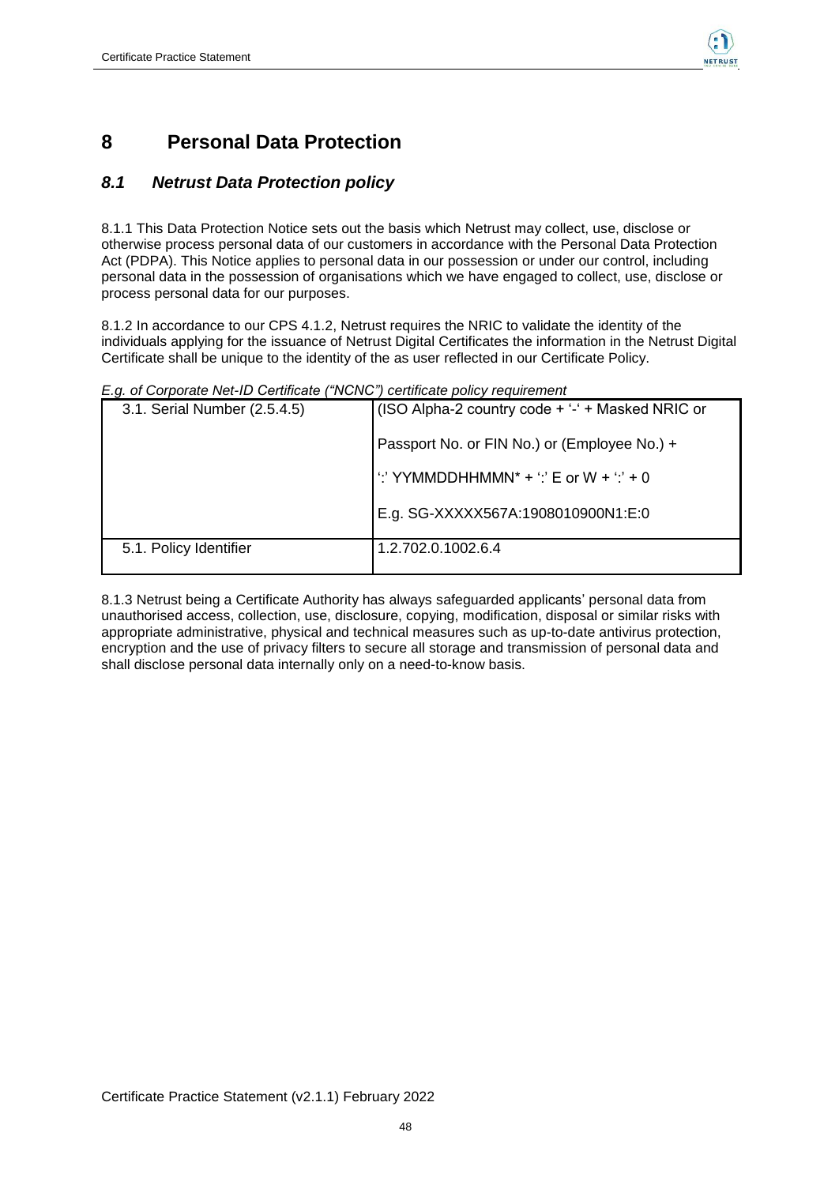# 8 Personal Data Protection

## *8.1 Netrust Data Protection policy*

8.1.1 This Data Protection Notice sets out the basis which Netrust may collect, use, disclose or otherwise process personal data of our customers in accordance with the Personal Data Protection Act (PDPA). This Notice applies to personal data in our possession or under our control, including personal data in the possession of organisations which we have engaged to collect, use, disclose or process personal data for our purposes.

8.1.2 In accordance to our CPS 4.1.2, Netrust requires the NRIC to validate the identity of the individuals applying for the issuance of Netrust Digital Certificates the information in the Netrust Digital Certificate shall be unique to the identity of the as user reflected in our Certificate Policy.

*E.g. of Corporate Net-ID Certificate ("NCNC") certificate policy requirement*

| | |
|---|---|
| 3.1. Serial Number (2.5.4.5) | (ISO Alpha-2 country code + '-' + Masked NRIC or<br><br>Passport No. or FIN No.) or (Employee No.) +<br><br>':' YYMMDDHHMMN* + ':' E or W + ':' + 0<br><br>E.g. SG-XXXXX567A:1908010900N1:E:0 |
| 5.1. Policy Identifier | 1.2.702.0.1002.6.4 |

8.1.3 Netrust being a Certificate Authority has always safeguarded applicants' personal data from unauthorised access, collection, use, disclosure, copying, modification, disposal or similar risks with appropriate administrative, physical and technical measures such as up-to-date antivirus protection, encryption and the use of privacy filters to secure all storage and transmission of personal data and shall disclose personal data internally only on a need-to-know basis.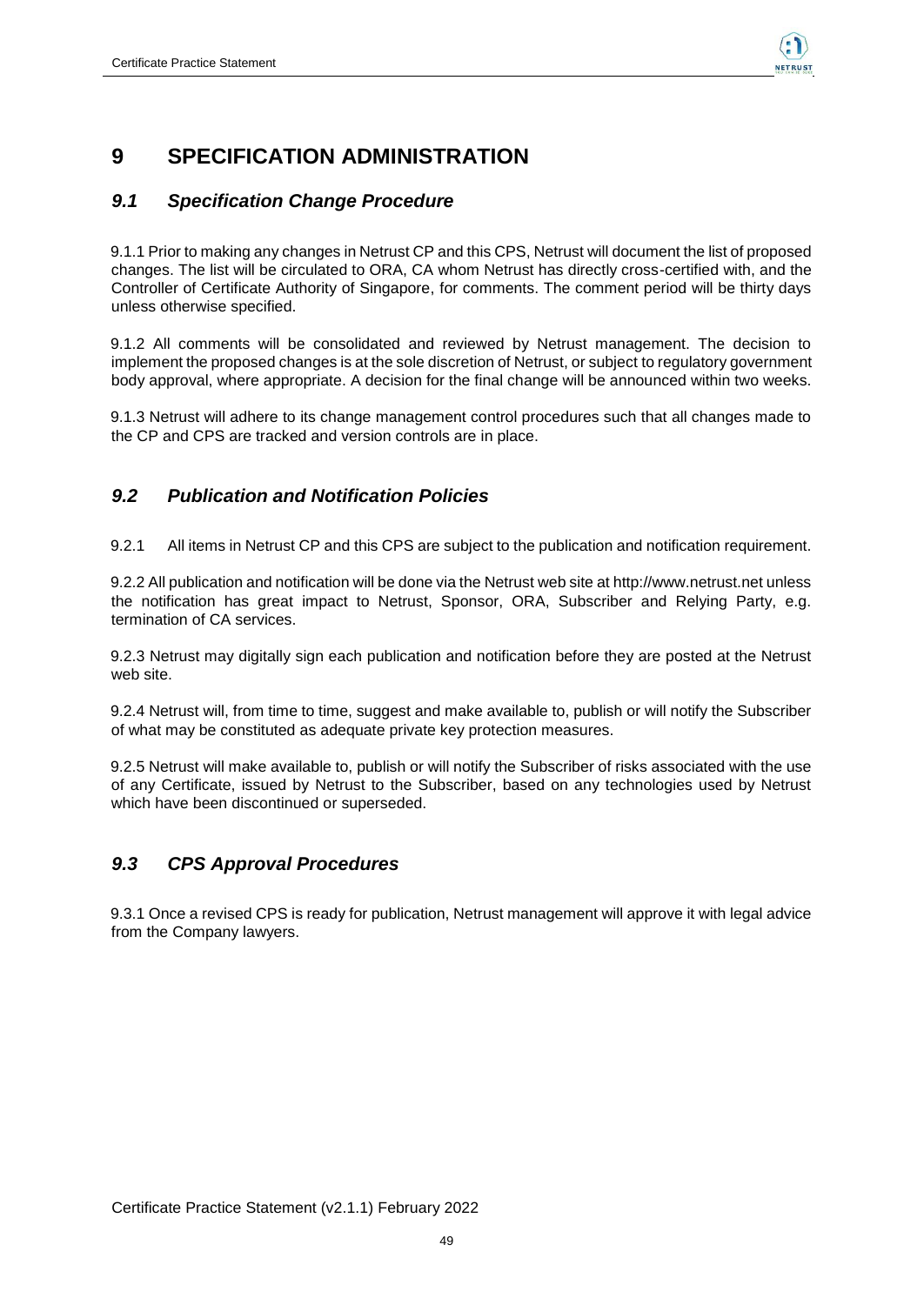# 9 SPECIFICATION ADMINISTRATION

## *9.1 Specification Change Procedure*

9.1.1 Prior to making any changes in Netrust CP and this CPS, Netrust will document the list of proposed changes. The list will be circulated to ORA, CA whom Netrust has directly cross-certified with, and the Controller of Certificate Authority of Singapore, for comments. The comment period will be thirty days unless otherwise specified.

9.1.2 All comments will be consolidated and reviewed by Netrust management. The decision to implement the proposed changes is at the sole discretion of Netrust, or subject to regulatory government body approval, where appropriate. A decision for the final change will be announced within two weeks.

9.1.3 Netrust will adhere to its change management control procedures such that all changes made to the CP and CPS are tracked and version controls are in place.

## *9.2 Publication and Notification Policies*

9.2.1 All items in Netrust CP and this CPS are subject to the publication and notification requirement.

9.2.2 All publication and notification will be done via the Netrust web site at http://www.netrust.net unless the notification has great impact to Netrust, Sponsor, ORA, Subscriber and Relying Party, e.g. termination of CA services.

9.2.3 Netrust may digitally sign each publication and notification before they are posted at the Netrust web site.

9.2.4 Netrust will, from time to time, suggest and make available to, publish or will notify the Subscriber of what may be constituted as adequate private key protection measures.

9.2.5 Netrust will make available to, publish or will notify the Subscriber of risks associated with the use of any Certificate, issued by Netrust to the Subscriber, based on any technologies used by Netrust which have been discontinued or superseded.

## *9.3 CPS Approval Procedures*

9.3.1 Once a revised CPS is ready for publication, Netrust management will approve it with legal advice from the Company lawyers.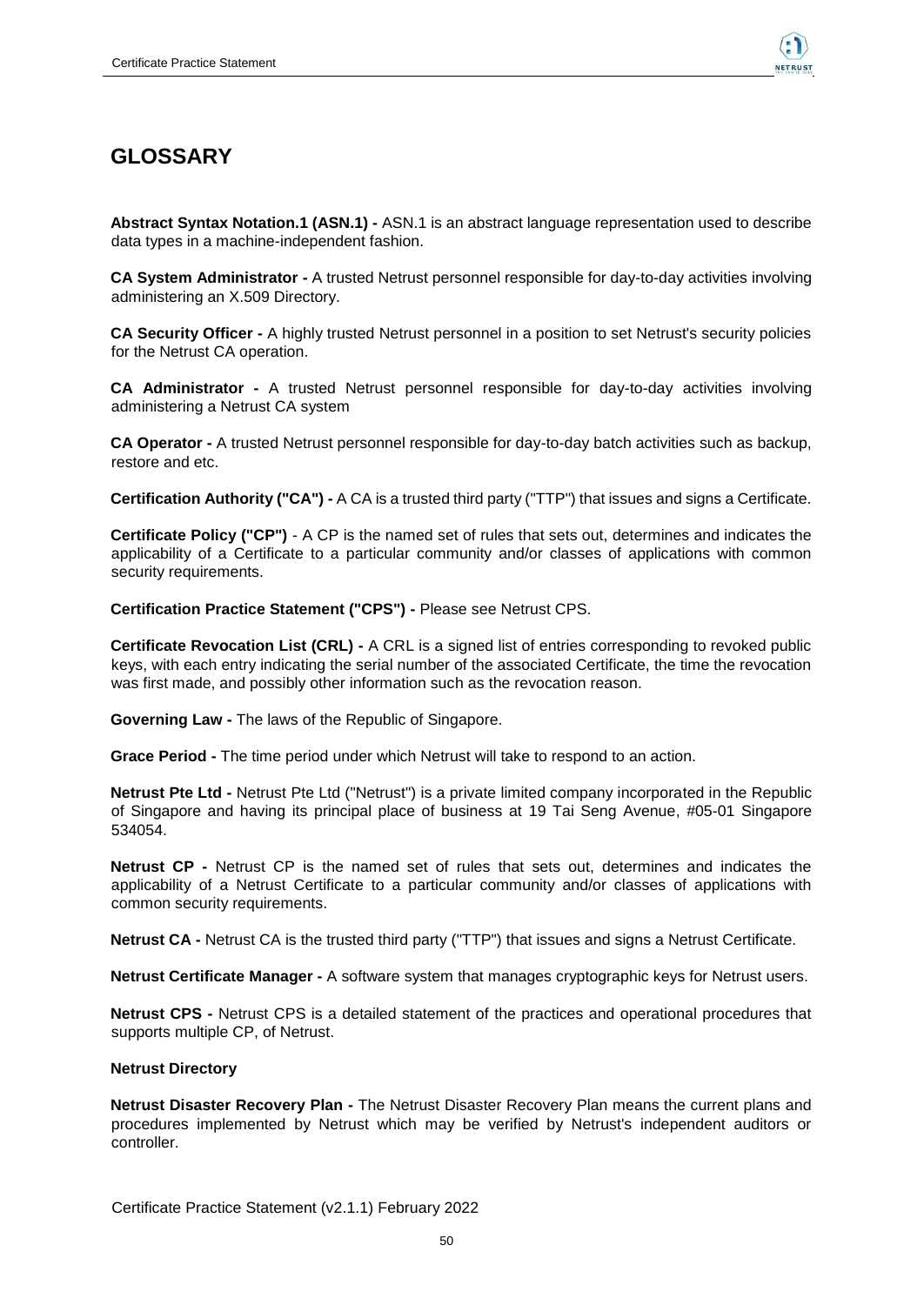# GLOSSARY

**Abstract Syntax Notation.1 (ASN.1) -** ASN.1 is an abstract language representation used to describe data types in a machine-independent fashion.

**CA System Administrator -** A trusted Netrust personnel responsible for day-to-day activities involving administering an X.509 Directory.

**CA Security Officer -** A highly trusted Netrust personnel in a position to set Netrust's security policies for the Netrust CA operation.

**CA Administrator -** A trusted Netrust personnel responsible for day-to-day activities involving administering a Netrust CA system

**CA Operator -** A trusted Netrust personnel responsible for day-to-day batch activities such as backup, restore and etc.

**Certification Authority ("CA") -** A CA is a trusted third party ("TTP") that issues and signs a Certificate.

**Certificate Policy ("CP")** - A CP is the named set of rules that sets out, determines and indicates the applicability of a Certificate to a particular community and/or classes of applications with common security requirements.

**Certification Practice Statement ("CPS") -** Please see Netrust CPS.

**Certificate Revocation List (CRL) -** A CRL is a signed list of entries corresponding to revoked public keys, with each entry indicating the serial number of the associated Certificate, the time the revocation was first made, and possibly other information such as the revocation reason.

**Governing Law -** The laws of the Republic of Singapore.

**Grace Period -** The time period under which Netrust will take to respond to an action.

**Netrust Pte Ltd -** Netrust Pte Ltd ("Netrust") is a private limited company incorporated in the Republic of Singapore and having its principal place of business at 19 Tai Seng Avenue, #05-01 Singapore 534054.

**Netrust CP -** Netrust CP is the named set of rules that sets out, determines and indicates the applicability of a Netrust Certificate to a particular community and/or classes of applications with common security requirements.

**Netrust CA -** Netrust CA is the trusted third party ("TTP") that issues and signs a Netrust Certificate.

**Netrust Certificate Manager -** A software system that manages cryptographic keys for Netrust users.

**Netrust CPS -** Netrust CPS is a detailed statement of the practices and operational procedures that supports multiple CP, of Netrust.

**Netrust Directory**

**Netrust Disaster Recovery Plan -** The Netrust Disaster Recovery Plan means the current plans and procedures implemented by Netrust which may be verified by Netrust's independent auditors or controller.

Certificate Practice Statement (v2.1.1) February 2022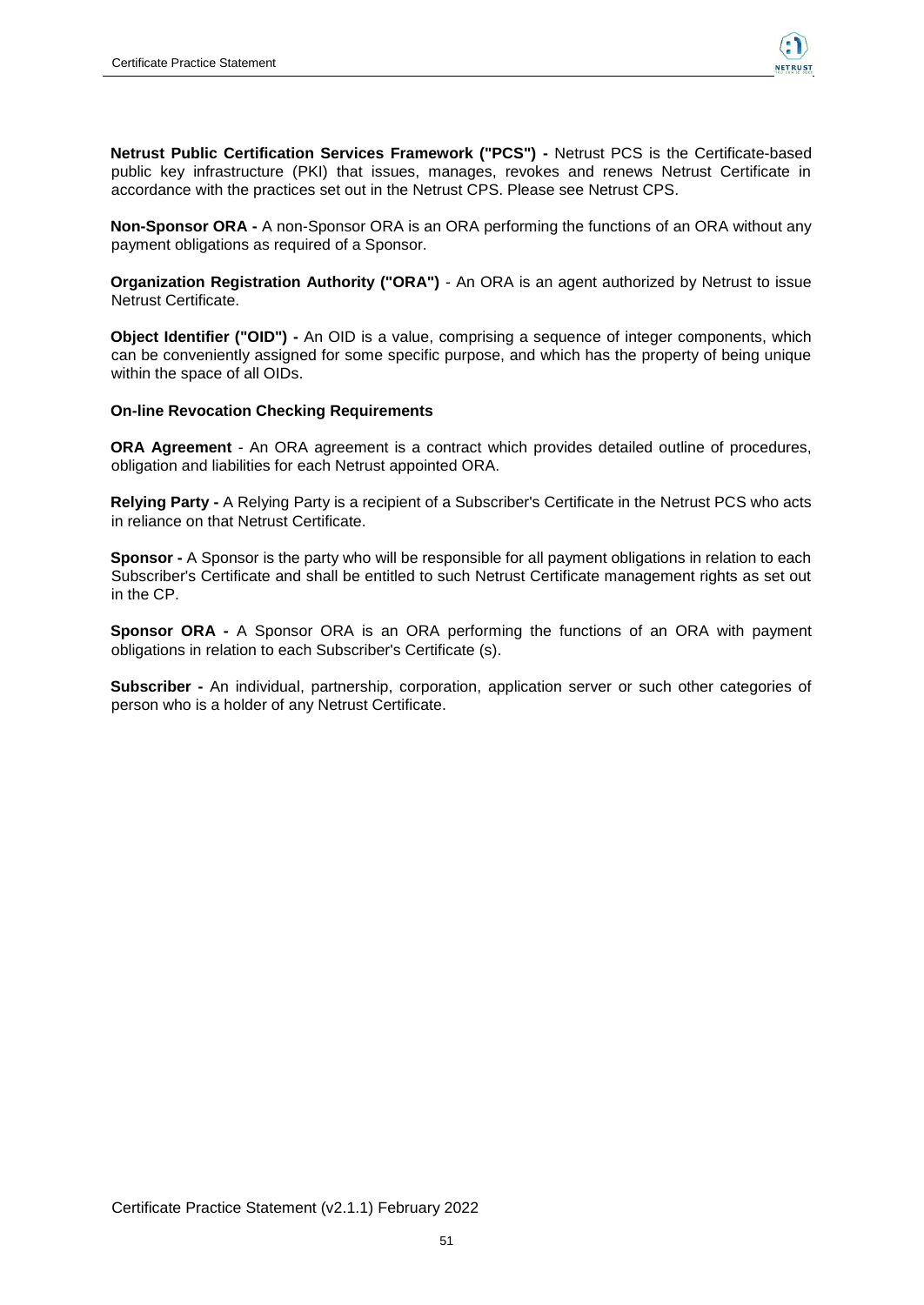**Netrust Public Certification Services Framework ("PCS") -** Netrust PCS is the Certificate-based public key infrastructure (PKI) that issues, manages, revokes and renews Netrust Certificate in accordance with the practices set out in the Netrust CPS. Please see Netrust CPS.

**Non-Sponsor ORA -** A non-Sponsor ORA is an ORA performing the functions of an ORA without any payment obligations as required of a Sponsor.

**Organization Registration Authority ("ORA")** - An ORA is an agent authorized by Netrust to issue Netrust Certificate.

**Object Identifier ("OID") -** An OID is a value, comprising a sequence of integer components, which can be conveniently assigned for some specific purpose, and which has the property of being unique within the space of all OIDs.

**On-line Revocation Checking Requirements**

**ORA Agreement** - An ORA agreement is a contract which provides detailed outline of procedures, obligation and liabilities for each Netrust appointed ORA.

**Relying Party -** A Relying Party is a recipient of a Subscriber's Certificate in the Netrust PCS who acts in reliance on that Netrust Certificate.

**Sponsor -** A Sponsor is the party who will be responsible for all payment obligations in relation to each Subscriber's Certificate and shall be entitled to such Netrust Certificate management rights as set out in the CP.

**Sponsor ORA -** A Sponsor ORA is an ORA performing the functions of an ORA with payment obligations in relation to each Subscriber's Certificate (s).

**Subscriber -** An individual, partnership, corporation, application server or such other categories of person who is a holder of any Netrust Certificate.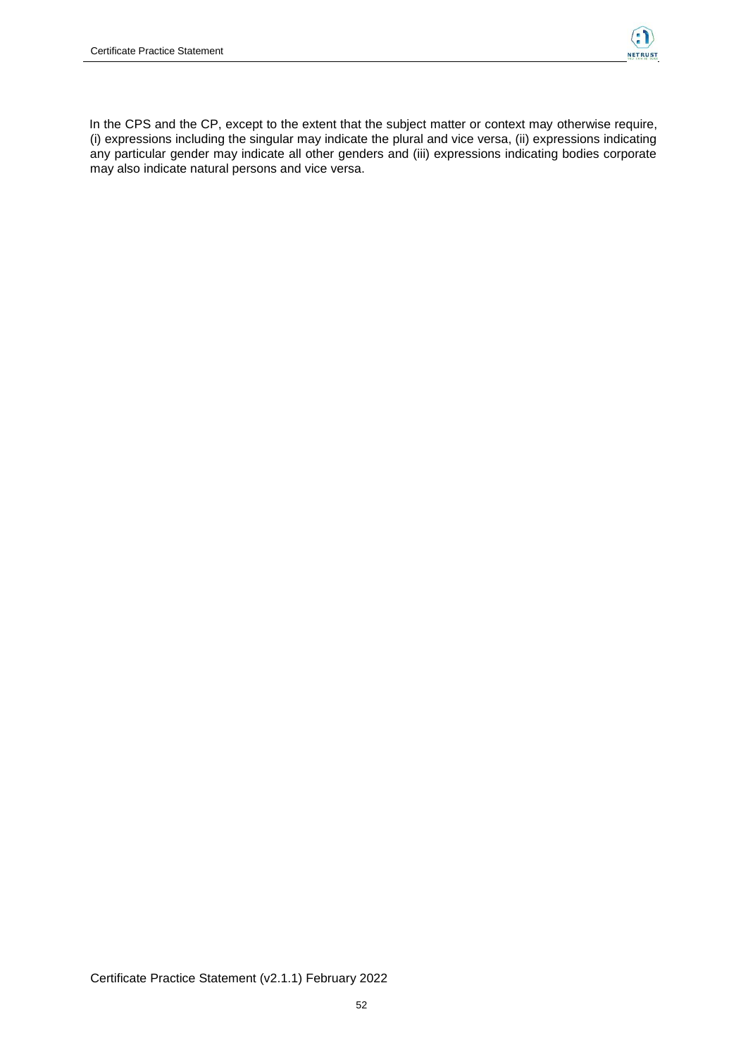In the CPS and the CP, except to the extent that the subject matter or context may otherwise require, (i) expressions including the singular may indicate the plural and vice versa, (ii) expressions indicating any particular gender may indicate all other genders and (iii) expressions indicating bodies corporate may also indicate natural persons and vice versa.